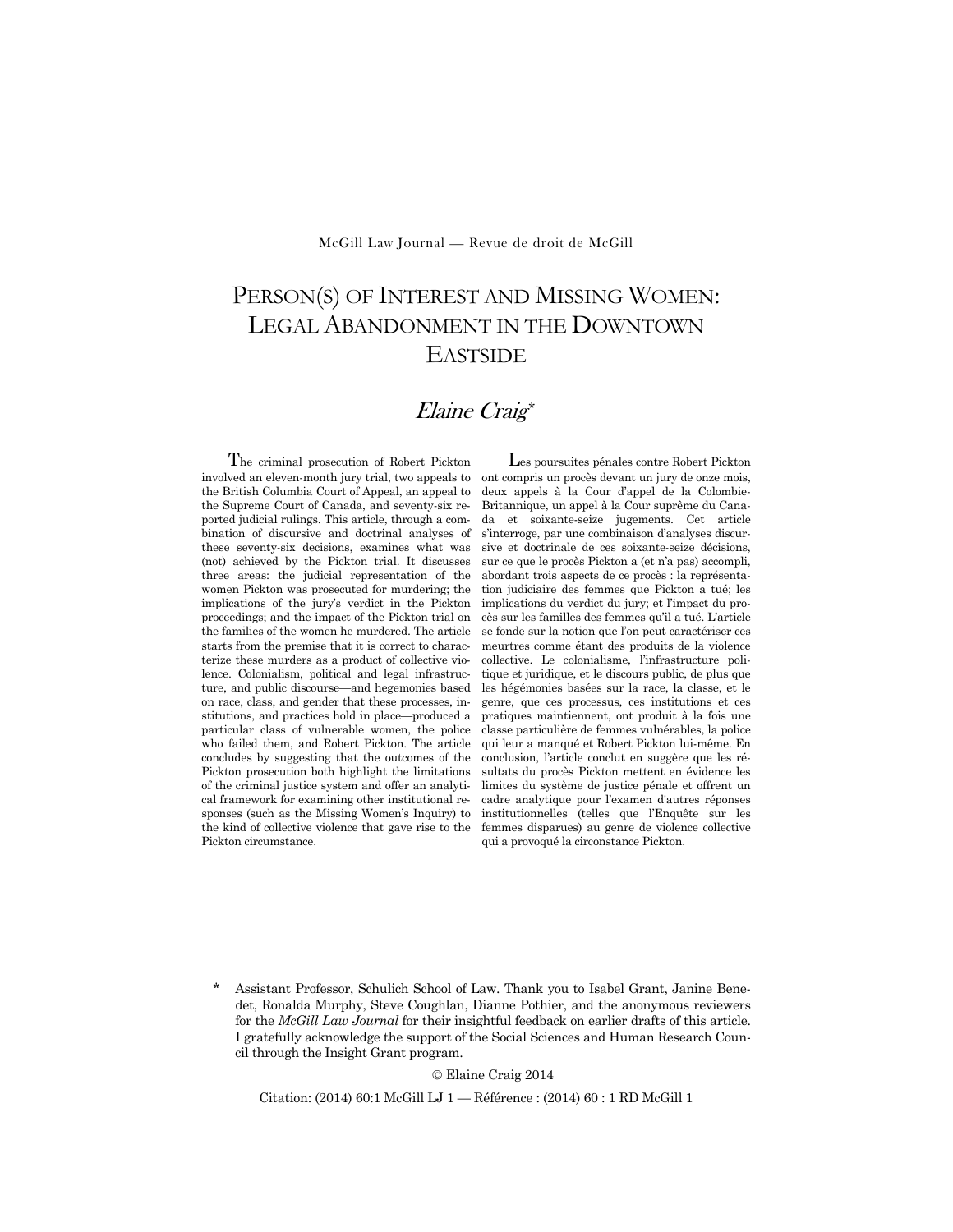McGill Law Journal — Revue de droit de McGill

# PERSON(S) OF INTEREST AND MISSING WOMEN: LEGAL ABANDONMENT IN THE DOWNTOWN EASTSIDE

## *Elaine Craig*\*

The criminal prosecution of Robert Pickton involved an eleven-month jury trial, two appeals to the British Columbia Court of Appeal, an appeal to the Supreme Court of Canada, and seventy-six reported judicial rulings. This article, through a combination of discursive and doctrinal analyses of these seventy-six decisions, examines what was (not) achieved by the Pickton trial. It discusses three areas: the judicial representation of the women Pickton was prosecuted for murdering; the implications of the jury's verdict in the Pickton proceedings; and the impact of the Pickton trial on the families of the women he murdered. The article starts from the premise that it is correct to characterize these murders as a product of collective violence. Colonialism, political and legal infrastructure, and public discourse—and hegemonies based on race, class, and gender that these processes, institutions, and practices hold in place—produced a particular class of vulnerable women, the police who failed them, and Robert Pickton. The article concludes by suggesting that the outcomes of the Pickton prosecution both highlight the limitations of the criminal justice system and offer an analytical framework for examining other institutional responses (such as the Missing Women's Inquiry) to the kind of collective violence that gave rise to the Pickton circumstance.

Les poursuites pénales contre Robert Pickton ont compris un procès devant un jury de onze mois, deux appels à la Cour d'appel de la Colombie-Britannique, un appel à la Cour suprême du Canada et soixante-seize jugements. Cet article s'interroge, par une combinaison d'analyses discursive et doctrinale de ces soixante-seize décisions, sur ce que le procès Pickton a (et n'a pas) accompli, abordant trois aspects de ce procès : la représentation judiciaire des femmes que Pickton a tué; les implications du verdict du jury; et l'impact du procès sur les familles des femmes qu'il a tué. L'article se fonde sur la notion que l'on peut caractériser ces meurtres comme étant des produits de la violence collective. Le colonialisme, l'infrastructure politique et juridique, et le discours public, de plus que les hégémonies basées sur la race, la classe, et le genre, que ces processus, ces institutions et ces pratiques maintiennent, ont produit à la fois une classe particulière de femmes vulnérables, la police qui leur a manqué et Robert Pickton lui-même. En conclusion, l'article conclut en suggère que les résultats du procès Pickton mettent en évidence les limites du système de justice pénale et offrent un cadre analytique pour l'examen d'autres réponses institutionnelles (telles que l'Enquête sur les femmes disparues) au genre de violence collective qui a provoqué la circonstance Pickton.

---

\* Assistant Professor, Schulich School of Law. Thank you to Isabel Grant, Janine Benedet, Ronalda Murphy, Steve Coughlan, Dianne Pothier, and the anonymous reviewers for the *McGill Law Journal* for their insightful feedback on earlier drafts of this article. I gratefully acknowledge the support of the Social Sciences and Human Research Council through the Insight Grant program.

© Elaine Craig 2014

Citation: (2014) 60:1 McGill LJ 1 — Référence : (2014) 60 : 1 RD McGill 1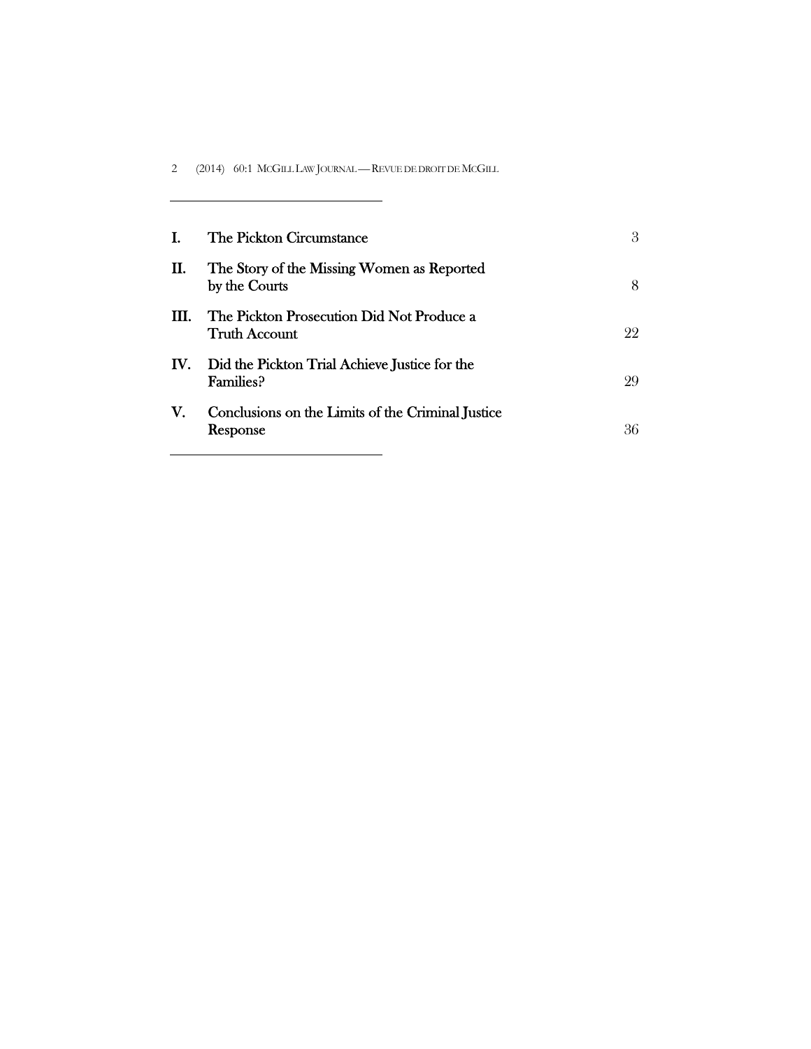| | | |
|---|---|---|
| **I.** | The Pickton Circumstance | 3 |
| **II.** | The Story of the Missing Women as Reported by the Courts | 8 |
| **III.** | The Pickton Prosecution Did Not Produce a Truth Account | 22 |
| **IV.** | Did the Pickton Trial Achieve Justice for the Families? | 29 |
| **V.** | Conclusions on the Limits of the Criminal Justice Response | 36 |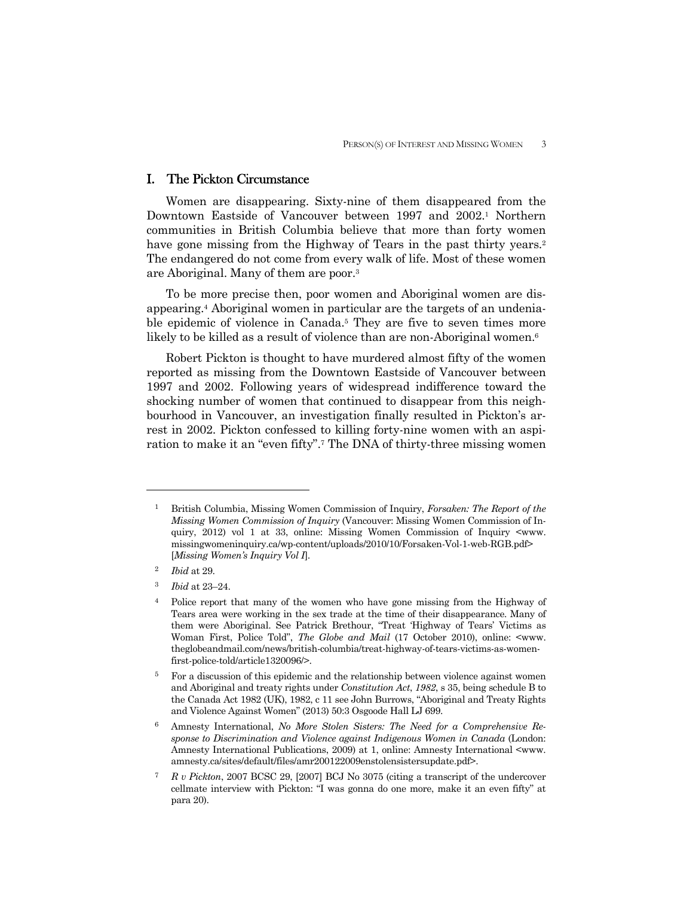## I. The Pickton Circumstance

Women are disappearing. Sixty-nine of them disappeared from the Downtown Eastside of Vancouver between 1997 and 2002.[1] Northern communities in British Columbia believe that more than forty women have gone missing from the Highway of Tears in the past thirty years.[2] The endangered do not come from every walk of life. Most of these women are Aboriginal. Many of them are poor.[3]

To be more precise then, poor women and Aboriginal women are disappearing.[4] Aboriginal women in particular are the targets of an undeniable epidemic of violence in Canada.[5] They are five to seven times more likely to be killed as a result of violence than are non-Aboriginal women.[6]

Robert Pickton is thought to have murdered almost fifty of the women reported as missing from the Downtown Eastside of Vancouver between 1997 and 2002. Following years of widespread indifference toward the shocking number of women that continued to disappear from this neighbourhood in Vancouver, an investigation finally resulted in Pickton's arrest in 2002. Pickton confessed to killing forty-nine women with an aspiration to make it an "even fifty".[7] The DNA of thirty-three missing women

---

[1] British Columbia, Missing Women Commission of Inquiry, *Forsaken: The Report of the Missing Women Commission of Inquiry* (Vancouver: Missing Women Commission of Inquiry, 2012) vol 1 at 33, online: Missing Women Commission of Inquiry <www.missingwomeninquiry.ca/wp-content/uploads/2010/10/Forsaken-Vol-1-web-RGB.pdf> [*Missing Women's Inquiry Vol I*].

[2] *Ibid* at 29.

[3] *Ibid* at 23–24.

[4] Police report that many of the women who have gone missing from the Highway of Tears area were working in the sex trade at the time of their disappearance. Many of them were Aboriginal. See Patrick Brethour, "Treat 'Highway of Tears' Victims as Woman First, Police Told", *The Globe and Mail* (17 October 2010), online: <www.theglobeandmail.com/news/british-columbia/treat-highway-of-tears-victims-as-women-first-police-told/article1320096/>.

[5] For a discussion of this epidemic and the relationship between violence against women and Aboriginal and treaty rights under *Constitution Act, 1982*, s 35, being schedule B to the Canada Act 1982 (UK), 1982, c 11 see John Burrows, "Aboriginal and Treaty Rights and Violence Against Women" (2013) 50:3 Osgoode Hall LJ 699.

[6] Amnesty International, *No More Stolen Sisters: The Need for a Comprehensive Response to Discrimination and Violence against Indigenous Women in Canada* (London: Amnesty International Publications, 2009) at 1, online: Amnesty International <www.amnesty.ca/sites/default/files/amr200122009enstolensistersupdate.pdf>.

[7] *R v Pickton*, 2007 BCSC 29, [2007] BCJ No 3075 (citing a transcript of the undercover cellmate interview with Pickton: "I was gonna do one more, make it an even fifty" at para 20).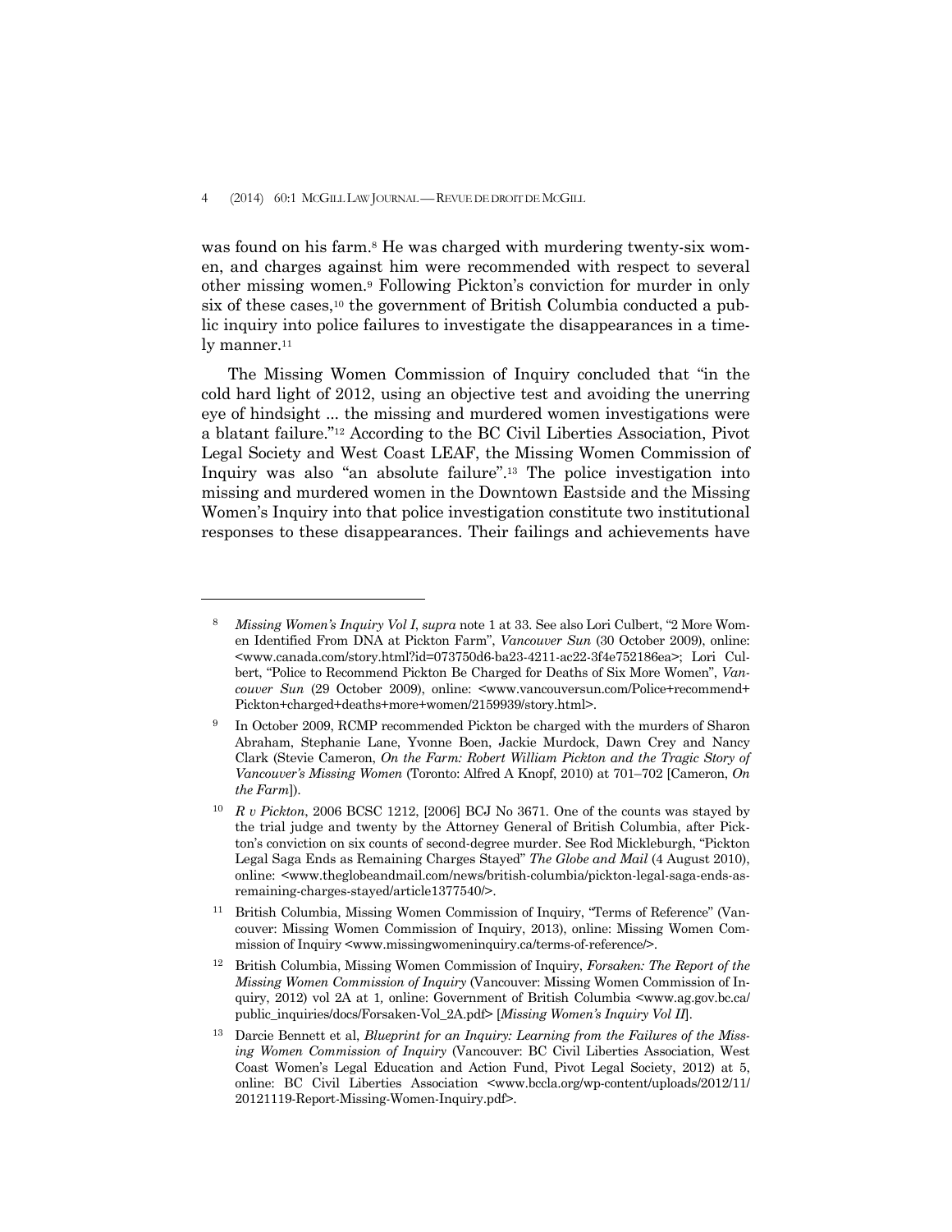was found on his farm.[8] He was charged with murdering twenty-six women, and charges against him were recommended with respect to several other missing women.[9] Following Pickton's conviction for murder in only six of these cases,[10] the government of British Columbia conducted a public inquiry into police failures to investigate the disappearances in a timely manner.[11]

The Missing Women Commission of Inquiry concluded that "in the cold hard light of 2012, using an objective test and avoiding the unerring eye of hindsight ... the missing and murdered women investigations were a blatant failure."[12] According to the BC Civil Liberties Association, Pivot Legal Society and West Coast LEAF, the Missing Women Commission of Inquiry was also "an absolute failure".[13] The police investigation into missing and murdered women in the Downtown Eastside and the Missing Women's Inquiry into that police investigation constitute two institutional responses to these disappearances. Their failings and achievements have

---

[8] *Missing Women's Inquiry Vol I*, *supra* note 1 at 33. See also Lori Culbert, "2 More Women Identified From DNA at Pickton Farm", *Vancouver Sun* (30 October 2009), online: <www.canada.com/story.html?id=073750d6-ba23-4211-ac22-3f4e752186ea>; Lori Culbert, "Police to Recommend Pickton Be Charged for Deaths of Six More Women", *Vancouver Sun* (29 October 2009), online: <www.vancouversun.com/Police+recommend+Pickton+charged+deaths+more+women/2159939/story.html>.

[9] In October 2009, RCMP recommended Pickton be charged with the murders of Sharon Abraham, Stephanie Lane, Yvonne Boen, Jackie Murdock, Dawn Crey and Nancy Clark (Stevie Cameron, *On the Farm: Robert William Pickton and the Tragic Story of Vancouver's Missing Women* (Toronto: Alfred A Knopf, 2010) at 701–702 [Cameron, *On the Farm*]).

[10] *R v Pickton*, 2006 BCSC 1212, [2006] BCJ No 3671. One of the counts was stayed by the trial judge and twenty by the Attorney General of British Columbia, after Pickton's conviction on six counts of second-degree murder. See Rod Mickleburgh, "Pickton Legal Saga Ends as Remaining Charges Stayed" *The Globe and Mail* (4 August 2010), online: <www.theglobeandmail.com/news/british-columbia/pickton-legal-saga-ends-as-remaining-charges-stayed/article1377540/>.

[11] British Columbia, Missing Women Commission of Inquiry, "Terms of Reference" (Vancouver: Missing Women Commission of Inquiry, 2013), online: Missing Women Commission of Inquiry <www.missingwomeninquiry.ca/terms-of-reference/>.

[12] British Columbia, Missing Women Commission of Inquiry, *Forsaken: The Report of the Missing Women Commission of Inquiry* (Vancouver: Missing Women Commission of Inquiry, 2012) vol 2A at 1, online: Government of British Columbia <www.ag.gov.bc.ca/public_inquiries/docs/Forsaken-Vol_2A.pdf> [*Missing Women's Inquiry Vol II*].

[13] Darcie Bennett et al, *Blueprint for an Inquiry: Learning from the Failures of the Missing Women Commission of Inquiry* (Vancouver: BC Civil Liberties Association, West Coast Women's Legal Education and Action Fund, Pivot Legal Society, 2012) at 5, online: BC Civil Liberties Association <www.bccla.org/wp-content/uploads/2012/11/20121119-Report-Missing-Women-Inquiry.pdf>.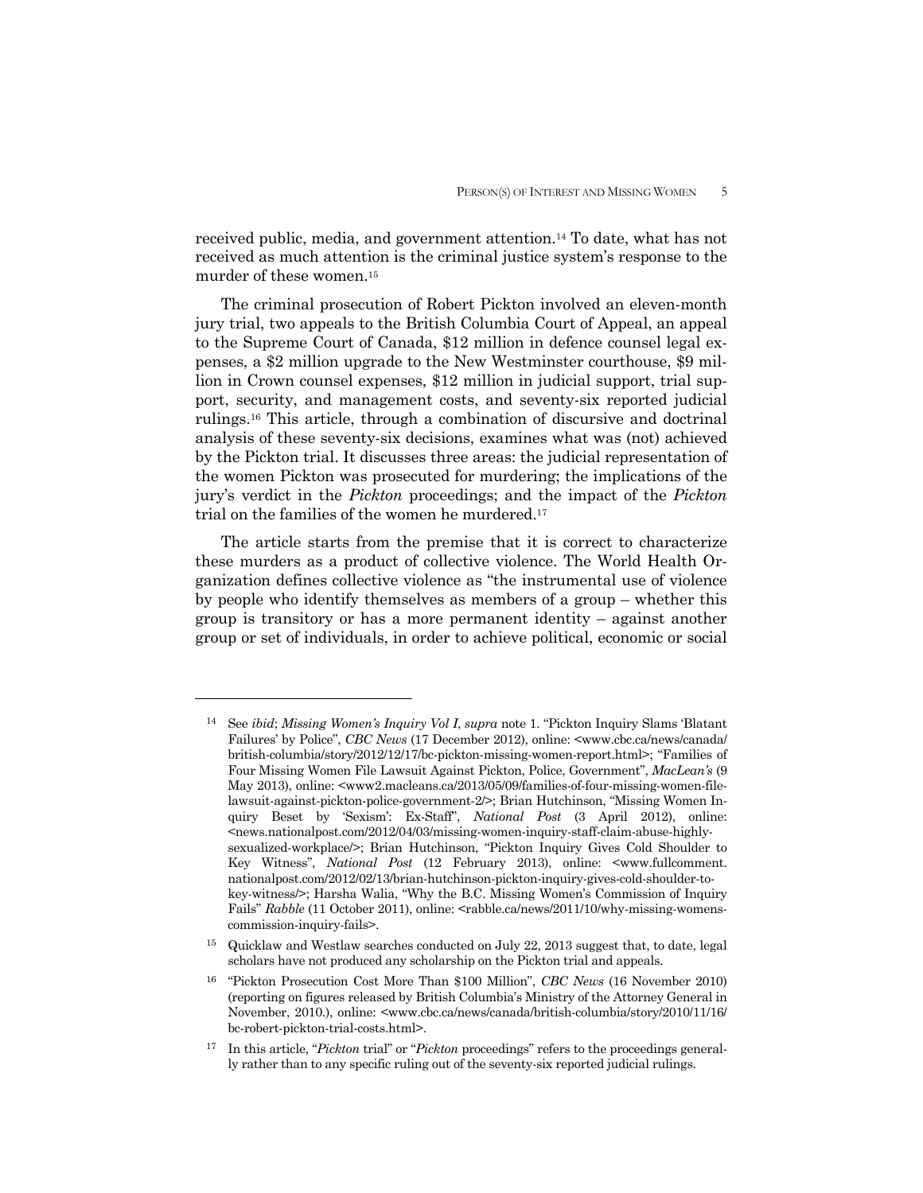received public, media, and government attention.[14] To date, what has not received as much attention is the criminal justice system's response to the murder of these women.[15]

The criminal prosecution of Robert Pickton involved an eleven-month jury trial, two appeals to the British Columbia Court of Appeal, an appeal to the Supreme Court of Canada, \$12 million in defence counsel legal expenses, a \$2 million upgrade to the New Westminster courthouse, \$9 million in Crown counsel expenses, \$12 million in judicial support, trial support, security, and management costs, and seventy-six reported judicial rulings.[16] This article, through a combination of discursive and doctrinal analysis of these seventy-six decisions, examines what was (not) achieved by the Pickton trial. It discusses three areas: the judicial representation of the women Pickton was prosecuted for murdering; the implications of the jury's verdict in the *Pickton* proceedings; and the impact of the *Pickton* trial on the families of the women he murdered.[17]

The article starts from the premise that it is correct to characterize these murders as a product of collective violence. The World Health Organization defines collective violence as "the instrumental use of violence by people who identify themselves as members of a group – whether this group is transitory or has a more permanent identity – against another group or set of individuals, in order to achieve political, economic or social

---

[14] See *ibid*; *Missing Women's Inquiry Vol I*, *supra* note 1. "Pickton Inquiry Slams 'Blatant Failures' by Police", *CBC News* (17 December 2012), online: <www.cbc.ca/news/canada/british-columbia/story/2012/12/17/bc-pickton-missing-women-report.html>; "Families of Four Missing Women File Lawsuit Against Pickton, Police, Government", *MacLean's* (9 May 2013), online: <www2.macleans.ca/2013/05/09/families-of-four-missing-women-file-lawsuit-against-pickton-police-government-2/>; Brian Hutchinson, "Missing Women Inquiry Beset by 'Sexism': Ex-Staff", *National Post* (3 April 2012), online: <news.nationalpost.com/2012/04/03/missing-women-inquiry-staff-claim-abuse-highly-sexualized-workplace/>; Brian Hutchinson, "Pickton Inquiry Gives Cold Shoulder to Key Witness", *National Post* (12 February 2013), online: <www.fullcomment.nationalpost.com/2012/02/13/brian-hutchinson-pickton-inquiry-gives-cold-shoulder-to-key-witness/>; Harsha Walia, "Why the B.C. Missing Women's Commission of Inquiry Fails" *Rabble* (11 October 2011), online: <rabble.ca/news/2011/10/why-missing-womens-commission-inquiry-fails>.

[15] Quicklaw and Westlaw searches conducted on July 22, 2013 suggest that, to date, legal scholars have not produced any scholarship on the Pickton trial and appeals.

[16] "Pickton Prosecution Cost More Than \$100 Million", *CBC News* (16 November 2010) (reporting on figures released by British Columbia's Ministry of the Attorney General in November, 2010.), online: <www.cbc.ca/news/canada/british-columbia/story/2010/11/16/bc-robert-pickton-trial-costs.html>.

[17] In this article, "*Pickton* trial" or "*Pickton* proceedings" refers to the proceedings generally rather than to any specific ruling out of the seventy-six reported judicial rulings.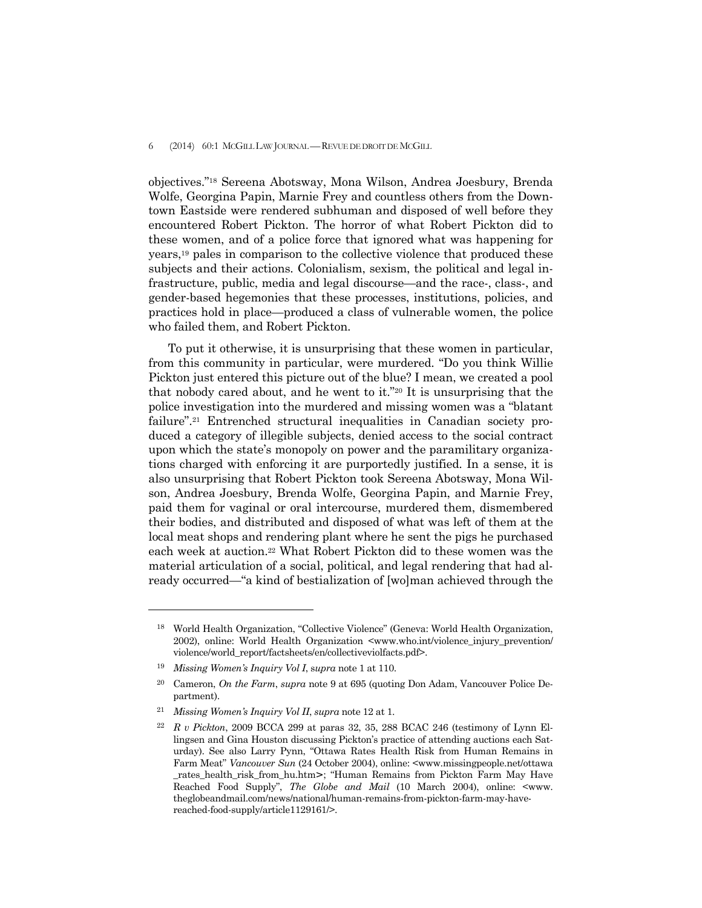objectives."[18] Sereena Abotsway, Mona Wilson, Andrea Joesbury, Brenda Wolfe, Georgina Papin, Marnie Frey and countless others from the Downtown Eastside were rendered subhuman and disposed of well before they encountered Robert Pickton. The horror of what Robert Pickton did to these women, and of a police force that ignored what was happening for years,[19] pales in comparison to the collective violence that produced these subjects and their actions. Colonialism, sexism, the political and legal infrastructure, public, media and legal discourse—and the race-, class-, and gender-based hegemonies that these processes, institutions, policies, and practices hold in place—produced a class of vulnerable women, the police who failed them, and Robert Pickton.

To put it otherwise, it is unsurprising that these women in particular, from this community in particular, were murdered. "Do you think Willie Pickton just entered this picture out of the blue? I mean, we created a pool that nobody cared about, and he went to it."[20] It is unsurprising that the police investigation into the murdered and missing women was a "blatant failure".[21] Entrenched structural inequalities in Canadian society produced a category of illegible subjects, denied access to the social contract upon which the state's monopoly on power and the paramilitary organizations charged with enforcing it are purportedly justified. In a sense, it is also unsurprising that Robert Pickton took Sereena Abotsway, Mona Wilson, Andrea Joesbury, Brenda Wolfe, Georgina Papin, and Marnie Frey, paid them for vaginal or oral intercourse, murdered them, dismembered their bodies, and distributed and disposed of what was left of them at the local meat shops and rendering plant where he sent the pigs he purchased each week at auction.[22] What Robert Pickton did to these women was the material articulation of a social, political, and legal rendering that had already occurred—"a kind of bestialization of [wo]man achieved through the

---

[18] World Health Organization, "Collective Violence" (Geneva: World Health Organization, 2002), online: World Health Organization <www.who.int/violence_injury_prevention/violence/world_report/factsheets/en/collectiveviolfacts.pdf>.

[19] *Missing Women's Inquiry Vol I*, *supra* note 1 at 110.

[20] Cameron, *On the Farm*, *supra* note 9 at 695 (quoting Don Adam, Vancouver Police Department).

[21] *Missing Women's Inquiry Vol II*, *supra* note 12 at 1.

[22] *R v Pickton*, 2009 BCCA 299 at paras 32, 35, 288 BCAC 246 (testimony of Lynn Ellingsen and Gina Houston discussing Pickton's practice of attending auctions each Saturday). See also Larry Pynn, "Ottawa Rates Health Risk from Human Remains in Farm Meat" *Vancouver Sun* (24 October 2004), online: <www.missingpeople.net/ottawa_rates_health_risk_from_hu.htm>; "Human Remains from Pickton Farm May Have Reached Food Supply", *The Globe and Mail* (10 March 2004), online: <www.theglobeandmail.com/news/national/human-remains-from-pickton-farm-may-have-reached-food-supply/article1129161/>.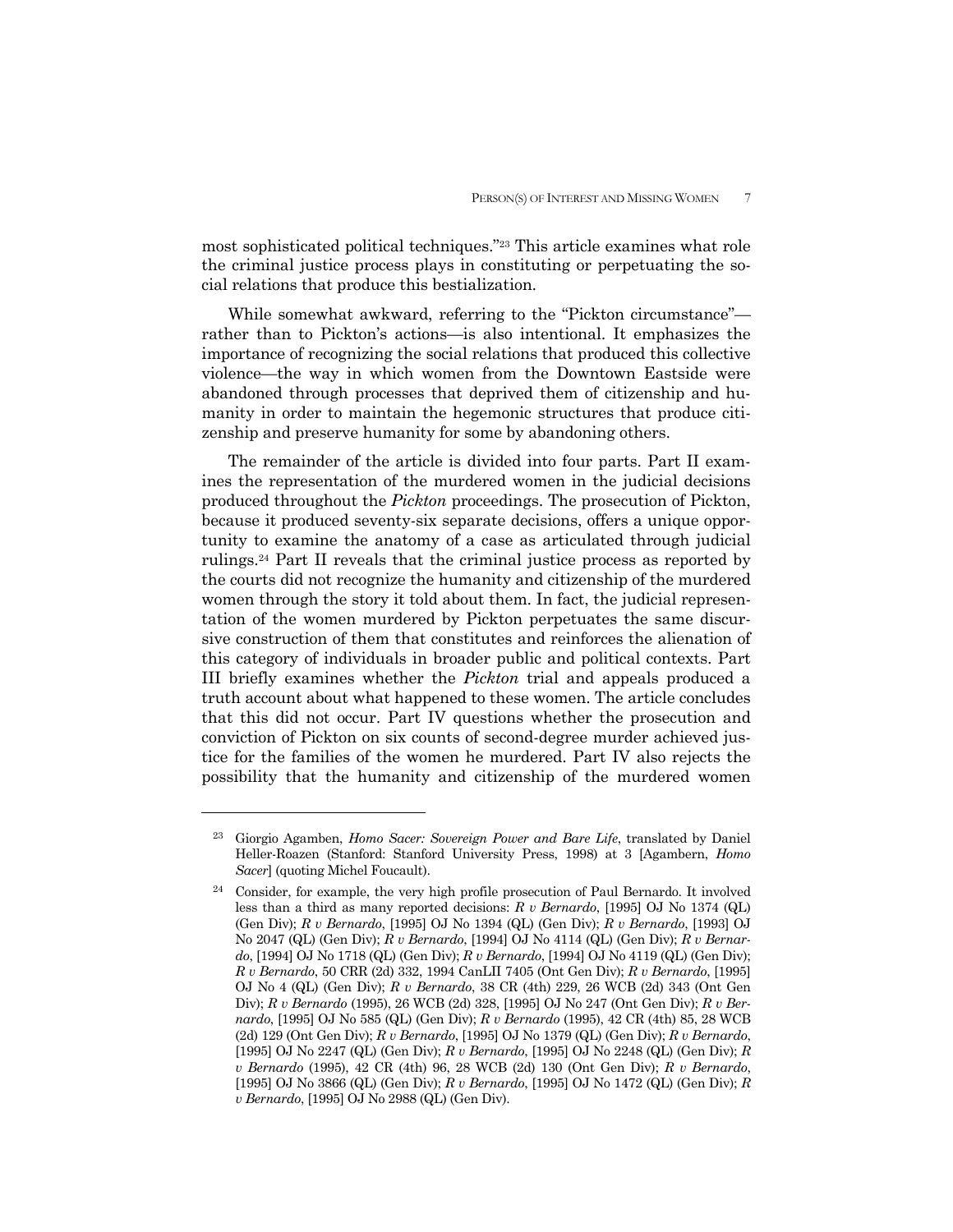most sophisticated political techniques."[23] This article examines what role the criminal justice process plays in constituting or perpetuating the social relations that produce this bestialization.

While somewhat awkward, referring to the "Pickton circumstance"—rather than to Pickton's actions—is also intentional. It emphasizes the importance of recognizing the social relations that produced this collective violence—the way in which women from the Downtown Eastside were abandoned through processes that deprived them of citizenship and humanity in order to maintain the hegemonic structures that produce citizenship and preserve humanity for some by abandoning others.

The remainder of the article is divided into four parts. Part II examines the representation of the murdered women in the judicial decisions produced throughout the *Pickton* proceedings. The prosecution of Pickton, because it produced seventy-six separate decisions, offers a unique opportunity to examine the anatomy of a case as articulated through judicial rulings.[24] Part II reveals that the criminal justice process as reported by the courts did not recognize the humanity and citizenship of the murdered women through the story it told about them. In fact, the judicial representation of the women murdered by Pickton perpetuates the same discursive construction of them that constitutes and reinforces the alienation of this category of individuals in broader public and political contexts. Part III briefly examines whether the *Pickton* trial and appeals produced a truth account about what happened to these women. The article concludes that this did not occur. Part IV questions whether the prosecution and conviction of Pickton on six counts of second-degree murder achieved justice for the families of the women he murdered. Part IV also rejects the possibility that the humanity and citizenship of the murdered women

---

[23] Giorgio Agamben, *Homo Sacer: Sovereign Power and Bare Life*, translated by Daniel Heller-Roazen (Stanford: Stanford University Press, 1998) at 3 [Agambern, *Homo Sacer*] (quoting Michel Foucault).

[24] Consider, for example, the very high profile prosecution of Paul Bernardo. It involved less than a third as many reported decisions: *R v Bernardo*, [1995] OJ No 1374 (QL) (Gen Div); *R v Bernardo*, [1995] OJ No 1394 (QL) (Gen Div); *R v Bernardo*, [1993] OJ No 2047 (QL) (Gen Div); *R v Bernardo*, [1994] OJ No 4114 (QL) (Gen Div); *R v Bernardo*, [1994] OJ No 1718 (QL) (Gen Div); *R v Bernardo*, [1994] OJ No 4119 (QL) (Gen Div); *R v Bernardo*, 50 CRR (2d) 332, 1994 CanLII 7405 (Ont Gen Div); *R v Bernardo*, [1995] OJ No 4 (QL) (Gen Div); *R v Bernardo*, 38 CR (4th) 229, 26 WCB (2d) 343 (Ont Gen Div); *R v Bernardo* (1995), 26 WCB (2d) 328, [1995] OJ No 247 (Ont Gen Div); *R v Bernardo*, [1995] OJ No 585 (QL) (Gen Div); *R v Bernardo* (1995), 42 CR (4th) 85, 28 WCB (2d) 129 (Ont Gen Div); *R v Bernardo*, [1995] OJ No 1379 (QL) (Gen Div); *R v Bernardo*, [1995] OJ No 2247 (QL) (Gen Div); *R v Bernardo*, [1995] OJ No 2248 (QL) (Gen Div); *R v Bernardo* (1995), 42 CR (4th) 96, 28 WCB (2d) 130 (Ont Gen Div); *R v Bernardo*, [1995] OJ No 3866 (QL) (Gen Div); *R v Bernardo*, [1995] OJ No 1472 (QL) (Gen Div); *R v Bernardo*, [1995] OJ No 2988 (QL) (Gen Div).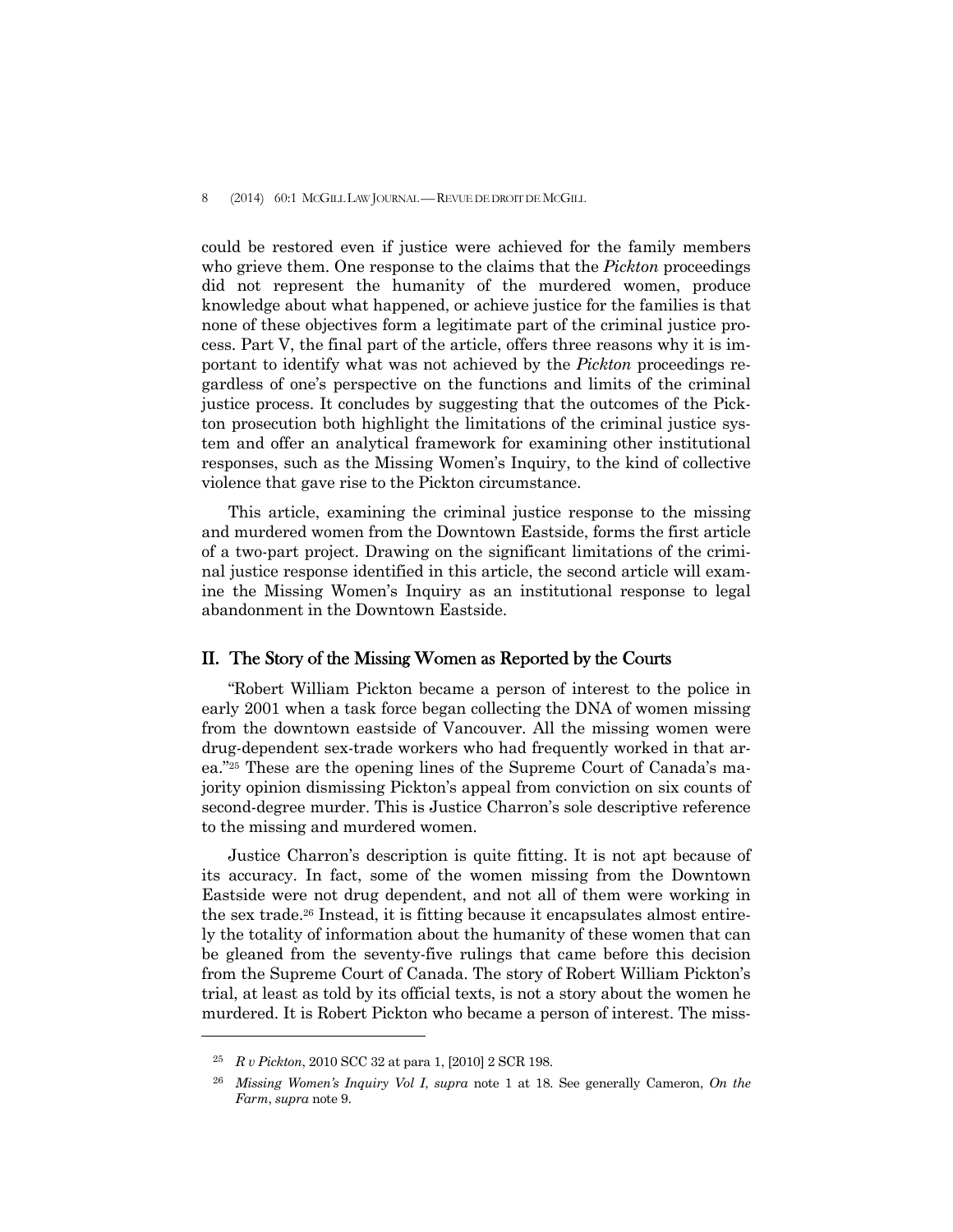could be restored even if justice were achieved for the family members who grieve them. One response to the claims that the *Pickton* proceedings did not represent the humanity of the murdered women, produce knowledge about what happened, or achieve justice for the families is that none of these objectives form a legitimate part of the criminal justice process. Part V, the final part of the article, offers three reasons why it is important to identify what was not achieved by the *Pickton* proceedings regardless of one's perspective on the functions and limits of the criminal justice process. It concludes by suggesting that the outcomes of the Pickton prosecution both highlight the limitations of the criminal justice system and offer an analytical framework for examining other institutional responses, such as the Missing Women's Inquiry, to the kind of collective violence that gave rise to the Pickton circumstance.

This article, examining the criminal justice response to the missing and murdered women from the Downtown Eastside, forms the first article of a two-part project. Drawing on the significant limitations of the criminal justice response identified in this article, the second article will examine the Missing Women's Inquiry as an institutional response to legal abandonment in the Downtown Eastside.

## II. The Story of the Missing Women as Reported by the Courts

"Robert William Pickton became a person of interest to the police in early 2001 when a task force began collecting the DNA of women missing from the downtown eastside of Vancouver. All the missing women were drug-dependent sex-trade workers who had frequently worked in that area."[25] These are the opening lines of the Supreme Court of Canada's majority opinion dismissing Pickton's appeal from conviction on six counts of second-degree murder. This is Justice Charron's sole descriptive reference to the missing and murdered women.

Justice Charron's description is quite fitting. It is not apt because of its accuracy. In fact, some of the women missing from the Downtown Eastside were not drug dependent, and not all of them were working in the sex trade.[26] Instead, it is fitting because it encapsulates almost entirely the totality of information about the humanity of these women that can be gleaned from the seventy-five rulings that came before this decision from the Supreme Court of Canada. The story of Robert William Pickton's trial, at least as told by its official texts, is not a story about the women he murdered. It is Robert Pickton who became a person of interest. The miss-

---

[25] *R v Pickton*, 2010 SCC 32 at para 1, [2010] 2 SCR 198.

[26] *Missing Women's Inquiry Vol I*, *supra* note 1 at 18. See generally Cameron, *On the Farm*, *supra* note 9.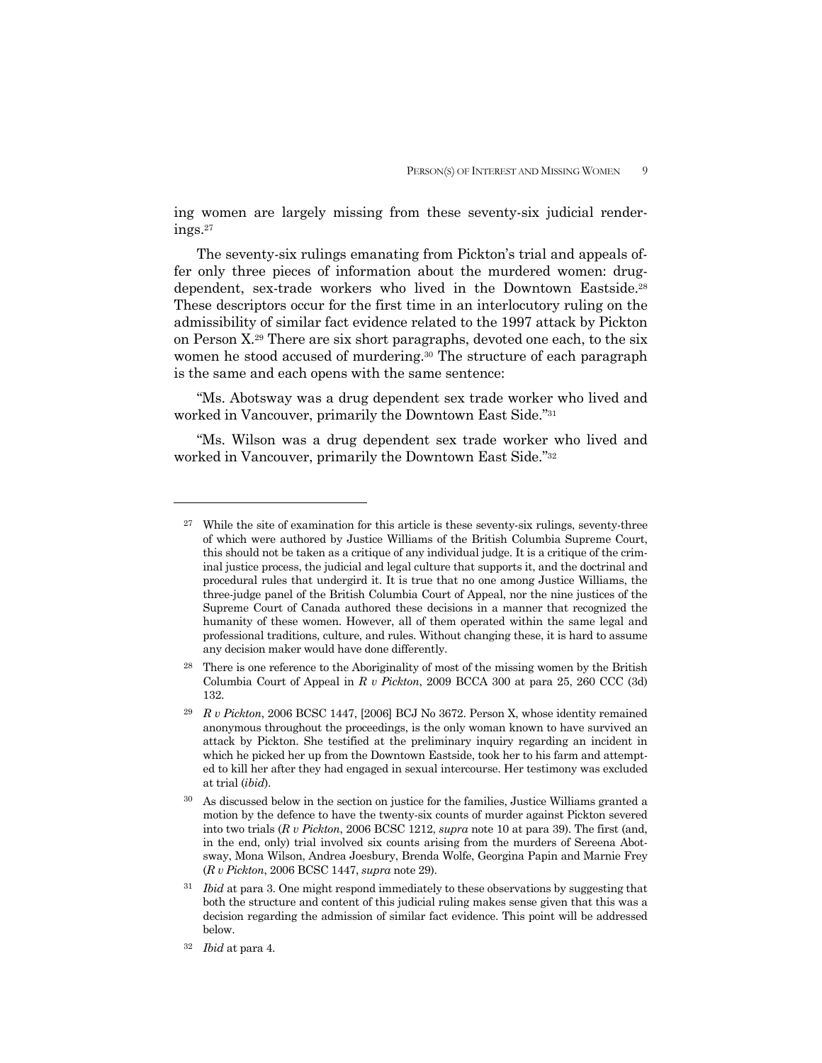ing women are largely missing from these seventy-six judicial renderings.[27]

The seventy-six rulings emanating from Pickton's trial and appeals offer only three pieces of information about the murdered women: drug-dependent, sex-trade workers who lived in the Downtown Eastside.[28] These descriptors occur for the first time in an interlocutory ruling on the admissibility of similar fact evidence related to the 1997 attack by Pickton on Person X.[29] There are six short paragraphs, devoted one each, to the six women he stood accused of murdering.[30] The structure of each paragraph is the same and each opens with the same sentence:

"Ms. Abotsway was a drug dependent sex trade worker who lived and worked in Vancouver, primarily the Downtown East Side."[31]

"Ms. Wilson was a drug dependent sex trade worker who lived and worked in Vancouver, primarily the Downtown East Side."[32]

---

[27] While the site of examination for this article is these seventy-six rulings, seventy-three of which were authored by Justice Williams of the British Columbia Supreme Court, this should not be taken as a critique of any individual judge. It is a critique of the criminal justice process, the judicial and legal culture that supports it, and the doctrinal and procedural rules that undergird it. It is true that no one among Justice Williams, the three-judge panel of the British Columbia Court of Appeal, nor the nine justices of the Supreme Court of Canada authored these decisions in a manner that recognized the humanity of these women. However, all of them operated within the same legal and professional traditions, culture, and rules. Without changing these, it is hard to assume any decision maker would have done differently.

[28] There is one reference to the Aboriginality of most of the missing women by the British Columbia Court of Appeal in *R v Pickton*, 2009 BCCA 300 at para 25, 260 CCC (3d) 132.

[29] *R v Pickton*, 2006 BCSC 1447, [2006] BCJ No 3672. Person X, whose identity remained anonymous throughout the proceedings, is the only woman known to have survived an attack by Pickton. She testified at the preliminary inquiry regarding an incident in which he picked her up from the Downtown Eastside, took her to his farm and attempted to kill her after they had engaged in sexual intercourse. Her testimony was excluded at trial (*ibid*).

[30] As discussed below in the section on justice for the families, Justice Williams granted a motion by the defence to have the twenty-six counts of murder against Pickton severed into two trials (*R v Pickton*, 2006 BCSC 1212, *supra* note 10 at para 39). The first (and, in the end, only) trial involved six counts arising from the murders of Sereena Abotsway, Mona Wilson, Andrea Joesbury, Brenda Wolfe, Georgina Papin and Marnie Frey (*R v Pickton*, 2006 BCSC 1447, *supra* note 29).

[31] *Ibid* at para 3. One might respond immediately to these observations by suggesting that both the structure and content of this judicial ruling makes sense given that this was a decision regarding the admission of similar fact evidence. This point will be addressed below.

[32] *Ibid* at para 4.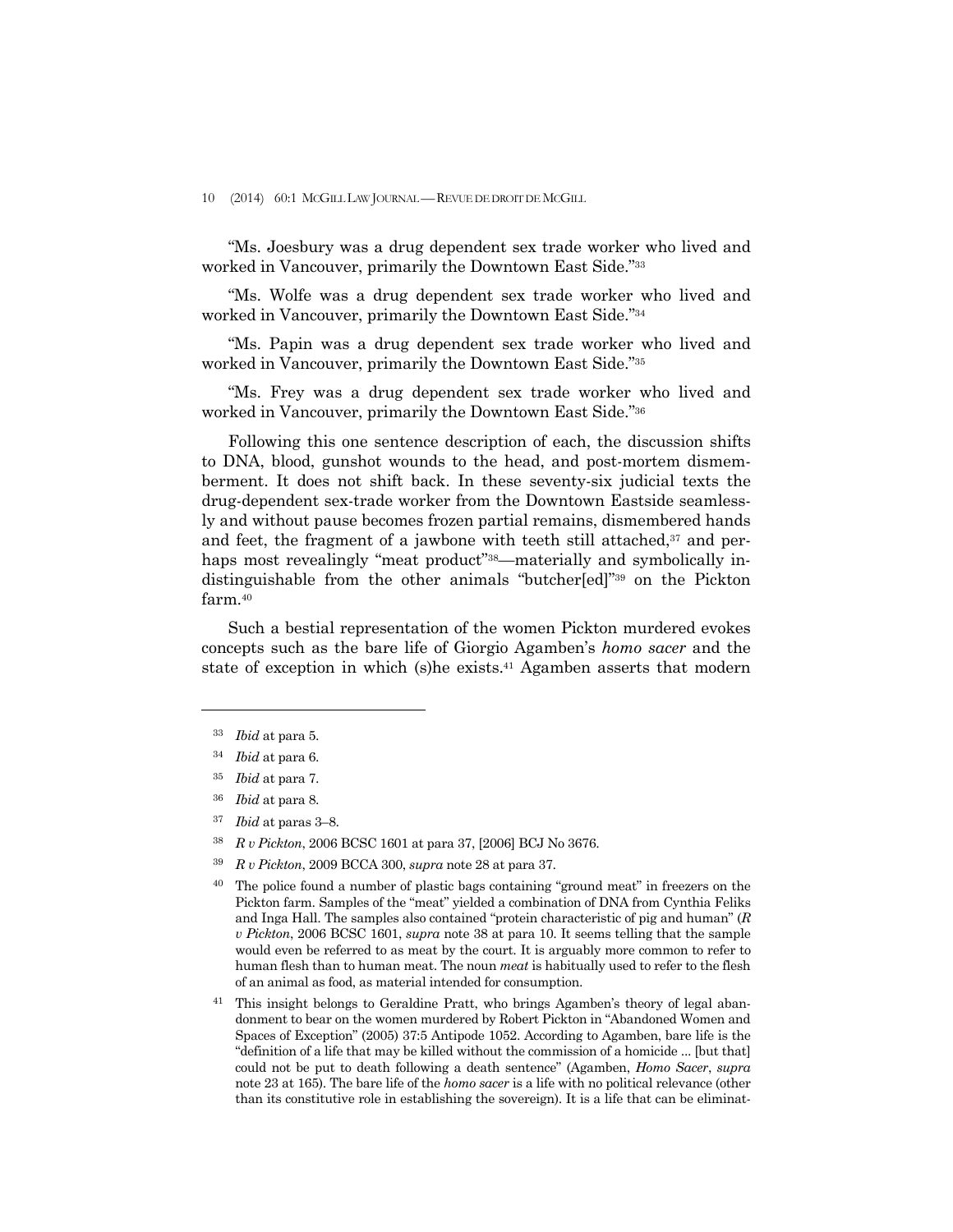"Ms. Joesbury was a drug dependent sex trade worker who lived and worked in Vancouver, primarily the Downtown East Side."[33]

"Ms. Wolfe was a drug dependent sex trade worker who lived and worked in Vancouver, primarily the Downtown East Side."[34]

"Ms. Papin was a drug dependent sex trade worker who lived and worked in Vancouver, primarily the Downtown East Side."[35]

"Ms. Frey was a drug dependent sex trade worker who lived and worked in Vancouver, primarily the Downtown East Side."[36]

Following this one sentence description of each, the discussion shifts to DNA, blood, gunshot wounds to the head, and post-mortem dismemberment. It does not shift back. In these seventy-six judicial texts the drug-dependent sex-trade worker from the Downtown Eastside seamlessly and without pause becomes frozen partial remains, dismembered hands and feet, the fragment of a jawbone with teeth still attached,[37] and perhaps most revealingly "meat product"[38]—materially and symbolically indistinguishable from the other animals "butcher[ed]"[39] on the Pickton farm.[40]

Such a bestial representation of the women Pickton murdered evokes concepts such as the bare life of Giorgio Agamben's *homo sacer* and the state of exception in which (s)he exists.[41] Agamben asserts that modern

---

[33] *Ibid* at para 5.

[34] *Ibid* at para 6.

[35] *Ibid* at para 7.

[36] *Ibid* at para 8.

[37] *Ibid* at paras 3–8.

[38] *R v Pickton*, 2006 BCSC 1601 at para 37, [2006] BCJ No 3676.

[39] *R v Pickton*, 2009 BCCA 300, *supra* note 28 at para 37.

[40] The police found a number of plastic bags containing "ground meat" in freezers on the Pickton farm. Samples of the "meat" yielded a combination of DNA from Cynthia Feliks and Inga Hall. The samples also contained "protein characteristic of pig and human" (*R v Pickton*, 2006 BCSC 1601, *supra* note 38 at para 10. It seems telling that the sample would even be referred to as meat by the court. It is arguably more common to refer to human flesh than to human meat. The noun *meat* is habitually used to refer to the flesh of an animal as food, as material intended for consumption.

[41] This insight belongs to Geraldine Pratt, who brings Agamben's theory of legal abandonment to bear on the women murdered by Robert Pickton in "Abandoned Women and Spaces of Exception" (2005) 37:5 Antipode 1052. According to Agamben, bare life is the "definition of a life that may be killed without the commission of a homicide ... [but that] could not be put to death following a death sentence" (Agamben, *Homo Sacer*, *supra* note 23 at 165). The bare life of the *homo sacer* is a life with no political relevance (other than its constitutive role in establishing the sovereign). It is a life that can be eliminat-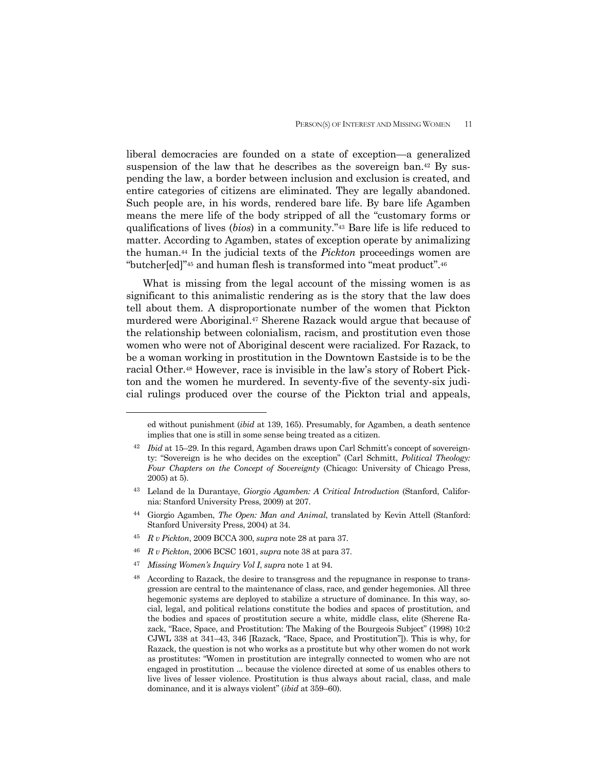liberal democracies are founded on a state of exception—a generalized suspension of the law that he describes as the sovereign ban.[42] By suspending the law, a border between inclusion and exclusion is created, and entire categories of citizens are eliminated. They are legally abandoned. Such people are, in his words, rendered bare life. By bare life Agamben means the mere life of the body stripped of all the "customary forms or qualifications of lives (*bios*) in a community."[43] Bare life is life reduced to matter. According to Agamben, states of exception operate by animalizing the human.[44] In the judicial texts of the *Pickton* proceedings women are "butcher[ed]"[45] and human flesh is transformed into "meat product".[46]

What is missing from the legal account of the missing women is as significant to this animalistic rendering as is the story that the law does tell about them. A disproportionate number of the women that Pickton murdered were Aboriginal.[47] Sherene Razack would argue that because of the relationship between colonialism, racism, and prostitution even those women who were not of Aboriginal descent were racialized. For Razack, to be a woman working in prostitution in the Downtown Eastside is to be the racial Other.[48] However, race is invisible in the law's story of Robert Pickton and the women he murdered. In seventy-five of the seventy-six judicial rulings produced over the course of the Pickton trial and appeals,

---

ed without punishment (*ibid* at 139, 165). Presumably, for Agamben, a death sentence implies that one is still in some sense being treated as a citizen.

[42] *Ibid* at 15–29. In this regard, Agamben draws upon Carl Schmitt's concept of sovereignty: "Sovereign is he who decides on the exception" (Carl Schmitt, *Political Theology: Four Chapters on the Concept of Sovereignty* (Chicago: University of Chicago Press, 2005) at 5).

[43] Leland de la Durantaye, *Giorgio Agamben: A Critical Introduction* (Stanford, California: Stanford University Press, 2009) at 207.

[44] Giorgio Agamben, *The Open: Man and Animal*, translated by Kevin Attell (Stanford: Stanford University Press, 2004) at 34.

[45] *R v Pickton*, 2009 BCCA 300, *supra* note 28 at para 37.

[46] *R v Pickton*, 2006 BCSC 1601, *supra* note 38 at para 37.

[47] *Missing Women's Inquiry Vol I*, *supra* note 1 at 94.

[48] According to Razack, the desire to transgress and the repugnance in response to transgression are central to the maintenance of class, race, and gender hegemonies. All three hegemonic systems are deployed to stabilize a structure of dominance. In this way, social, legal, and political relations constitute the bodies and spaces of prostitution, and the bodies and spaces of prostitution secure a white, middle class, elite (Sherene Razack, "Race, Space, and Prostitution: The Making of the Bourgeois Subject" (1998) 10:2 CJWL 338 at 341–43, 346 [Razack, "Race, Space, and Prostitution"]). This is why, for Razack, the question is not who works as a prostitute but why other women do not work as prostitutes: "Women in prostitution are integrally connected to women who are not engaged in prostitution ... because the violence directed at some of us enables others to live lives of lesser violence. Prostitution is thus always about racial, class, and male dominance, and it is always violent" (*ibid* at 359–60).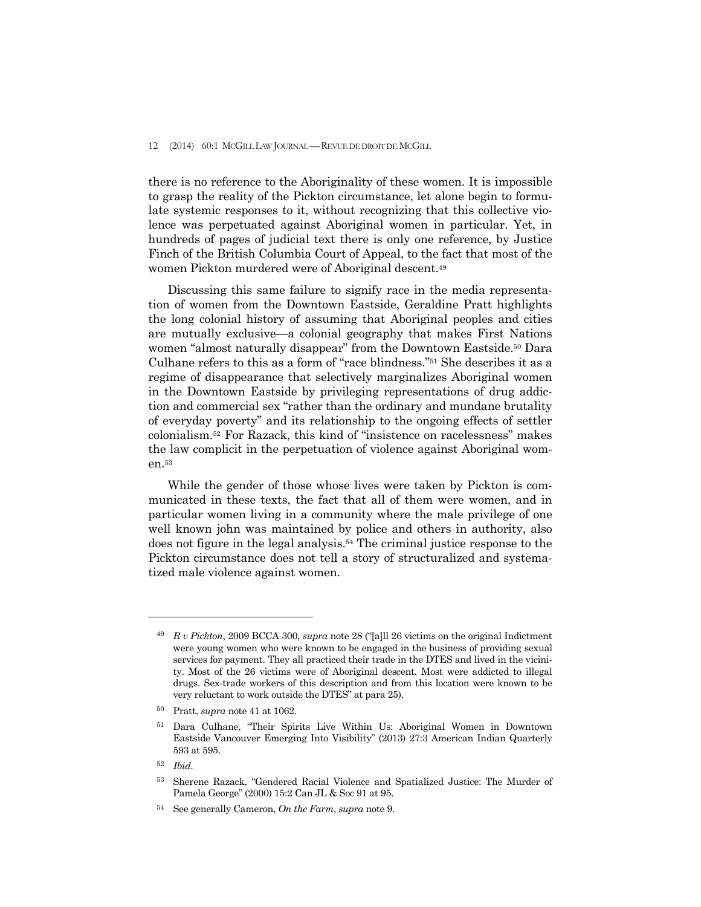there is no reference to the Aboriginality of these women. It is impossible to grasp the reality of the Pickton circumstance, let alone begin to formulate systemic responses to it, without recognizing that this collective violence was perpetuated against Aboriginal women in particular. Yet, in hundreds of pages of judicial text there is only one reference, by Justice Finch of the British Columbia Court of Appeal, to the fact that most of the women Pickton murdered were of Aboriginal descent.[49]

Discussing this same failure to signify race in the media representation of women from the Downtown Eastside, Geraldine Pratt highlights the long colonial history of assuming that Aboriginal peoples and cities are mutually exclusive—a colonial geography that makes First Nations women "almost naturally disappear" from the Downtown Eastside.[50] Dara Culhane refers to this as a form of "race blindness."[51] She describes it as a regime of disappearance that selectively marginalizes Aboriginal women in the Downtown Eastside by privileging representations of drug addiction and commercial sex "rather than the ordinary and mundane brutality of everyday poverty" and its relationship to the ongoing effects of settler colonialism.[52] For Razack, this kind of "insistence on racelessness" makes the law complicit in the perpetuation of violence against Aboriginal women.[53]

While the gender of those whose lives were taken by Pickton is communicated in these texts, the fact that all of them were women, and in particular women living in a community where the male privilege of one well known john was maintained by police and others in authority, also does not figure in the legal analysis.[54] The criminal justice response to the Pickton circumstance does not tell a story of structuralized and systematized male violence against women.

---

[49] *R v Pickton*, 2009 BCCA 300, *supra* note 28 ("[a]ll 26 victims on the original Indictment were young women who were known to be engaged in the business of providing sexual services for payment. They all practiced their trade in the DTES and lived in the vicinity. Most of the 26 victims were of Aboriginal descent. Most were addicted to illegal drugs. Sex-trade workers of this description and from this location were known to be very reluctant to work outside the DTES" at para 25).

[50] Pratt, *supra* note 41 at 1062.

[51] Dara Culhane, "Their Spirits Live Within Us: Aboriginal Women in Downtown Eastside Vancouver Emerging Into Visibility" (2013) 27:3 American Indian Quarterly 593 at 595.

[52] *Ibid*.

[53] Sherene Razack, "Gendered Racial Violence and Spatialized Justice: The Murder of Pamela George" (2000) 15:2 Can JL & Soc 91 at 95.

[54] See generally Cameron, *On the Farm*, *supra* note 9.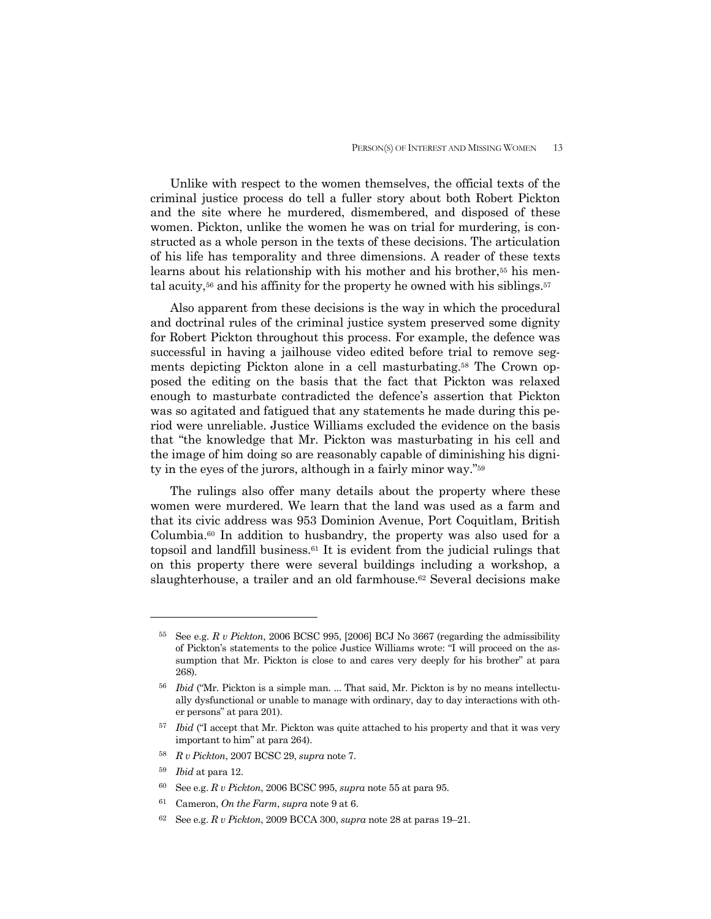Unlike with respect to the women themselves, the official texts of the criminal justice process do tell a fuller story about both Robert Pickton and the site where he murdered, dismembered, and disposed of these women. Pickton, unlike the women he was on trial for murdering, is constructed as a whole person in the texts of these decisions. The articulation of his life has temporality and three dimensions. A reader of these texts learns about his relationship with his mother and his brother,[55] his mental acuity,[56] and his affinity for the property he owned with his siblings.[57]

Also apparent from these decisions is the way in which the procedural and doctrinal rules of the criminal justice system preserved some dignity for Robert Pickton throughout this process. For example, the defence was successful in having a jailhouse video edited before trial to remove segments depicting Pickton alone in a cell masturbating.[58] The Crown opposed the editing on the basis that the fact that Pickton was relaxed enough to masturbate contradicted the defence's assertion that Pickton was so agitated and fatigued that any statements he made during this period were unreliable. Justice Williams excluded the evidence on the basis that "the knowledge that Mr. Pickton was masturbating in his cell and the image of him doing so are reasonably capable of diminishing his dignity in the eyes of the jurors, although in a fairly minor way."[59]

The rulings also offer many details about the property where these women were murdered. We learn that the land was used as a farm and that its civic address was 953 Dominion Avenue, Port Coquitlam, British Columbia.[60] In addition to husbandry, the property was also used for a topsoil and landfill business.[61] It is evident from the judicial rulings that on this property there were several buildings including a workshop, a slaughterhouse, a trailer and an old farmhouse.[62] Several decisions make

---

[55] See e.g. *R v Pickton*, 2006 BCSC 995, [2006] BCJ No 3667 (regarding the admissibility of Pickton's statements to the police Justice Williams wrote: "I will proceed on the assumption that Mr. Pickton is close to and cares very deeply for his brother" at para 268).

[56] *Ibid* ("Mr. Pickton is a simple man. ... That said, Mr. Pickton is by no means intellectually dysfunctional or unable to manage with ordinary, day to day interactions with other persons" at para 201).

[57] *Ibid* ("I accept that Mr. Pickton was quite attached to his property and that it was very important to him" at para 264).

[58] *R v Pickton*, 2007 BCSC 29, *supra* note 7.

[59] *Ibid* at para 12.

[60] See e.g. *R v Pickton*, 2006 BCSC 995, *supra* note 55 at para 95.

[61] Cameron, *On the Farm*, *supra* note 9 at 6.

[62] See e.g. *R v Pickton*, 2009 BCCA 300, *supra* note 28 at paras 19–21.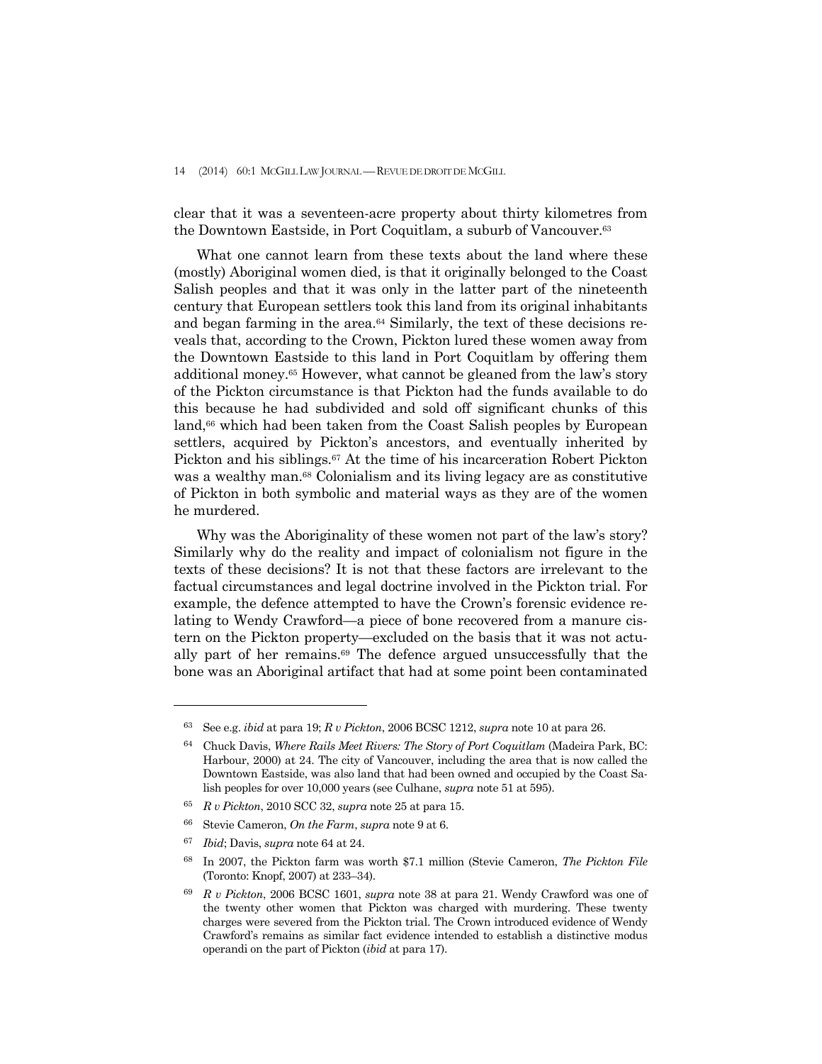clear that it was a seventeen-acre property about thirty kilometres from the Downtown Eastside, in Port Coquitlam, a suburb of Vancouver.[63]

What one cannot learn from these texts about the land where these (mostly) Aboriginal women died, is that it originally belonged to the Coast Salish peoples and that it was only in the latter part of the nineteenth century that European settlers took this land from its original inhabitants and began farming in the area.[64] Similarly, the text of these decisions reveals that, according to the Crown, Pickton lured these women away from the Downtown Eastside to this land in Port Coquitlam by offering them additional money.[65] However, what cannot be gleaned from the law's story of the Pickton circumstance is that Pickton had the funds available to do this because he had subdivided and sold off significant chunks of this land,[66] which had been taken from the Coast Salish peoples by European settlers, acquired by Pickton's ancestors, and eventually inherited by Pickton and his siblings.[67] At the time of his incarceration Robert Pickton was a wealthy man.[68] Colonialism and its living legacy are as constitutive of Pickton in both symbolic and material ways as they are of the women he murdered.

Why was the Aboriginality of these women not part of the law's story? Similarly why do the reality and impact of colonialism not figure in the texts of these decisions? It is not that these factors are irrelevant to the factual circumstances and legal doctrine involved in the Pickton trial. For example, the defence attempted to have the Crown's forensic evidence relating to Wendy Crawford—a piece of bone recovered from a manure cistern on the Pickton property—excluded on the basis that it was not actually part of her remains.[69] The defence argued unsuccessfully that the bone was an Aboriginal artifact that had at some point been contaminated

---

[63] See e.g. *ibid* at para 19; *R v Pickton*, 2006 BCSC 1212, *supra* note 10 at para 26.

[64] Chuck Davis, *Where Rails Meet Rivers: The Story of Port Coquitlam* (Madeira Park, BC: Harbour, 2000) at 24. The city of Vancouver, including the area that is now called the Downtown Eastside, was also land that had been owned and occupied by the Coast Salish peoples for over 10,000 years (see Culhane, *supra* note 51 at 595).

[65] *R v Pickton*, 2010 SCC 32, *supra* note 25 at para 15.

[66] Stevie Cameron, *On the Farm*, *supra* note 9 at 6.

[67] *Ibid*; Davis, *supra* note 64 at 24.

[68] In 2007, the Pickton farm was worth $7.1 million (Stevie Cameron, *The Pickton File* (Toronto: Knopf, 2007) at 233–34).

[69] *R v Pickton*, 2006 BCSC 1601, *supra* note 38 at para 21. Wendy Crawford was one of the twenty other women that Pickton was charged with murdering. These twenty charges were severed from the Pickton trial. The Crown introduced evidence of Wendy Crawford's remains as similar fact evidence intended to establish a distinctive modus operandi on the part of Pickton (*ibid* at para 17).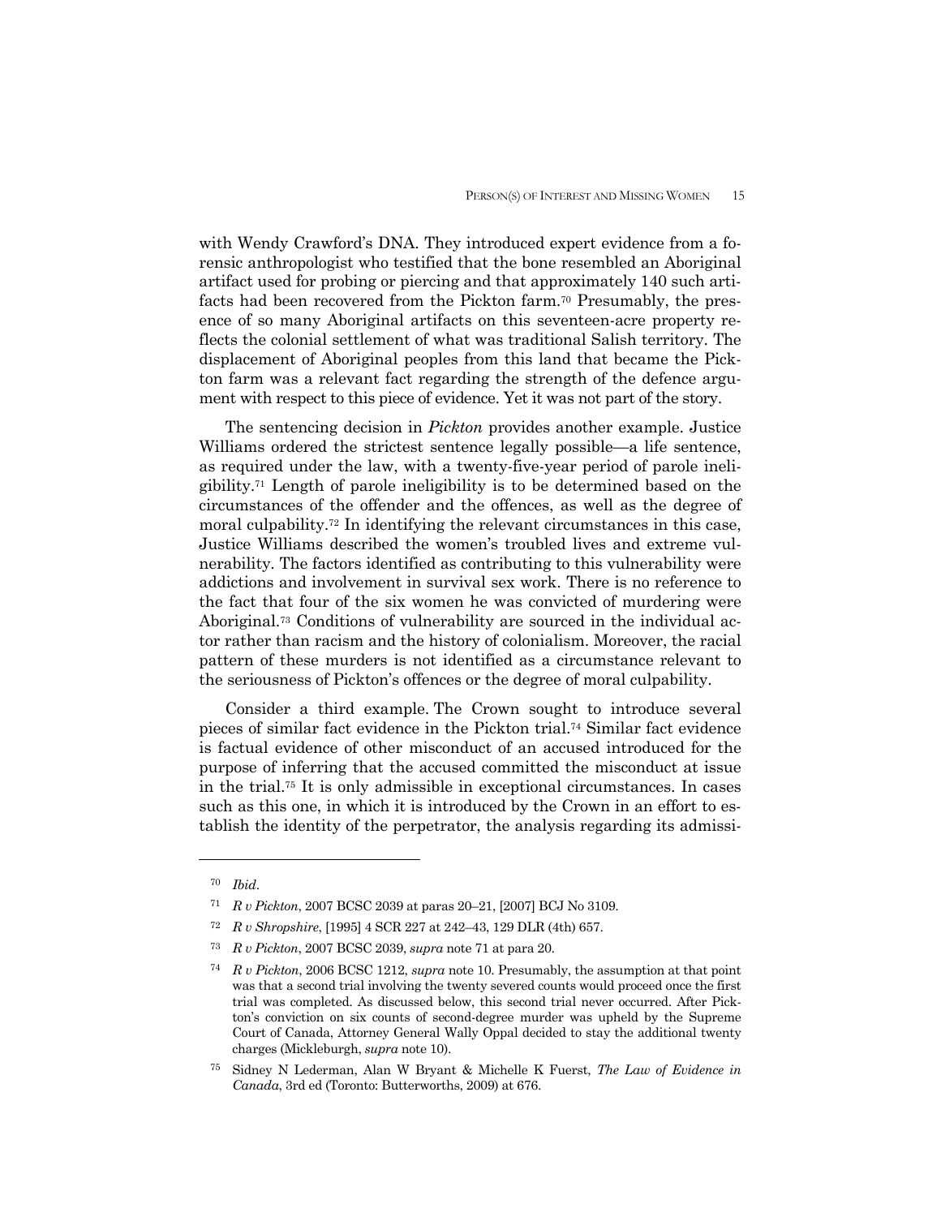with Wendy Crawford's DNA. They introduced expert evidence from a forensic anthropologist who testified that the bone resembled an Aboriginal artifact used for probing or piercing and that approximately 140 such artifacts had been recovered from the Pickton farm.[70] Presumably, the presence of so many Aboriginal artifacts on this seventeen-acre property reflects the colonial settlement of what was traditional Salish territory. The displacement of Aboriginal peoples from this land that became the Pickton farm was a relevant fact regarding the strength of the defence argument with respect to this piece of evidence. Yet it was not part of the story.

The sentencing decision in *Pickton* provides another example. Justice Williams ordered the strictest sentence legally possible—a life sentence, as required under the law, with a twenty-five-year period of parole ineligibility.[71] Length of parole ineligibility is to be determined based on the circumstances of the offender and the offences, as well as the degree of moral culpability.[72] In identifying the relevant circumstances in this case, Justice Williams described the women's troubled lives and extreme vulnerability. The factors identified as contributing to this vulnerability were addictions and involvement in survival sex work. There is no reference to the fact that four of the six women he was convicted of murdering were Aboriginal.[73] Conditions of vulnerability are sourced in the individual actor rather than racism and the history of colonialism. Moreover, the racial pattern of these murders is not identified as a circumstance relevant to the seriousness of Pickton's offences or the degree of moral culpability.

Consider a third example. The Crown sought to introduce several pieces of similar fact evidence in the Pickton trial.[74] Similar fact evidence is factual evidence of other misconduct of an accused introduced for the purpose of inferring that the accused committed the misconduct at issue in the trial.[75] It is only admissible in exceptional circumstances. In cases such as this one, in which it is introduced by the Crown in an effort to establish the identity of the perpetrator, the analysis regarding its admissi-

---

[70] *Ibid*.

[71] *R v Pickton*, 2007 BCSC 2039 at paras 20–21, [2007] BCJ No 3109.

[72] *R v Shropshire*, [1995] 4 SCR 227 at 242–43, 129 DLR (4th) 657.

[73] *R v Pickton*, 2007 BCSC 2039, *supra* note 71 at para 20.

[74] *R v Pickton*, 2006 BCSC 1212, *supra* note 10. Presumably, the assumption at that point was that a second trial involving the twenty severed counts would proceed once the first trial was completed. As discussed below, this second trial never occurred. After Pickton's conviction on six counts of second-degree murder was upheld by the Supreme Court of Canada, Attorney General Wally Oppal decided to stay the additional twenty charges (Mickleburgh, *supra* note 10).

[75] Sidney N Lederman, Alan W Bryant & Michelle K Fuerst, *The Law of Evidence in Canada*, 3rd ed (Toronto: Butterworths, 2009) at 676.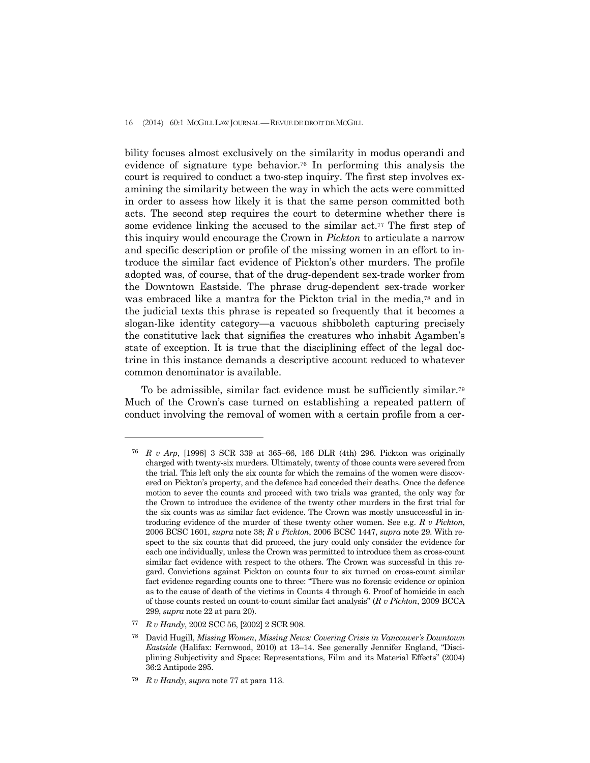bility focuses almost exclusively on the similarity in modus operandi and evidence of signature type behavior.[76] In performing this analysis the court is required to conduct a two-step inquiry. The first step involves examining the similarity between the way in which the acts were committed in order to assess how likely it is that the same person committed both acts. The second step requires the court to determine whether there is some evidence linking the accused to the similar act.[77] The first step of this inquiry would encourage the Crown in *Pickton* to articulate a narrow and specific description or profile of the missing women in an effort to introduce the similar fact evidence of Pickton's other murders. The profile adopted was, of course, that of the drug-dependent sex-trade worker from the Downtown Eastside. The phrase drug-dependent sex-trade worker was embraced like a mantra for the Pickton trial in the media,[78] and in the judicial texts this phrase is repeated so frequently that it becomes a slogan-like identity category—a vacuous shibboleth capturing precisely the constitutive lack that signifies the creatures who inhabit Agamben's state of exception. It is true that the disciplining effect of the legal doctrine in this instance demands a descriptive account reduced to whatever common denominator is available.

To be admissible, similar fact evidence must be sufficiently similar.[79] Much of the Crown's case turned on establishing a repeated pattern of conduct involving the removal of women with a certain profile from a cer-

---

[76] *R v Arp*, [1998] 3 SCR 339 at 365–66, 166 DLR (4th) 296. Pickton was originally charged with twenty-six murders. Ultimately, twenty of those counts were severed from the trial. This left only the six counts for which the remains of the women were discovered on Pickton's property, and the defence had conceded their deaths. Once the defence motion to sever the counts and proceed with two trials was granted, the only way for the Crown to introduce the evidence of the twenty other murders in the first trial for the six counts was as similar fact evidence. The Crown was mostly unsuccessful in introducing evidence of the murder of these twenty other women. See e.g. *R v Pickton*, 2006 BCSC 1601, *supra* note 38; *R v Pickton*, 2006 BCSC 1447, *supra* note 29. With respect to the six counts that did proceed, the jury could only consider the evidence for each one individually, unless the Crown was permitted to introduce them as cross-count similar fact evidence with respect to the others. The Crown was successful in this regard. Convictions against Pickton on counts four to six turned on cross-count similar fact evidence regarding counts one to three: "There was no forensic evidence or opinion as to the cause of death of the victims in Counts 4 through 6. Proof of homicide in each of those counts rested on count-to-count similar fact analysis" (*R v Pickton*, 2009 BCCA 299, *supra* note 22 at para 20).

[77] *R v Handy*, 2002 SCC 56, [2002] 2 SCR 908.

[78] David Hugill, *Missing Women, Missing News: Covering Crisis in Vancouver's Downtown Eastside* (Halifax: Fernwood, 2010) at 13–14. See generally Jennifer England, "Disciplining Subjectivity and Space: Representations, Film and its Material Effects" (2004) 36:2 Antipode 295.

[79] *R v Handy*, *supra* note 77 at para 113.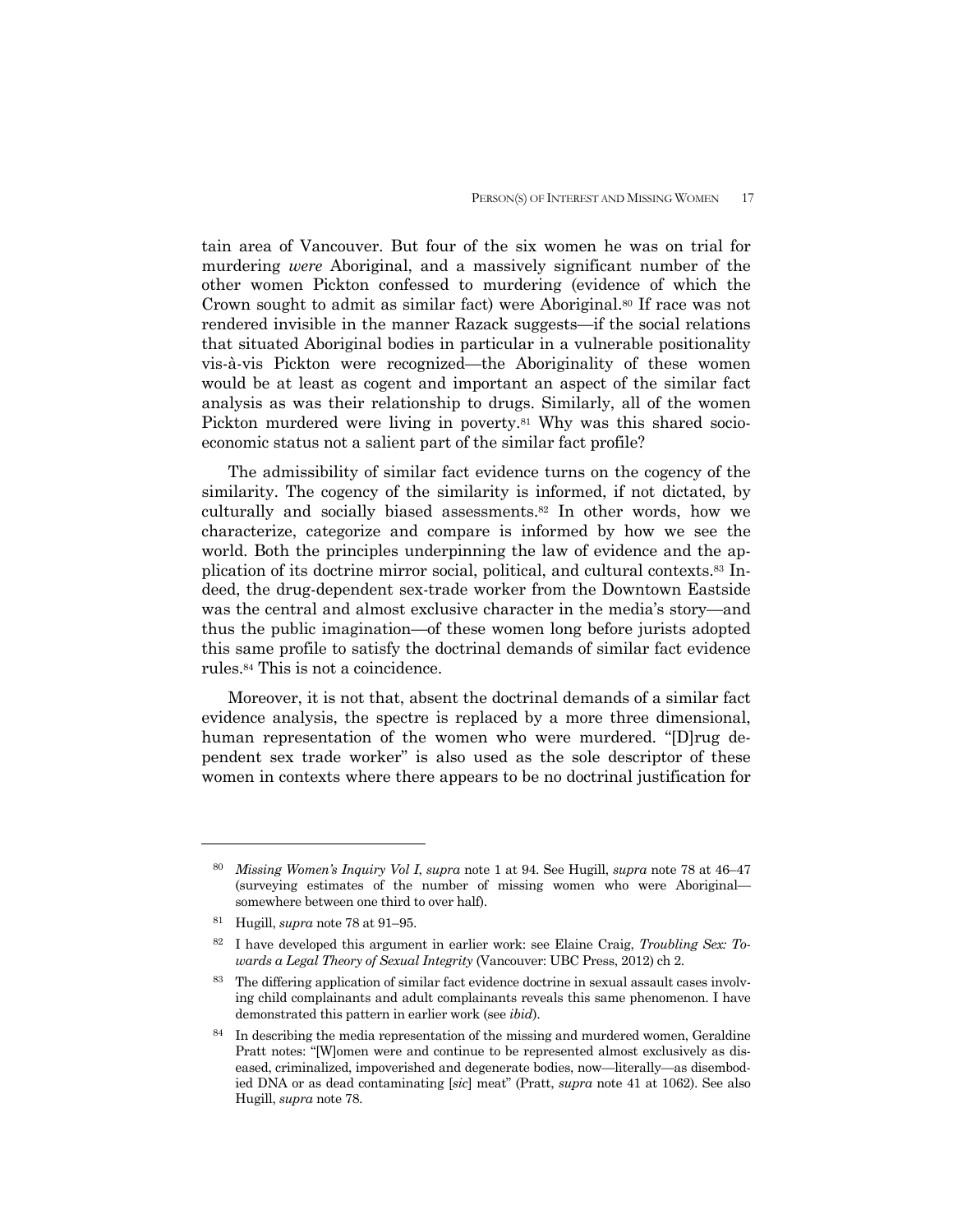tain area of Vancouver. But four of the six women he was on trial for murdering *were* Aboriginal, and a massively significant number of the other women Pickton confessed to murdering (evidence of which the Crown sought to admit as similar fact) were Aboriginal.[80] If race was not rendered invisible in the manner Razack suggests—if the social relations that situated Aboriginal bodies in particular in a vulnerable positionality vis-à-vis Pickton were recognized—the Aboriginality of these women would be at least as cogent and important an aspect of the similar fact analysis as was their relationship to drugs. Similarly, all of the women Pickton murdered were living in poverty.[81] Why was this shared socio-economic status not a salient part of the similar fact profile?

The admissibility of similar fact evidence turns on the cogency of the similarity. The cogency of the similarity is informed, if not dictated, by culturally and socially biased assessments.[82] In other words, how we characterize, categorize and compare is informed by how we see the world. Both the principles underpinning the law of evidence and the application of its doctrine mirror social, political, and cultural contexts.[83] Indeed, the drug-dependent sex-trade worker from the Downtown Eastside was the central and almost exclusive character in the media's story—and thus the public imagination—of these women long before jurists adopted this same profile to satisfy the doctrinal demands of similar fact evidence rules.[84] This is not a coincidence.

Moreover, it is not that, absent the doctrinal demands of a similar fact evidence analysis, the spectre is replaced by a more three dimensional, human representation of the women who were murdered. "[D]rug dependent sex trade worker" is also used as the sole descriptor of these women in contexts where there appears to be no doctrinal justification for

---

[80] *Missing Women's Inquiry Vol I*, *supra* note 1 at 94. See Hugill, *supra* note 78 at 46–47 (surveying estimates of the number of missing women who were Aboriginal—somewhere between one third to over half).

[81] Hugill, *supra* note 78 at 91–95.

[82] I have developed this argument in earlier work: see Elaine Craig, *Troubling Sex: Towards a Legal Theory of Sexual Integrity* (Vancouver: UBC Press, 2012) ch 2.

[83] The differing application of similar fact evidence doctrine in sexual assault cases involving child complainants and adult complainants reveals this same phenomenon. I have demonstrated this pattern in earlier work (see *ibid*).

[84] In describing the media representation of the missing and murdered women, Geraldine Pratt notes: "[W]omen were and continue to be represented almost exclusively as diseased, criminalized, impoverished and degenerate bodies, now—literally—as disembodied DNA or as dead contaminating [*sic*] meat" (Pratt, *supra* note 41 at 1062). See also Hugill, *supra* note 78.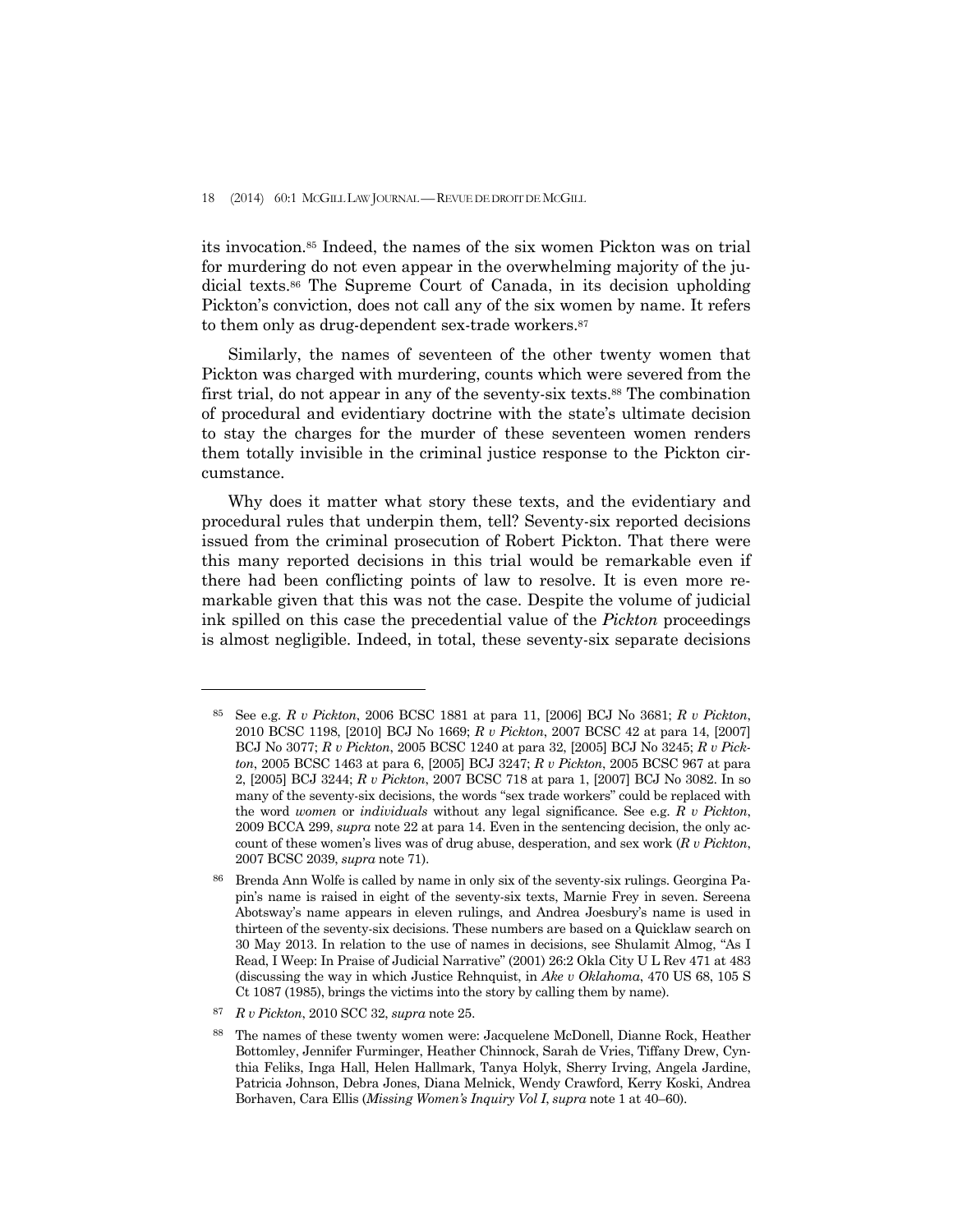its invocation.[85] Indeed, the names of the six women Pickton was on trial for murdering do not even appear in the overwhelming majority of the judicial texts.[86] The Supreme Court of Canada, in its decision upholding Pickton's conviction, does not call any of the six women by name. It refers to them only as drug-dependent sex-trade workers.[87]

Similarly, the names of seventeen of the other twenty women that Pickton was charged with murdering, counts which were severed from the first trial, do not appear in any of the seventy-six texts.[88] The combination of procedural and evidentiary doctrine with the state's ultimate decision to stay the charges for the murder of these seventeen women renders them totally invisible in the criminal justice response to the Pickton circumstance.

Why does it matter what story these texts, and the evidentiary and procedural rules that underpin them, tell? Seventy-six reported decisions issued from the criminal prosecution of Robert Pickton. That there were this many reported decisions in this trial would be remarkable even if there had been conflicting points of law to resolve. It is even more remarkable given that this was not the case. Despite the volume of judicial ink spilled on this case the precedential value of the *Pickton* proceedings is almost negligible. Indeed, in total, these seventy-six separate decisions

---

[85] See e.g. *R v Pickton*, 2006 BCSC 1881 at para 11, [2006] BCJ No 3681; *R v Pickton*, 2010 BCSC 1198, [2010] BCJ No 1669; *R v Pickton*, 2007 BCSC 42 at para 14, [2007] BCJ No 3077; *R v Pickton*, 2005 BCSC 1240 at para 32, [2005] BCJ No 3245; *R v Pickton*, 2005 BCSC 1463 at para 6, [2005] BCJ 3247; *R v Pickton*, 2005 BCSC 967 at para 2, [2005] BCJ 3244; *R v Pickton*, 2007 BCSC 718 at para 1, [2007] BCJ No 3082. In so many of the seventy-six decisions, the words "sex trade workers" could be replaced with the word *women* or *individuals* without any legal significance. See e.g. *R v Pickton*, 2009 BCCA 299, *supra* note 22 at para 14. Even in the sentencing decision, the only account of these women's lives was of drug abuse, desperation, and sex work (*R v Pickton*, 2007 BCSC 2039, *supra* note 71).

[86] Brenda Ann Wolfe is called by name in only six of the seventy-six rulings. Georgina Papin's name is raised in eight of the seventy-six texts, Marnie Frey in seven. Sereena Abotsway's name appears in eleven rulings, and Andrea Joesbury's name is used in thirteen of the seventy-six decisions. These numbers are based on a Quicklaw search on 30 May 2013. In relation to the use of names in decisions, see Shulamit Almog, "As I Read, I Weep: In Praise of Judicial Narrative" (2001) 26:2 Okla City U L Rev 471 at 483 (discussing the way in which Justice Rehnquist, in *Ake v Oklahoma*, 470 US 68, 105 S Ct 1087 (1985), brings the victims into the story by calling them by name).

[87] *R v Pickton*, 2010 SCC 32, *supra* note 25.

[88] The names of these twenty women were: Jacquelene McDonell, Dianne Rock, Heather Bottomley, Jennifer Furminger, Heather Chinnock, Sarah de Vries, Tiffany Drew, Cynthia Feliks, Inga Hall, Helen Hallmark, Tanya Holyk, Sherry Irving, Angela Jardine, Patricia Johnson, Debra Jones, Diana Melnick, Wendy Crawford, Kerry Koski, Andrea Borhaven, Cara Ellis (*Missing Women's Inquiry Vol I*, *supra* note 1 at 40–60).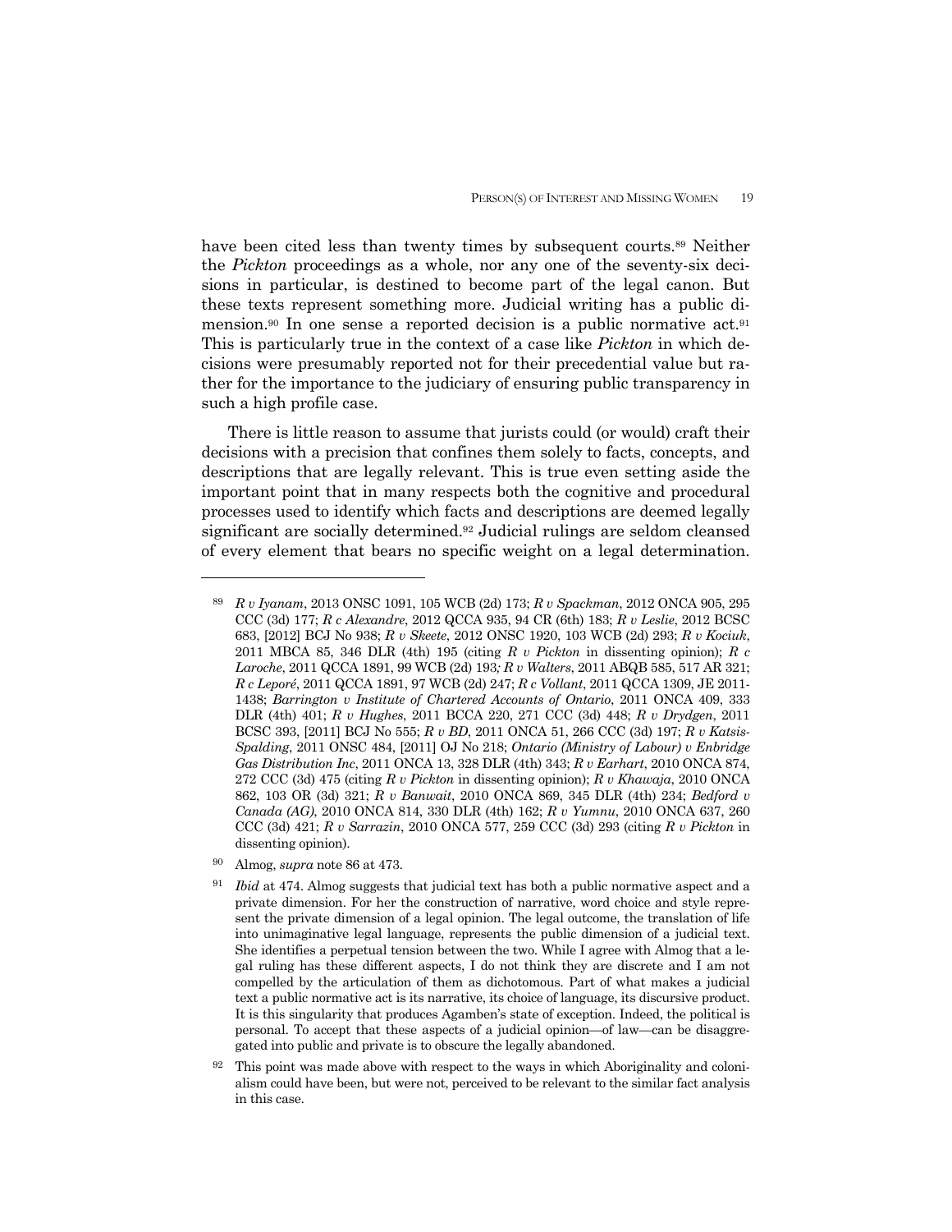have been cited less than twenty times by subsequent courts.[89] Neither the *Pickton* proceedings as a whole, nor any one of the seventy-six decisions in particular, is destined to become part of the legal canon. But these texts represent something more. Judicial writing has a public dimension.[90] In one sense a reported decision is a public normative act.[91] This is particularly true in the context of a case like *Pickton* in which decisions were presumably reported not for their precedential value but rather for the importance to the judiciary of ensuring public transparency in such a high profile case.

There is little reason to assume that jurists could (or would) craft their decisions with a precision that confines them solely to facts, concepts, and descriptions that are legally relevant. This is true even setting aside the important point that in many respects both the cognitive and procedural processes used to identify which facts and descriptions are deemed legally significant are socially determined.[92] Judicial rulings are seldom cleansed of every element that bears no specific weight on a legal determination.

---

[89] *R v Iyanam*, 2013 ONSC 1091, 105 WCB (2d) 173; *R v Spackman*, 2012 ONCA 905, 295 CCC (3d) 177; *R c Alexandre*, 2012 QCCA 935, 94 CR (6th) 183; *R v Leslie*, 2012 BCSC 683, [2012] BCJ No 938; *R v Skeete*, 2012 ONSC 1920, 103 WCB (2d) 293; *R v Kociuk*, 2011 MBCA 85, 346 DLR (4th) 195 (citing *R v Pickton* in dissenting opinion); *R c Laroche*, 2011 QCCA 1891, 99 WCB (2d) 193; *R v Walters*, 2011 ABQB 585, 517 AR 321; *R c Leporé*, 2011 QCCA 1891, 97 WCB (2d) 247; *R c Vollant*, 2011 QCCA 1309, JE 2011-1438; *Barrington v Institute of Chartered Accounts of Ontario*, 2011 ONCA 409, 333 DLR (4th) 401; *R v Hughes*, 2011 BCCA 220, 271 CCC (3d) 448; *R v Drydgen*, 2011 BCSC 393, [2011] BCJ No 555; *R v BD*, 2011 ONCA 51, 266 CCC (3d) 197; *R v Katsis-Spalding*, 2011 ONSC 484, [2011] OJ No 218; *Ontario (Ministry of Labour) v Enbridge Gas Distribution Inc*, 2011 ONCA 13, 328 DLR (4th) 343; *R v Earhart*, 2010 ONCA 874, 272 CCC (3d) 475 (citing *R v Pickton* in dissenting opinion); *R v Khawaja*, 2010 ONCA 862, 103 OR (3d) 321; *R v Banwait*, 2010 ONCA 869, 345 DLR (4th) 234; *Bedford v Canada (AG)*, 2010 ONCA 814, 330 DLR (4th) 162; *R v Yumnu*, 2010 ONCA 637, 260 CCC (3d) 421; *R v Sarrazin*, 2010 ONCA 577, 259 CCC (3d) 293 (citing *R v Pickton* in dissenting opinion).

[90] Almog, *supra* note 86 at 473.

[91] *Ibid* at 474. Almog suggests that judicial text has both a public normative aspect and a private dimension. For her the construction of narrative, word choice and style represent the private dimension of a legal opinion. The legal outcome, the translation of life into unimaginative legal language, represents the public dimension of a judicial text. She identifies a perpetual tension between the two. While I agree with Almog that a legal ruling has these different aspects, I do not think they are discrete and I am not compelled by the articulation of them as dichotomous. Part of what makes a judicial text a public normative act is its narrative, its choice of language, its discursive product. It is this singularity that produces Agamben's state of exception. Indeed, the political is personal. To accept that these aspects of a judicial opinion—of law—can be disaggregated into public and private is to obscure the legally abandoned.

[92] This point was made above with respect to the ways in which Aboriginality and colonialism could have been, but were not, perceived to be relevant to the similar fact analysis in this case.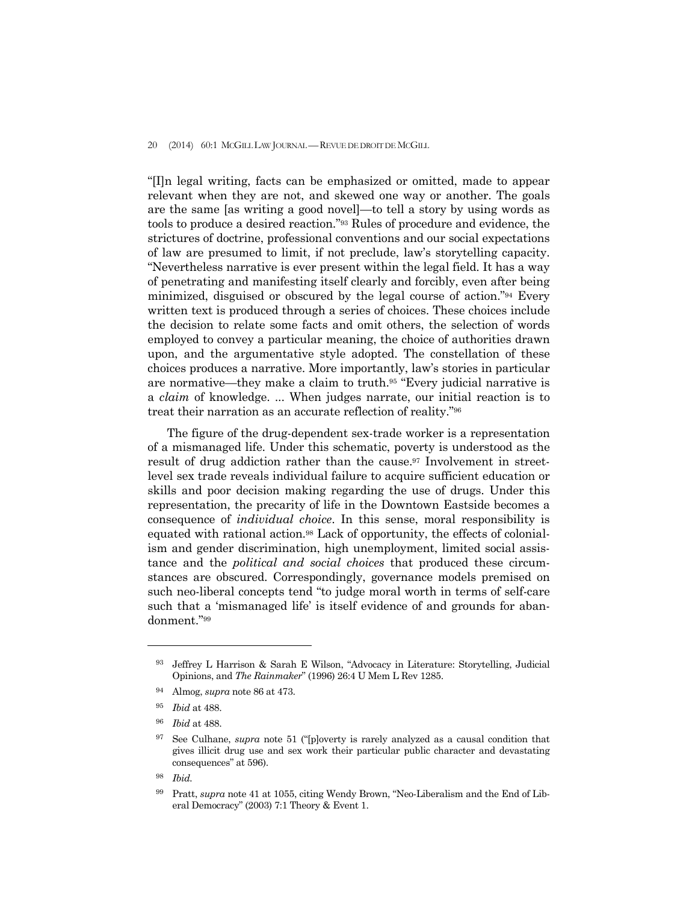"[I]n legal writing, facts can be emphasized or omitted, made to appear relevant when they are not, and skewed one way or another. The goals are the same [as writing a good novel]—to tell a story by using words as tools to produce a desired reaction."[93] Rules of procedure and evidence, the strictures of doctrine, professional conventions and our social expectations of law are presumed to limit, if not preclude, law's storytelling capacity. "Nevertheless narrative is ever present within the legal field. It has a way of penetrating and manifesting itself clearly and forcibly, even after being minimized, disguised or obscured by the legal course of action."[94] Every written text is produced through a series of choices. These choices include the decision to relate some facts and omit others, the selection of words employed to convey a particular meaning, the choice of authorities drawn upon, and the argumentative style adopted. The constellation of these choices produces a narrative. More importantly, law's stories in particular are normative—they make a claim to truth.[95] "Every judicial narrative is a *claim* of knowledge. ... When judges narrate, our initial reaction is to treat their narration as an accurate reflection of reality."[96]

The figure of the drug-dependent sex-trade worker is a representation of a mismanaged life. Under this schematic, poverty is understood as the result of drug addiction rather than the cause.[97] Involvement in street-level sex trade reveals individual failure to acquire sufficient education or skills and poor decision making regarding the use of drugs. Under this representation, the precarity of life in the Downtown Eastside becomes a consequence of *individual choice*. In this sense, moral responsibility is equated with rational action.[98] Lack of opportunity, the effects of colonialism and gender discrimination, high unemployment, limited social assistance and the *political and social choices* that produced these circumstances are obscured. Correspondingly, governance models premised on such neo-liberal concepts tend "to judge moral worth in terms of self-care such that a 'mismanaged life' is itself evidence of and grounds for abandonment."[99]

---

[93] Jeffrey L Harrison & Sarah E Wilson, "Advocacy in Literature: Storytelling, Judicial Opinions, and *The Rainmaker*" (1996) 26:4 U Mem L Rev 1285.

[94] Almog, *supra* note 86 at 473.

[95] *Ibid* at 488.

[96] *Ibid* at 488.

[97] See Culhane, *supra* note 51 ("[p]overty is rarely analyzed as a causal condition that gives illicit drug use and sex work their particular public character and devastating consequences" at 596).

[98] *Ibid.*

[99] Pratt, *supra* note 41 at 1055, citing Wendy Brown, "Neo-Liberalism and the End of Liberal Democracy" (2003) 7:1 Theory & Event 1.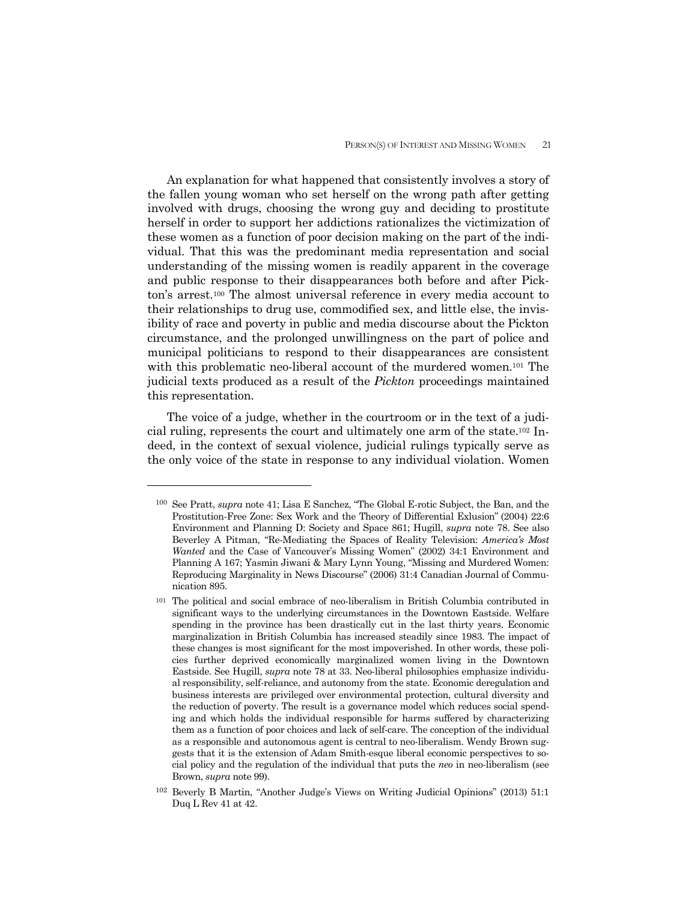An explanation for what happened that consistently involves a story of the fallen young woman who set herself on the wrong path after getting involved with drugs, choosing the wrong guy and deciding to prostitute herself in order to support her addictions rationalizes the victimization of these women as a function of poor decision making on the part of the individual. That this was the predominant media representation and social understanding of the missing women is readily apparent in the coverage and public response to their disappearances both before and after Pickton's arrest.[100] The almost universal reference in every media account to their relationships to drug use, commodified sex, and little else, the invisibility of race and poverty in public and media discourse about the Pickton circumstance, and the prolonged unwillingness on the part of police and municipal politicians to respond to their disappearances are consistent with this problematic neo-liberal account of the murdered women.[101] The judicial texts produced as a result of the *Pickton* proceedings maintained this representation.

The voice of a judge, whether in the courtroom or in the text of a judicial ruling, represents the court and ultimately one arm of the state.[102] Indeed, in the context of sexual violence, judicial rulings typically serve as the only voice of the state in response to any individual violation. Women

---

[100] See Pratt, *supra* note 41; Lisa E Sanchez, "The Global E-rotic Subject, the Ban, and the Prostitution-Free Zone: Sex Work and the Theory of Differential Exlusion" (2004) 22:6 Environment and Planning D: Society and Space 861; Hugill, *supra* note 78. See also Beverley A Pitman, "Re-Mediating the Spaces of Reality Television: *America's Most Wanted* and the Case of Vancouver's Missing Women" (2002) 34:1 Environment and Planning A 167; Yasmin Jiwani & Mary Lynn Young, "Missing and Murdered Women: Reproducing Marginality in News Discourse" (2006) 31:4 Canadian Journal of Communication 895.

[101] The political and social embrace of neo-liberalism in British Columbia contributed in significant ways to the underlying circumstances in the Downtown Eastside. Welfare spending in the province has been drastically cut in the last thirty years. Economic marginalization in British Columbia has increased steadily since 1983. The impact of these changes is most significant for the most impoverished. In other words, these policies further deprived economically marginalized women living in the Downtown Eastside. See Hugill, *supra* note 78 at 33. Neo-liberal philosophies emphasize individual responsibility, self-reliance, and autonomy from the state. Economic deregulation and business interests are privileged over environmental protection, cultural diversity and the reduction of poverty. The result is a governance model which reduces social spending and which holds the individual responsible for harms suffered by characterizing them as a function of poor choices and lack of self-care. The conception of the individual as a responsible and autonomous agent is central to neo-liberalism. Wendy Brown suggests that it is the extension of Adam Smith-esque liberal economic perspectives to social policy and the regulation of the individual that puts the *neo* in neo-liberalism (see Brown, *supra* note 99).

[102] Beverly B Martin, "Another Judge's Views on Writing Judicial Opinions" (2013) 51:1 Duq L Rev 41 at 42.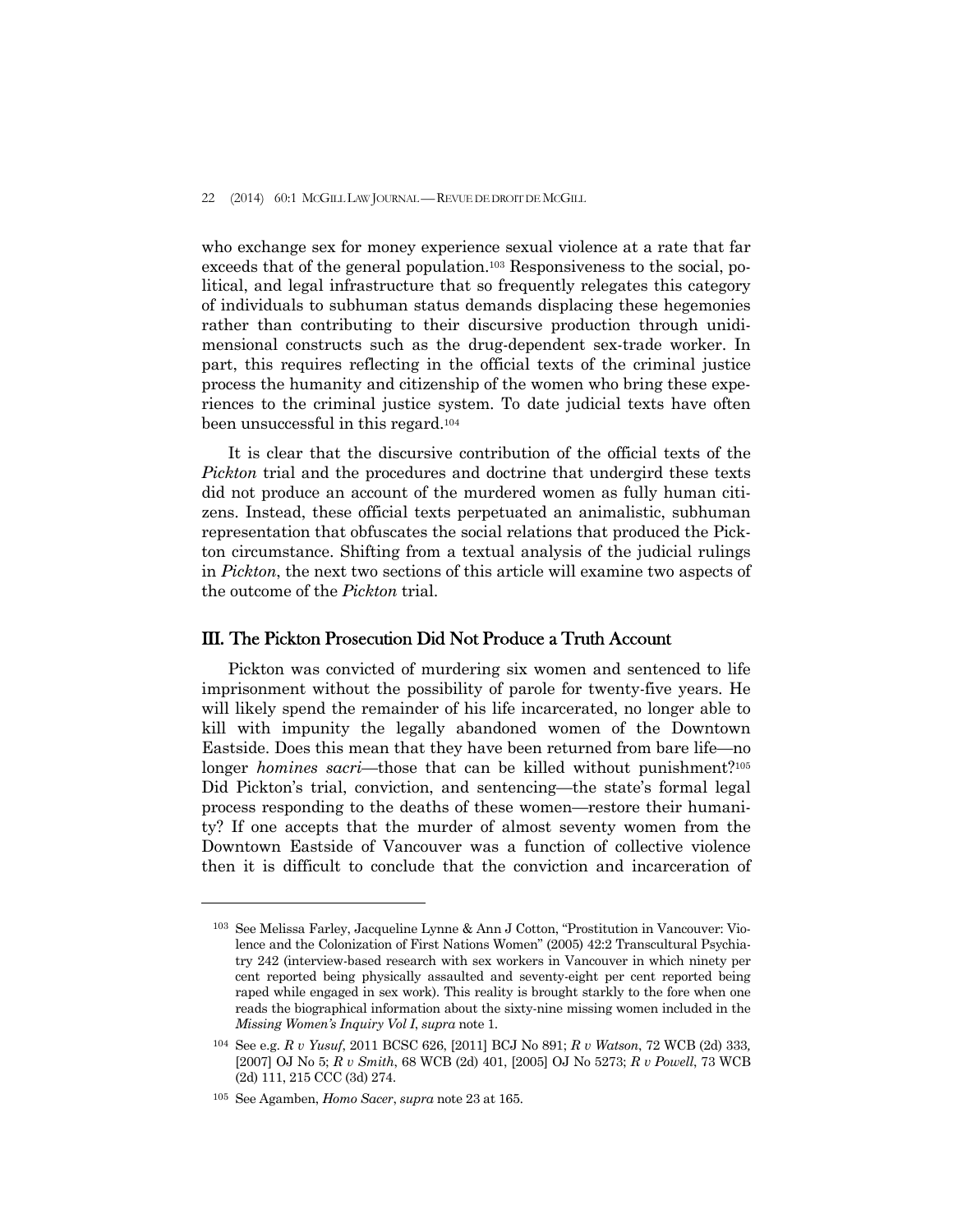who exchange sex for money experience sexual violence at a rate that far exceeds that of the general population.[103] Responsiveness to the social, political, and legal infrastructure that so frequently relegates this category of individuals to subhuman status demands displacing these hegemonies rather than contributing to their discursive production through unidimensional constructs such as the drug-dependent sex-trade worker. In part, this requires reflecting in the official texts of the criminal justice process the humanity and citizenship of the women who bring these experiences to the criminal justice system. To date judicial texts have often been unsuccessful in this regard.[104]

It is clear that the discursive contribution of the official texts of the *Pickton* trial and the procedures and doctrine that undergird these texts did not produce an account of the murdered women as fully human citizens. Instead, these official texts perpetuated an animalistic, subhuman representation that obfuscates the social relations that produced the Pickton circumstance. Shifting from a textual analysis of the judicial rulings in *Pickton*, the next two sections of this article will examine two aspects of the outcome of the *Pickton* trial.

## III. The Pickton Prosecution Did Not Produce a Truth Account

Pickton was convicted of murdering six women and sentenced to life imprisonment without the possibility of parole for twenty-five years. He will likely spend the remainder of his life incarcerated, no longer able to kill with impunity the legally abandoned women of the Downtown Eastside. Does this mean that they have been returned from bare life—no longer *homines sacri*—those that can be killed without punishment?[105] Did Pickton's trial, conviction, and sentencing—the state's formal legal process responding to the deaths of these women—restore their humanity? If one accepts that the murder of almost seventy women from the Downtown Eastside of Vancouver was a function of collective violence then it is difficult to conclude that the conviction and incarceration of

---

[103] See Melissa Farley, Jacqueline Lynne & Ann J Cotton, "Prostitution in Vancouver: Violence and the Colonization of First Nations Women" (2005) 42:2 Transcultural Psychiatry 242 (interview-based research with sex workers in Vancouver in which ninety per cent reported being physically assaulted and seventy-eight per cent reported being raped while engaged in sex work). This reality is brought starkly to the fore when one reads the biographical information about the sixty-nine missing women included in the *Missing Women's Inquiry Vol I*, *supra* note 1.

[104] See e.g. *R v Yusuf*, 2011 BCSC 626, [2011] BCJ No 891; *R v Watson*, 72 WCB (2d) 333, [2007] OJ No 5; *R v Smith*, 68 WCB (2d) 401, [2005] OJ No 5273; *R v Powell*, 73 WCB (2d) 111, 215 CCC (3d) 274.

[105] See Agamben, *Homo Sacer*, *supra* note 23 at 165.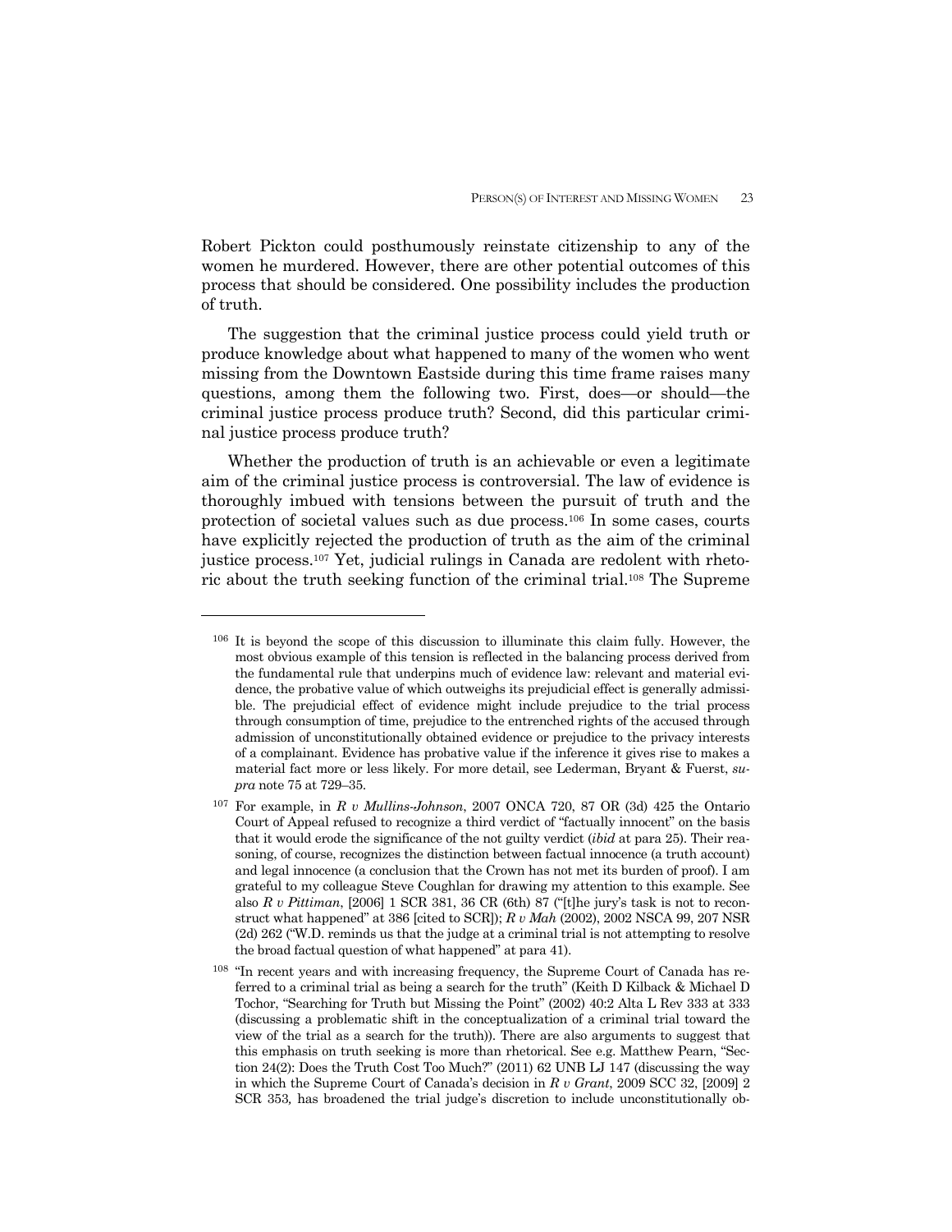Robert Pickton could posthumously reinstate citizenship to any of the women he murdered. However, there are other potential outcomes of this process that should be considered. One possibility includes the production of truth.

The suggestion that the criminal justice process could yield truth or produce knowledge about what happened to many of the women who went missing from the Downtown Eastside during this time frame raises many questions, among them the following two. First, does—or should—the criminal justice process produce truth? Second, did this particular criminal justice process produce truth?

Whether the production of truth is an achievable or even a legitimate aim of the criminal justice process is controversial. The law of evidence is thoroughly imbued with tensions between the pursuit of truth and the protection of societal values such as due process.[106] In some cases, courts have explicitly rejected the production of truth as the aim of the criminal justice process.[107] Yet, judicial rulings in Canada are redolent with rhetoric about the truth seeking function of the criminal trial.[108] The Supreme

---

[106] It is beyond the scope of this discussion to illuminate this claim fully. However, the most obvious example of this tension is reflected in the balancing process derived from the fundamental rule that underpins much of evidence law: relevant and material evidence, the probative value of which outweighs its prejudicial effect is generally admissible. The prejudicial effect of evidence might include prejudice to the trial process through consumption of time, prejudice to the entrenched rights of the accused through admission of unconstitutionally obtained evidence or prejudice to the privacy interests of a complainant. Evidence has probative value if the inference it gives rise to makes a material fact more or less likely. For more detail, see Lederman, Bryant & Fuerst, *supra* note 75 at 729–35.

[107] For example, in *R v Mullins-Johnson*, 2007 ONCA 720, 87 OR (3d) 425 the Ontario Court of Appeal refused to recognize a third verdict of "factually innocent" on the basis that it would erode the significance of the not guilty verdict (*ibid* at para 25). Their reasoning, of course, recognizes the distinction between factual innocence (a truth account) and legal innocence (a conclusion that the Crown has not met its burden of proof). I am grateful to my colleague Steve Coughlan for drawing my attention to this example. See also *R v Pittiman*, [2006] 1 SCR 381, 36 CR (6th) 87 ("[t]he jury's task is not to reconstruct what happened" at 386 [cited to SCR]); *R v Mah* (2002), 2002 NSCA 99, 207 NSR (2d) 262 ("W.D. reminds us that the judge at a criminal trial is not attempting to resolve the broad factual question of what happened" at para 41).

[108] "In recent years and with increasing frequency, the Supreme Court of Canada has referred to a criminal trial as being a search for the truth" (Keith D Kilback & Michael D Tochor, "Searching for Truth but Missing the Point" (2002) 40:2 Alta L Rev 333 at 333 (discussing a problematic shift in the conceptualization of a criminal trial toward the view of the trial as a search for the truth)). There are also arguments to suggest that this emphasis on truth seeking is more than rhetorical. See e.g. Matthew Pearn, "Section 24(2): Does the Truth Cost Too Much?" (2011) 62 UNB LJ 147 (discussing the way in which the Supreme Court of Canada's decision in *R v Grant*, 2009 SCC 32, [2009] 2 SCR 353, has broadened the trial judge's discretion to include unconstitutionally ob-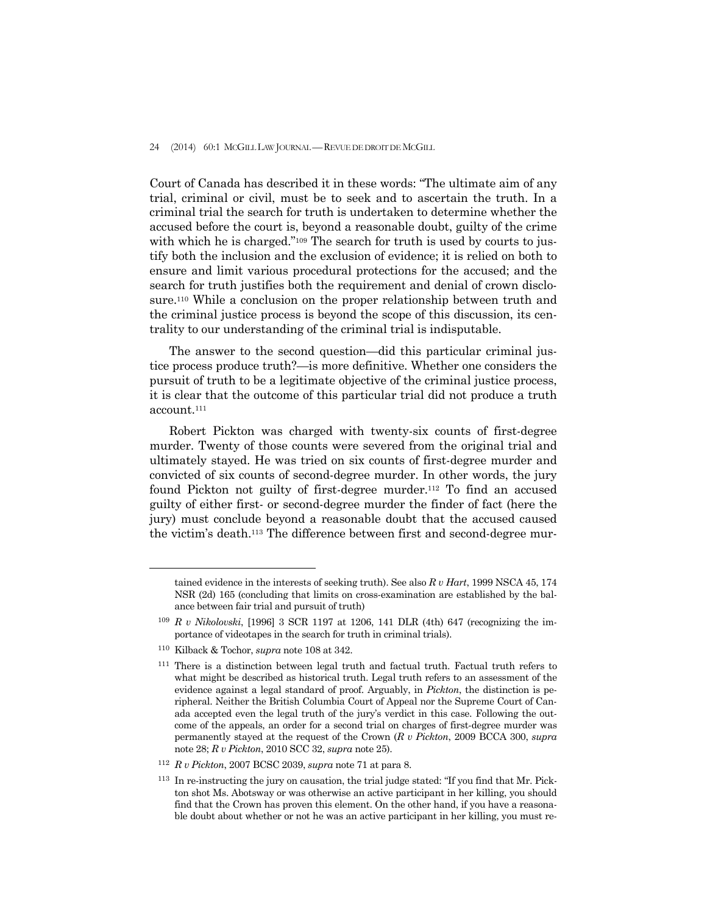Court of Canada has described it in these words: "The ultimate aim of any trial, criminal or civil, must be to seek and to ascertain the truth. In a criminal trial the search for truth is undertaken to determine whether the accused before the court is, beyond a reasonable doubt, guilty of the crime with which he is charged."[109] The search for truth is used by courts to justify both the inclusion and the exclusion of evidence; it is relied on both to ensure and limit various procedural protections for the accused; and the search for truth justifies both the requirement and denial of crown disclosure.[110] While a conclusion on the proper relationship between truth and the criminal justice process is beyond the scope of this discussion, its centrality to our understanding of the criminal trial is indisputable.

The answer to the second question—did this particular criminal justice process produce truth?—is more definitive. Whether one considers the pursuit of truth to be a legitimate objective of the criminal justice process, it is clear that the outcome of this particular trial did not produce a truth account.[111]

Robert Pickton was charged with twenty-six counts of first-degree murder. Twenty of those counts were severed from the original trial and ultimately stayed. He was tried on six counts of first-degree murder and convicted of six counts of second-degree murder. In other words, the jury found Pickton not guilty of first-degree murder.[112] To find an accused guilty of either first- or second-degree murder the finder of fact (here the jury) must conclude beyond a reasonable doubt that the accused caused the victim's death.[113] The difference between first and second-degree mur-

---

tained evidence in the interests of seeking truth). See also *R v Hart*, 1999 NSCA 45, 174 NSR (2d) 165 (concluding that limits on cross-examination are established by the balance between fair trial and pursuit of truth)

[109] *R v Nikolovski*, [1996] 3 SCR 1197 at 1206, 141 DLR (4th) 647 (recognizing the importance of videotapes in the search for truth in criminal trials).

[110] Kilback & Tochor, *supra* note 108 at 342.

[111] There is a distinction between legal truth and factual truth. Factual truth refers to what might be described as historical truth. Legal truth refers to an assessment of the evidence against a legal standard of proof. Arguably, in *Pickton*, the distinction is peripheral. Neither the British Columbia Court of Appeal nor the Supreme Court of Canada accepted even the legal truth of the jury's verdict in this case. Following the outcome of the appeals, an order for a second trial on charges of first-degree murder was permanently stayed at the request of the Crown (*R v Pickton*, 2009 BCCA 300, *supra* note 28; *R v Pickton*, 2010 SCC 32, *supra* note 25).

[112] *R v Pickton*, 2007 BCSC 2039, *supra* note 71 at para 8.

[113] In re-instructing the jury on causation, the trial judge stated: "If you find that Mr. Pickton shot Ms. Abotsway or was otherwise an active participant in her killing, you should find that the Crown has proven this element. On the other hand, if you have a reasonable doubt about whether or not he was an active participant in her killing, you must re-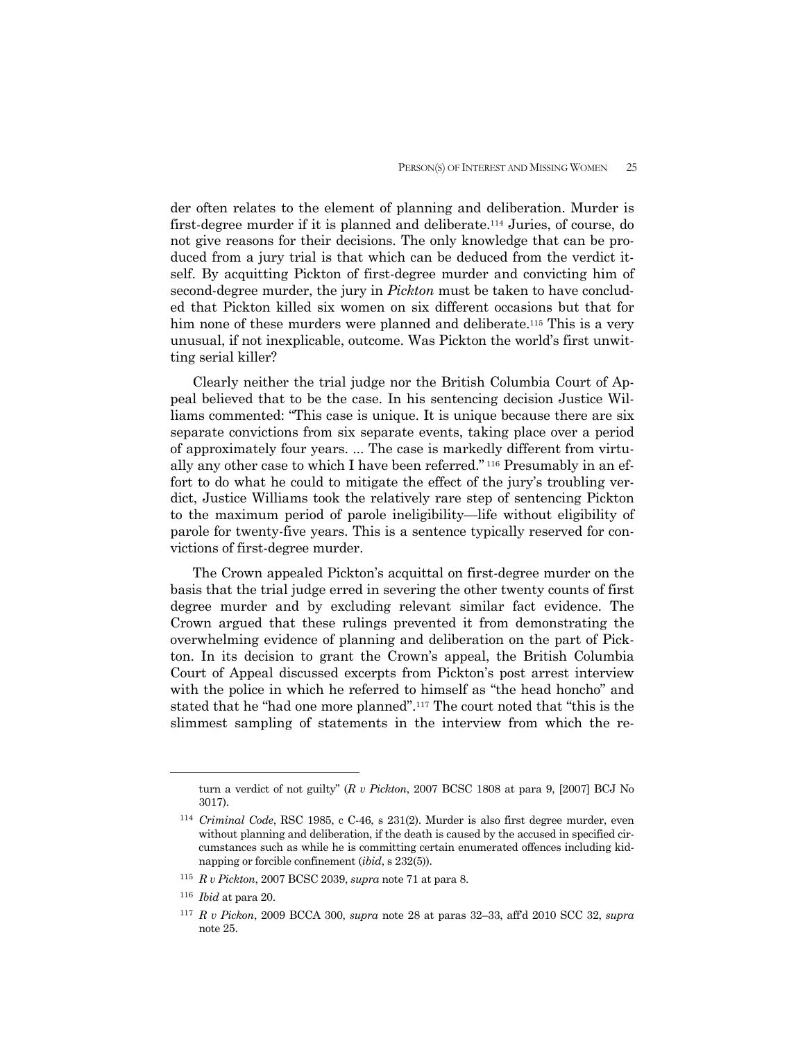der often relates to the element of planning and deliberation. Murder is first-degree murder if it is planned and deliberate.[114] Juries, of course, do not give reasons for their decisions. The only knowledge that can be produced from a jury trial is that which can be deduced from the verdict itself. By acquitting Pickton of first-degree murder and convicting him of second-degree murder, the jury in *Pickton* must be taken to have concluded that Pickton killed six women on six different occasions but that for him none of these murders were planned and deliberate.[115] This is a very unusual, if not inexplicable, outcome. Was Pickton the world's first unwitting serial killer?

Clearly neither the trial judge nor the British Columbia Court of Appeal believed that to be the case. In his sentencing decision Justice Williams commented: "This case is unique. It is unique because there are six separate convictions from six separate events, taking place over a period of approximately four years. ... The case is markedly different from virtually any other case to which I have been referred."[116] Presumably in an effort to do what he could to mitigate the effect of the jury's troubling verdict, Justice Williams took the relatively rare step of sentencing Pickton to the maximum period of parole ineligibility—life without eligibility of parole for twenty-five years. This is a sentence typically reserved for convictions of first-degree murder.

The Crown appealed Pickton's acquittal on first-degree murder on the basis that the trial judge erred in severing the other twenty counts of first degree murder and by excluding relevant similar fact evidence. The Crown argued that these rulings prevented it from demonstrating the overwhelming evidence of planning and deliberation on the part of Pickton. In its decision to grant the Crown's appeal, the British Columbia Court of Appeal discussed excerpts from Pickton's post arrest interview with the police in which he referred to himself as "the head honcho" and stated that he "had one more planned".[117] The court noted that "this is the slimmest sampling of statements in the interview from which the re-

---

turn a verdict of not guilty" (*R v Pickton*, 2007 BCSC 1808 at para 9, [2007] BCJ No 3017).

[114] *Criminal Code*, RSC 1985, c C-46, s 231(2). Murder is also first degree murder, even without planning and deliberation, if the death is caused by the accused in specified circumstances such as while he is committing certain enumerated offences including kidnapping or forcible confinement (*ibid*, s 232(5)).

[115] *R v Pickton*, 2007 BCSC 2039, *supra* note 71 at para 8.

[116] *Ibid* at para 20.

[117] *R v Pickon*, 2009 BCCA 300, *supra* note 28 at paras 32–33, aff'd 2010 SCC 32, *supra* note 25.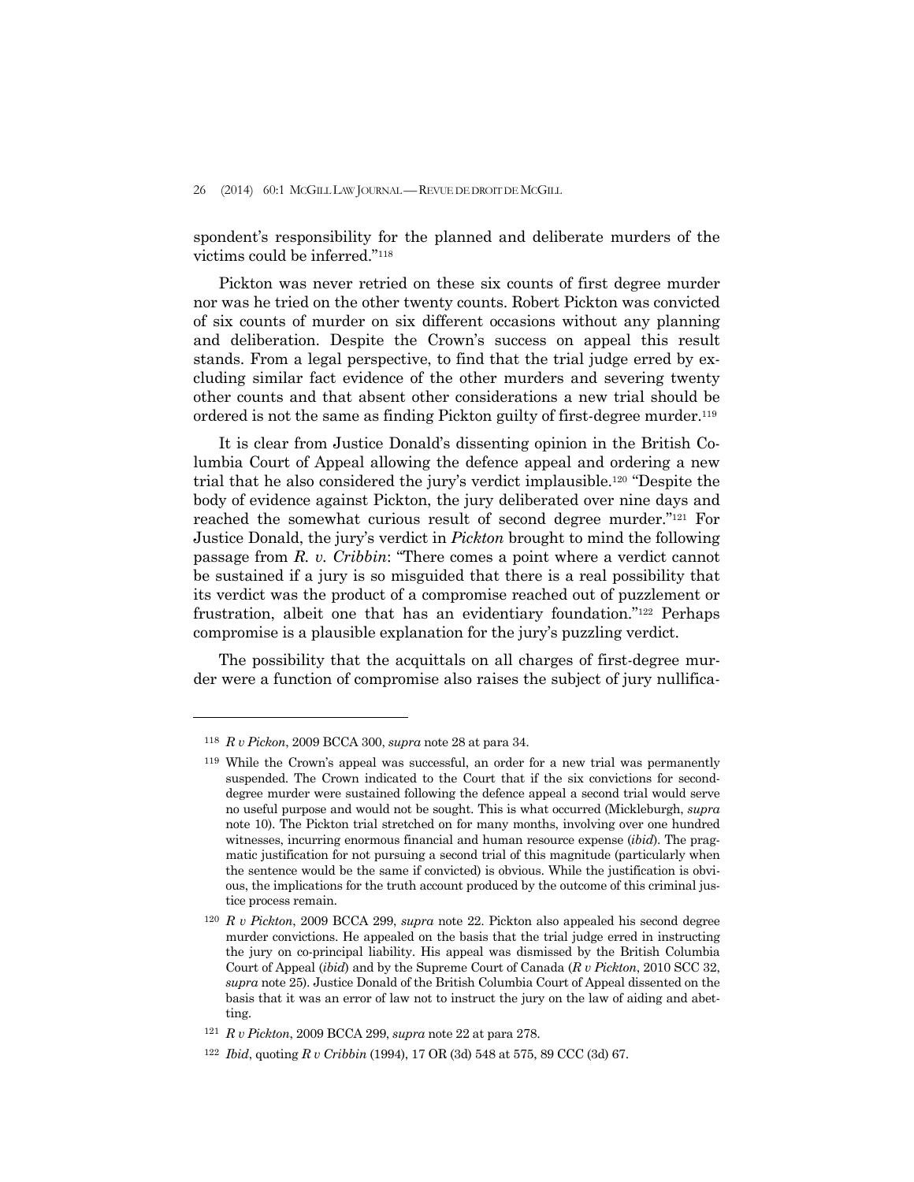spondent's responsibility for the planned and deliberate murders of the victims could be inferred."[118]

Pickton was never retried on these six counts of first degree murder nor was he tried on the other twenty counts. Robert Pickton was convicted of six counts of murder on six different occasions without any planning and deliberation. Despite the Crown's success on appeal this result stands. From a legal perspective, to find that the trial judge erred by excluding similar fact evidence of the other murders and severing twenty other counts and that absent other considerations a new trial should be ordered is not the same as finding Pickton guilty of first-degree murder.[119]

It is clear from Justice Donald's dissenting opinion in the British Columbia Court of Appeal allowing the defence appeal and ordering a new trial that he also considered the jury's verdict implausible.[120] "Despite the body of evidence against Pickton, the jury deliberated over nine days and reached the somewhat curious result of second degree murder."[121] For Justice Donald, the jury's verdict in *Pickton* brought to mind the following passage from *R. v. Cribbin*: "There comes a point where a verdict cannot be sustained if a jury is so misguided that there is a real possibility that its verdict was the product of a compromise reached out of puzzlement or frustration, albeit one that has an evidentiary foundation."[122] Perhaps compromise is a plausible explanation for the jury's puzzling verdict.

The possibility that the acquittals on all charges of first-degree murder were a function of compromise also raises the subject of jury nullifica-

---

118 *R v Pickon*, 2009 BCCA 300, *supra* note 28 at para 34.

119 While the Crown's appeal was successful, an order for a new trial was permanently suspended. The Crown indicated to the Court that if the six convictions for second-degree murder were sustained following the defence appeal a second trial would serve no useful purpose and would not be sought. This is what occurred (Mickleburgh, *supra* note 10). The Pickton trial stretched on for many months, involving over one hundred witnesses, incurring enormous financial and human resource expense (*ibid*). The pragmatic justification for not pursuing a second trial of this magnitude (particularly when the sentence would be the same if convicted) is obvious. While the justification is obvious, the implications for the truth account produced by the outcome of this criminal justice process remain.

120 *R v Pickton*, 2009 BCCA 299, *supra* note 22. Pickton also appealed his second degree murder convictions. He appealed on the basis that the trial judge erred in instructing the jury on co-principal liability. His appeal was dismissed by the British Columbia Court of Appeal (*ibid*) and by the Supreme Court of Canada (*R v Pickton*, 2010 SCC 32, *supra* note 25). Justice Donald of the British Columbia Court of Appeal dissented on the basis that it was an error of law not to instruct the jury on the law of aiding and abetting.

121 *R v Pickton*, 2009 BCCA 299, *supra* note 22 at para 278.

122 *Ibid*, quoting *R v Cribbin* (1994), 17 OR (3d) 548 at 575, 89 CCC (3d) 67.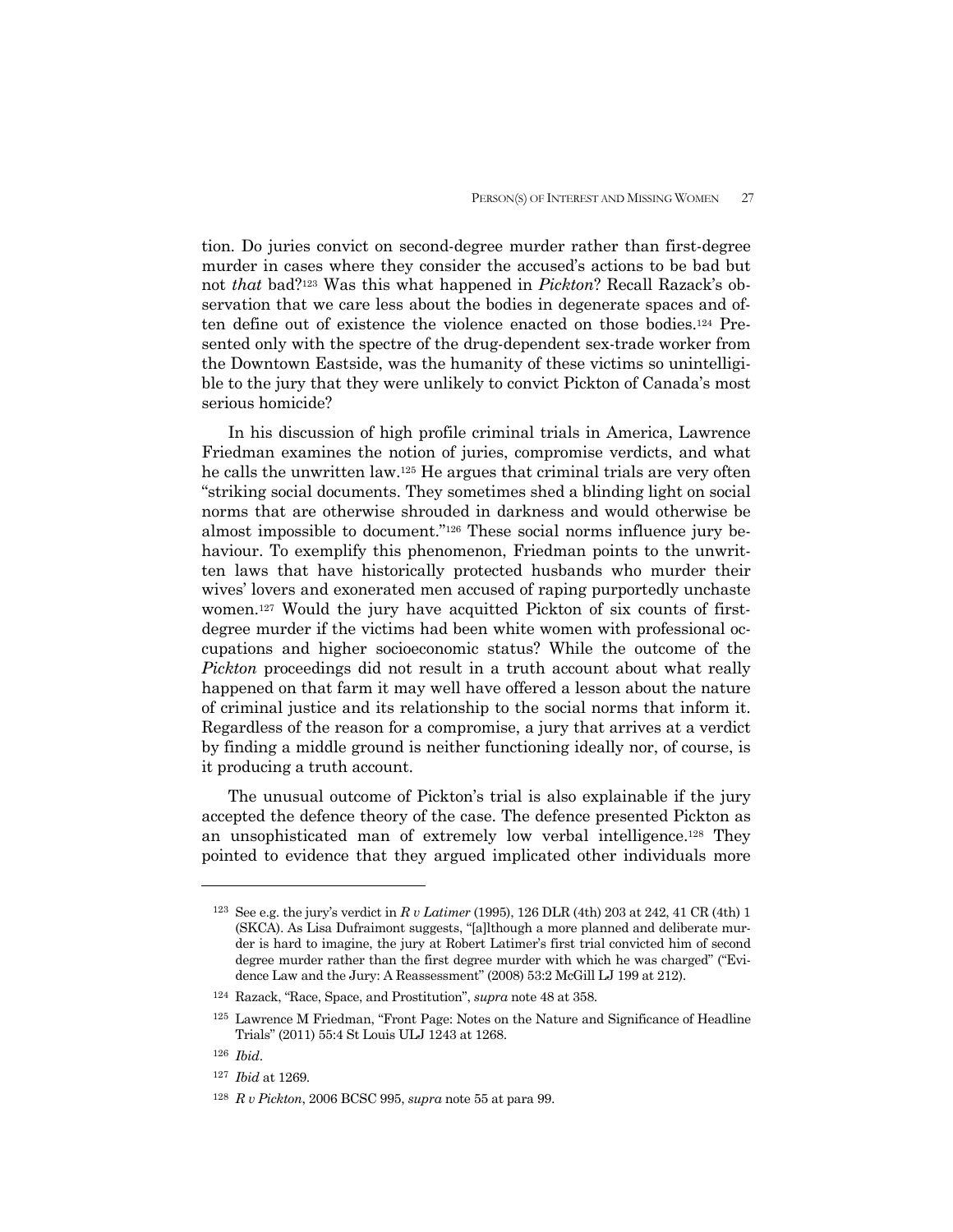tion. Do juries convict on second-degree murder rather than first-degree murder in cases where they consider the accused's actions to be bad but not *that* bad?[123] Was this what happened in *Pickton*? Recall Razack's observation that we care less about the bodies in degenerate spaces and often define out of existence the violence enacted on those bodies.[124] Presented only with the spectre of the drug-dependent sex-trade worker from the Downtown Eastside, was the humanity of these victims so unintelligible to the jury that they were unlikely to convict Pickton of Canada's most serious homicide?

In his discussion of high profile criminal trials in America, Lawrence Friedman examines the notion of juries, compromise verdicts, and what he calls the unwritten law.[125] He argues that criminal trials are very often "striking social documents. They sometimes shed a blinding light on social norms that are otherwise shrouded in darkness and would otherwise be almost impossible to document."[126] These social norms influence jury behaviour. To exemplify this phenomenon, Friedman points to the unwritten laws that have historically protected husbands who murder their wives' lovers and exonerated men accused of raping purportedly unchaste women.[127] Would the jury have acquitted Pickton of six counts of first-degree murder if the victims had been white women with professional occupations and higher socioeconomic status? While the outcome of the *Pickton* proceedings did not result in a truth account about what really happened on that farm it may well have offered a lesson about the nature of criminal justice and its relationship to the social norms that inform it. Regardless of the reason for a compromise, a jury that arrives at a verdict by finding a middle ground is neither functioning ideally nor, of course, is it producing a truth account.

The unusual outcome of Pickton's trial is also explainable if the jury accepted the defence theory of the case. The defence presented Pickton as an unsophisticated man of extremely low verbal intelligence.[128] They pointed to evidence that they argued implicated other individuals more

---

[123] See e.g. the jury's verdict in *R v Latimer* (1995), 126 DLR (4th) 203 at 242, 41 CR (4th) 1 (SKCA). As Lisa Dufraimont suggests, "[a]lthough a more planned and deliberate murder is hard to imagine, the jury at Robert Latimer's first trial convicted him of second degree murder rather than the first degree murder with which he was charged" ("Evidence Law and the Jury: A Reassessment" (2008) 53:2 McGill LJ 199 at 212).

[124] Razack, "Race, Space, and Prostitution", *supra* note 48 at 358.

[125] Lawrence M Friedman, "Front Page: Notes on the Nature and Significance of Headline Trials" (2011) 55:4 St Louis ULJ 1243 at 1268.

[126] *Ibid*.

[127] *Ibid* at 1269.

[128] *R v Pickton*, 2006 BCSC 995, *supra* note 55 at para 99.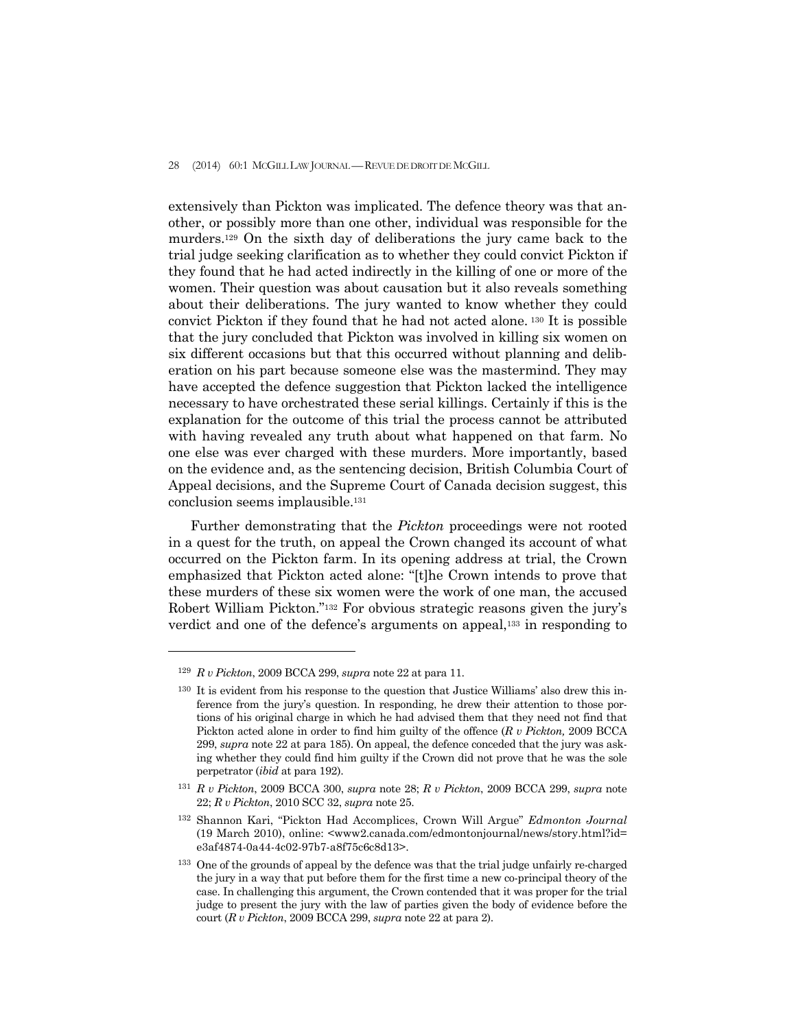extensively than Pickton was implicated. The defence theory was that another, or possibly more than one other, individual was responsible for the murders.[129] On the sixth day of deliberations the jury came back to the trial judge seeking clarification as to whether they could convict Pickton if they found that he had acted indirectly in the killing of one or more of the women. Their question was about causation but it also reveals something about their deliberations. The jury wanted to know whether they could convict Pickton if they found that he had not acted alone. [130] It is possible that the jury concluded that Pickton was involved in killing six women on six different occasions but that this occurred without planning and deliberation on his part because someone else was the mastermind. They may have accepted the defence suggestion that Pickton lacked the intelligence necessary to have orchestrated these serial killings. Certainly if this is the explanation for the outcome of this trial the process cannot be attributed with having revealed any truth about what happened on that farm. No one else was ever charged with these murders. More importantly, based on the evidence and, as the sentencing decision, British Columbia Court of Appeal decisions, and the Supreme Court of Canada decision suggest, this conclusion seems implausible.[131]

Further demonstrating that the *Pickton* proceedings were not rooted in a quest for the truth, on appeal the Crown changed its account of what occurred on the Pickton farm. In its opening address at trial, the Crown emphasized that Pickton acted alone: "[t]he Crown intends to prove that these murders of these six women were the work of one man, the accused Robert William Pickton."[132] For obvious strategic reasons given the jury's verdict and one of the defence's arguments on appeal,[133] in responding to

---

[129] *R v Pickton*, 2009 BCCA 299, *supra* note 22 at para 11.

[130] It is evident from his response to the question that Justice Williams' also drew this inference from the jury's question. In responding, he drew their attention to those portions of his original charge in which he had advised them that they need not find that Pickton acted alone in order to find him guilty of the offence (*R v Pickton,* 2009 BCCA 299, *supra* note 22 at para 185). On appeal, the defence conceded that the jury was asking whether they could find him guilty if the Crown did not prove that he was the sole perpetrator (*ibid* at para 192).

[131] *R v Pickton*, 2009 BCCA 300, *supra* note 28; *R v Pickton*, 2009 BCCA 299, *supra* note 22; *R v Pickton*, 2010 SCC 32, *supra* note 25.

[132] Shannon Kari, "Pickton Had Accomplices, Crown Will Argue" *Edmonton Journal* (19 March 2010), online: <www2.canada.com/edmontonjournal/news/story.html?id=e3af4874-0a44-4c02-97b7-a8f75c6c8d13>.

[133] One of the grounds of appeal by the defence was that the trial judge unfairly re-charged the jury in a way that put before them for the first time a new co-principal theory of the case. In challenging this argument, the Crown contended that it was proper for the trial judge to present the jury with the law of parties given the body of evidence before the court (*R v Pickton*, 2009 BCCA 299, *supra* note 22 at para 2).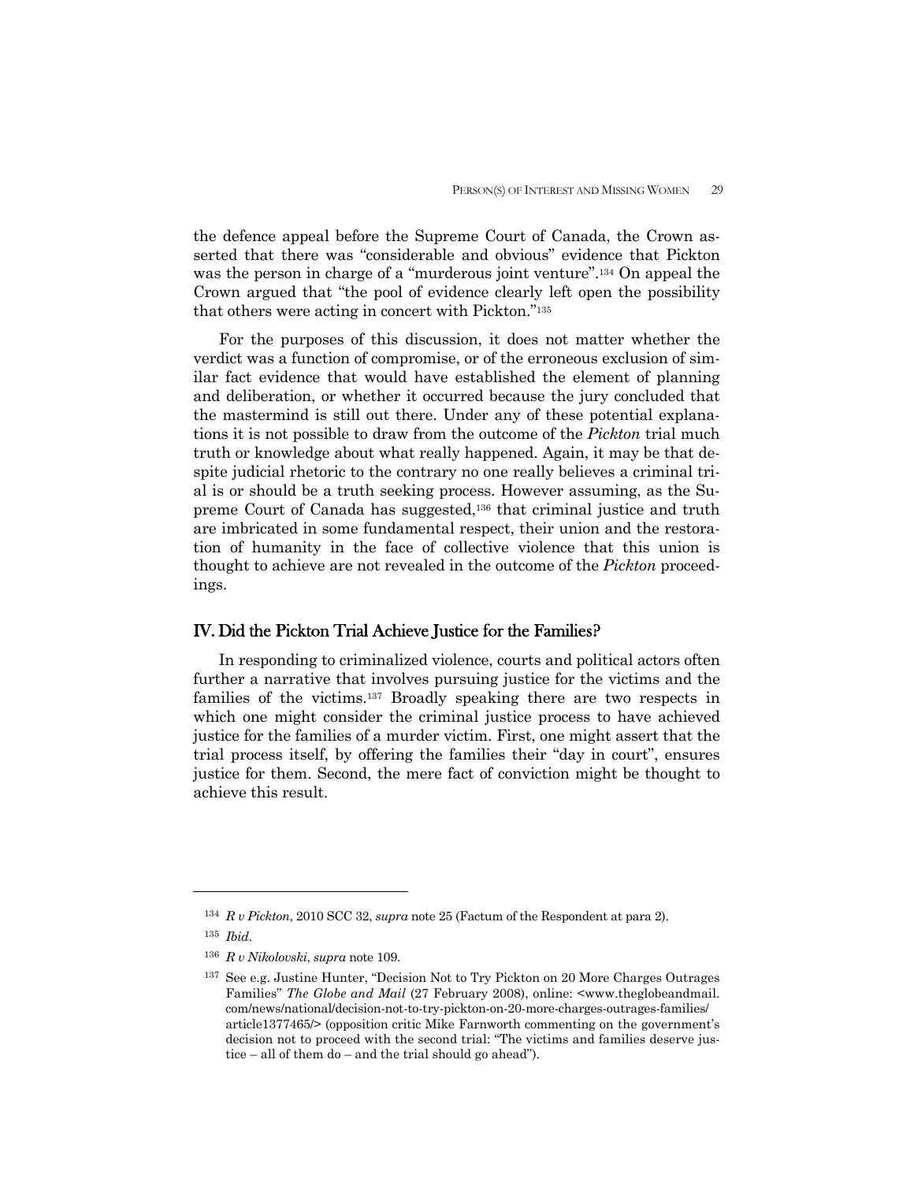the defence appeal before the Supreme Court of Canada, the Crown asserted that there was "considerable and obvious" evidence that Pickton was the person in charge of a "murderous joint venture".[134] On appeal the Crown argued that "the pool of evidence clearly left open the possibility that others were acting in concert with Pickton."[135]

For the purposes of this discussion, it does not matter whether the verdict was a function of compromise, or of the erroneous exclusion of similar fact evidence that would have established the element of planning and deliberation, or whether it occurred because the jury concluded that the mastermind is still out there. Under any of these potential explanations it is not possible to draw from the outcome of the *Pickton* trial much truth or knowledge about what really happened. Again, it may be that despite judicial rhetoric to the contrary no one really believes a criminal trial is or should be a truth seeking process. However assuming, as the Supreme Court of Canada has suggested,[136] that criminal justice and truth are imbricated in some fundamental respect, their union and the restoration of humanity in the face of collective violence that this union is thought to achieve are not revealed in the outcome of the *Pickton* proceedings.

## IV. Did the Pickton Trial Achieve Justice for the Families?

In responding to criminalized violence, courts and political actors often further a narrative that involves pursuing justice for the victims and the families of the victims.[137] Broadly speaking there are two respects in which one might consider the criminal justice process to have achieved justice for the families of a murder victim. First, one might assert that the trial process itself, by offering the families their "day in court", ensures justice for them. Second, the mere fact of conviction might be thought to achieve this result.

---

[134] *R v Pickton*, 2010 SCC 32, *supra* note 25 (Factum of the Respondent at para 2).

[135] *Ibid*.

[136] *R v Nikolovski*, *supra* note 109.

[137] See e.g. Justine Hunter, "Decision Not to Try Pickton on 20 More Charges Outrages Families" *The Globe and Mail* (27 February 2008), online: <www.theglobeandmail.com/news/national/decision-not-to-try-pickton-on-20-more-charges-outrages-families/article1377465/> (opposition critic Mike Farnworth commenting on the government's decision not to proceed with the second trial: "The victims and families deserve justice – all of them do – and the trial should go ahead").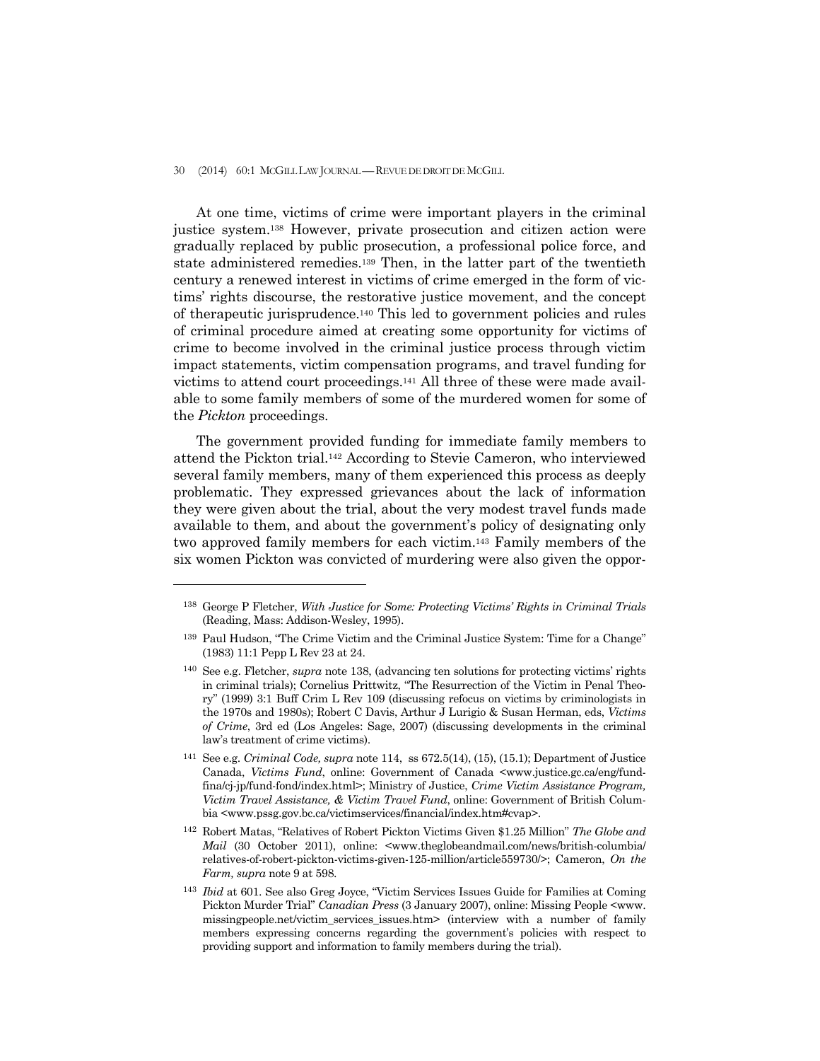At one time, victims of crime were important players in the criminal justice system.[138] However, private prosecution and citizen action were gradually replaced by public prosecution, a professional police force, and state administered remedies.[139] Then, in the latter part of the twentieth century a renewed interest in victims of crime emerged in the form of victims' rights discourse, the restorative justice movement, and the concept of therapeutic jurisprudence.[140] This led to government policies and rules of criminal procedure aimed at creating some opportunity for victims of crime to become involved in the criminal justice process through victim impact statements, victim compensation programs, and travel funding for victims to attend court proceedings.[141] All three of these were made available to some family members of some of the murdered women for some of the *Pickton* proceedings.

The government provided funding for immediate family members to attend the Pickton trial.[142] According to Stevie Cameron, who interviewed several family members, many of them experienced this process as deeply problematic. They expressed grievances about the lack of information they were given about the trial, about the very modest travel funds made available to them, and about the government's policy of designating only two approved family members for each victim.[143] Family members of the six women Pickton was convicted of murdering were also given the oppor-

---

[138] George P Fletcher, *With Justice for Some: Protecting Victims' Rights in Criminal Trials* (Reading, Mass: Addison-Wesley, 1995).

[139] Paul Hudson, "The Crime Victim and the Criminal Justice System: Time for a Change" (1983) 11:1 Pepp L Rev 23 at 24.

[140] See e.g. Fletcher, *supra* note 138, (advancing ten solutions for protecting victims' rights in criminal trials); Cornelius Prittwitz, "The Resurrection of the Victim in Penal Theory" (1999) 3:1 Buff Crim L Rev 109 (discussing refocus on victims by criminologists in the 1970s and 1980s); Robert C Davis, Arthur J Lurigio & Susan Herman, eds, *Victims of Crime*, 3rd ed (Los Angeles: Sage, 2007) (discussing developments in the criminal law's treatment of crime victims).

[141] See e.g. *Criminal Code, supra* note 114, ss 672.5(14), (15), (15.1); Department of Justice Canada, *Victims Fund*, online: Government of Canada <www.justice.gc.ca/eng/fund-fina/cj-jp/fund-fond/index.html>; Ministry of Justice, *Crime Victim Assistance Program, Victim Travel Assistance, & Victim Travel Fund*, online: Government of British Columbia <www.pssg.gov.bc.ca/victimservices/financial/index.htm#cvap>.

[142] Robert Matas, "Relatives of Robert Pickton Victims Given $1.25 Million" *The Globe and Mail* (30 October 2011), online: <www.theglobeandmail.com/news/british-columbia/relatives-of-robert-pickton-victims-given-125-million/article559730/>; Cameron, *On the Farm, supra* note 9 at 598.

[143] *Ibid* at 601. See also Greg Joyce, "Victim Services Issues Guide for Families at Coming Pickton Murder Trial" *Canadian Press* (3 January 2007), online: Missing People <www.missingpeople.net/victim_services_issues.htm> (interview with a number of family members expressing concerns regarding the government's policies with respect to providing support and information to family members during the trial).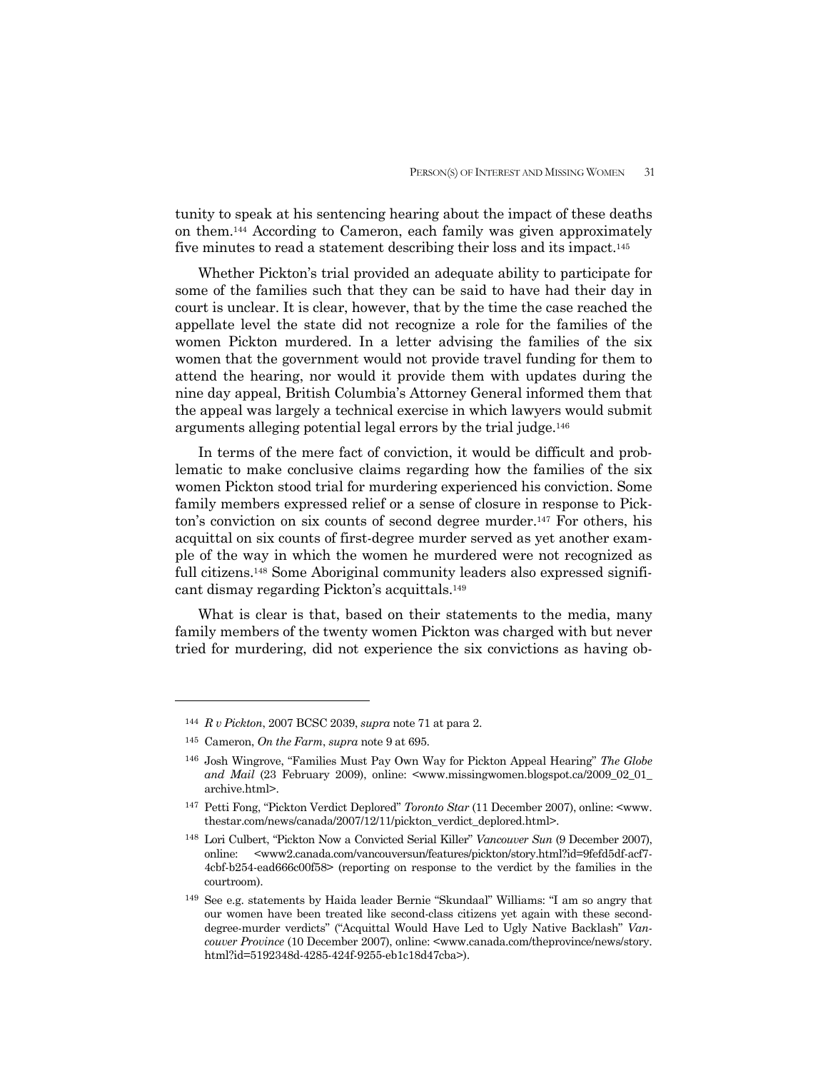tunity to speak at his sentencing hearing about the impact of these deaths on them.[144] According to Cameron, each family was given approximately five minutes to read a statement describing their loss and its impact.[145]

Whether Pickton's trial provided an adequate ability to participate for some of the families such that they can be said to have had their day in court is unclear. It is clear, however, that by the time the case reached the appellate level the state did not recognize a role for the families of the women Pickton murdered. In a letter advising the families of the six women that the government would not provide travel funding for them to attend the hearing, nor would it provide them with updates during the nine day appeal, British Columbia's Attorney General informed them that the appeal was largely a technical exercise in which lawyers would submit arguments alleging potential legal errors by the trial judge.[146]

In terms of the mere fact of conviction, it would be difficult and problematic to make conclusive claims regarding how the families of the six women Pickton stood trial for murdering experienced his conviction. Some family members expressed relief or a sense of closure in response to Pickton's conviction on six counts of second degree murder.[147] For others, his acquittal on six counts of first-degree murder served as yet another example of the way in which the women he murdered were not recognized as full citizens.[148] Some Aboriginal community leaders also expressed significant dismay regarding Pickton's acquittals.[149]

What is clear is that, based on their statements to the media, many family members of the twenty women Pickton was charged with but never tried for murdering, did not experience the six convictions as having ob-

---

[144] *R v Pickton*, 2007 BCSC 2039, *supra* note 71 at para 2.

[145] Cameron, *On the Farm*, *supra* note 9 at 695.

[146] Josh Wingrove, "Families Must Pay Own Way for Pickton Appeal Hearing" *The Globe and Mail* (23 February 2009), online: <www.missingwomen.blogspot.ca/2009_02_01_archive.html>.

[147] Petti Fong, "Pickton Verdict Deplored" *Toronto Star* (11 December 2007), online: <www.thestar.com/news/canada/2007/12/11/pickton_verdict_deplored.html>.

[148] Lori Culbert, "Pickton Now a Convicted Serial Killer" *Vancouver Sun* (9 December 2007), online: <www2.canada.com/vancouversun/features/pickton/story.html?id=9fefd5df-acf7-4cbf-b254-ead666c00f58> (reporting on response to the verdict by the families in the courtroom).

[149] See e.g. statements by Haida leader Bernie "Skundaal" Williams: "I am so angry that our women have been treated like second-class citizens yet again with these second-degree-murder verdicts" ("Acquittal Would Have Led to Ugly Native Backlash" *Vancouver Province* (10 December 2007), online: <www.canada.com/theprovince/news/story.html?id=5192348d-4285-424f-9255-eb1c18d47cba>).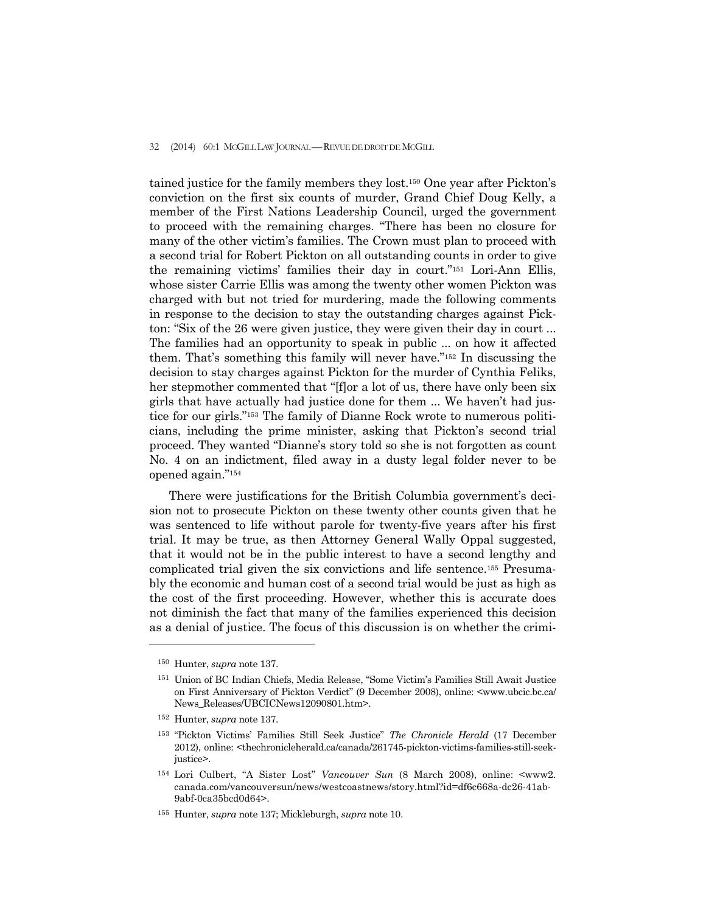tained justice for the family members they lost.[150] One year after Pickton's conviction on the first six counts of murder, Grand Chief Doug Kelly, a member of the First Nations Leadership Council, urged the government to proceed with the remaining charges. "There has been no closure for many of the other victim's families. The Crown must plan to proceed with a second trial for Robert Pickton on all outstanding counts in order to give the remaining victims' families their day in court."[151] Lori-Ann Ellis, whose sister Carrie Ellis was among the twenty other women Pickton was charged with but not tried for murdering, made the following comments in response to the decision to stay the outstanding charges against Pickton: "Six of the 26 were given justice, they were given their day in court ... The families had an opportunity to speak in public ... on how it affected them. That's something this family will never have."[152] In discussing the decision to stay charges against Pickton for the murder of Cynthia Feliks, her stepmother commented that "[f]or a lot of us, there have only been six girls that have actually had justice done for them ... We haven't had justice for our girls."[153] The family of Dianne Rock wrote to numerous politicians, including the prime minister, asking that Pickton's second trial proceed. They wanted "Dianne's story told so she is not forgotten as count No. 4 on an indictment, filed away in a dusty legal folder never to be opened again."[154]

There were justifications for the British Columbia government's decision not to prosecute Pickton on these twenty other counts given that he was sentenced to life without parole for twenty-five years after his first trial. It may be true, as then Attorney General Wally Oppal suggested, that it would not be in the public interest to have a second lengthy and complicated trial given the six convictions and life sentence.[155] Presumably the economic and human cost of a second trial would be just as high as the cost of the first proceeding. However, whether this is accurate does not diminish the fact that many of the families experienced this decision as a denial of justice. The focus of this discussion is on whether the crimi-

---

[150] Hunter, *supra* note 137.

[151] Union of BC Indian Chiefs, Media Release, "Some Victim's Families Still Await Justice on First Anniversary of Pickton Verdict" (9 December 2008), online: <www.ubcic.bc.ca/News_Releases/UBCICNews12090801.htm>.

[152] Hunter, *supra* note 137.

[153] "Pickton Victims' Families Still Seek Justice" *The Chronicle Herald* (17 December 2012), online: <thechronicleherald.ca/canada/261745-pickton-victims-families-still-seek-justice>.

[154] Lori Culbert, "A Sister Lost" *Vancouver Sun* (8 March 2008), online: <www2.canada.com/vancouversun/news/westcoastnews/story.html?id=df6c668a-dc26-41ab-9abf-0ca35bcd0d64>.

[155] Hunter, *supra* note 137; Mickleburgh, *supra* note 10.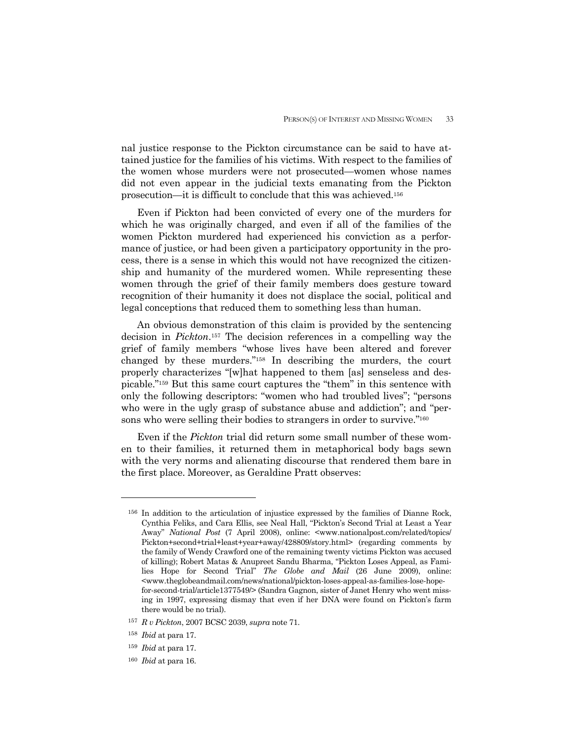nal justice response to the Pickton circumstance can be said to have attained justice for the families of his victims. With respect to the families of the women whose murders were not prosecuted—women whose names did not even appear in the judicial texts emanating from the Pickton prosecution—it is difficult to conclude that this was achieved.[156]

Even if Pickton had been convicted of every one of the murders for which he was originally charged, and even if all of the families of the women Pickton murdered had experienced his conviction as a performance of justice, or had been given a participatory opportunity in the process, there is a sense in which this would not have recognized the citizenship and humanity of the murdered women. While representing these women through the grief of their family members does gesture toward recognition of their humanity it does not displace the social, political and legal conceptions that reduced them to something less than human.

An obvious demonstration of this claim is provided by the sentencing decision in *Pickton*.[157] The decision references in a compelling way the grief of family members "whose lives have been altered and forever changed by these murders."[158] In describing the murders, the court properly characterizes "[w]hat happened to them [as] senseless and despicable."[159] But this same court captures the "them" in this sentence with only the following descriptors: "women who had troubled lives"; "persons who were in the ugly grasp of substance abuse and addiction"; and "persons who were selling their bodies to strangers in order to survive."[160]

Even if the *Pickton* trial did return some small number of these women to their families, it returned them in metaphorical body bags sewn with the very norms and alienating discourse that rendered them bare in the first place. Moreover, as Geraldine Pratt observes:

---

[156] In addition to the articulation of injustice expressed by the families of Dianne Rock, Cynthia Feliks, and Cara Ellis, see Neal Hall, "Pickton's Second Trial at Least a Year Away" *National Post* (7 April 2008), online: <www.nationalpost.com/related/topics/Pickton+second+trial+least+year+away/428809/story.html> (regarding comments by the family of Wendy Crawford one of the remaining twenty victims Pickton was accused of killing); Robert Matas & Anupreet Sandu Bharma, "Pickton Loses Appeal, as Families Hope for Second Trial" *The Globe and Mail* (26 June 2009), online: <www.theglobeandmail.com/news/national/pickton-loses-appeal-as-families-lose-hope-for-second-trial/article1377549/> (Sandra Gagnon, sister of Janet Henry who went missing in 1997, expressing dismay that even if her DNA were found on Pickton's farm there would be no trial).

[157] *R v Pickton*, 2007 BCSC 2039, *supra* note 71.

[158] *Ibid* at para 17.

[159] *Ibid* at para 17.

[160] *Ibid* at para 16.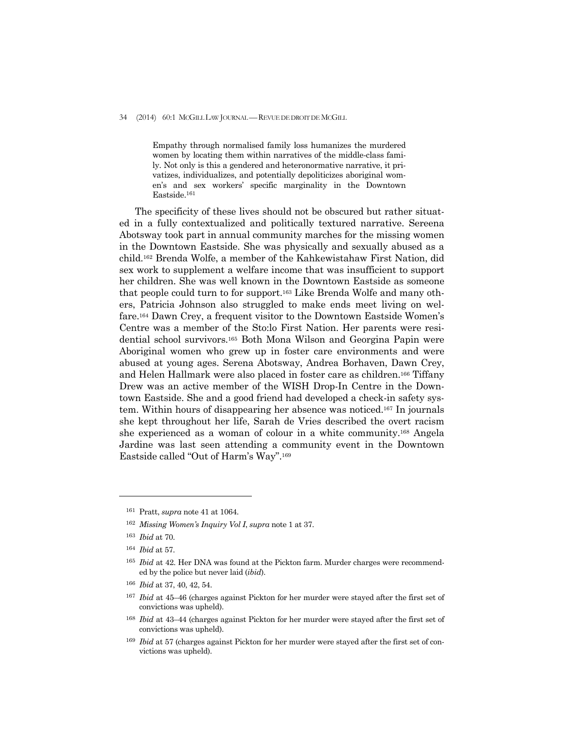> Empathy through normalised family loss humanizes the murdered women by locating them within narratives of the middle-class family. Not only is this a gendered and heteronormative narrative, it privatizes, individualizes, and potentially depoliticizes aboriginal women's and sex workers' specific marginality in the Downtown Eastside.[161]

The specificity of these lives should not be obscured but rather situated in a fully contextualized and politically textured narrative. Sereena Abotsway took part in annual community marches for the missing women in the Downtown Eastside. She was physically and sexually abused as a child.[162] Brenda Wolfe, a member of the Kahkewistahaw First Nation, did sex work to supplement a welfare income that was insufficient to support her children. She was well known in the Downtown Eastside as someone that people could turn to for support.[163] Like Brenda Wolfe and many others, Patricia Johnson also struggled to make ends meet living on welfare.[164] Dawn Crey, a frequent visitor to the Downtown Eastside Women's Centre was a member of the Sto:lo First Nation. Her parents were residential school survivors.[165] Both Mona Wilson and Georgina Papin were Aboriginal women who grew up in foster care environments and were abused at young ages. Serena Abotsway, Andrea Borhaven, Dawn Crey, and Helen Hallmark were also placed in foster care as children.[166] Tiffany Drew was an active member of the WISH Drop-In Centre in the Downtown Eastside. She and a good friend had developed a check-in safety system. Within hours of disappearing her absence was noticed.[167] In journals she kept throughout her life, Sarah de Vries described the overt racism she experienced as a woman of colour in a white community.[168] Angela Jardine was last seen attending a community event in the Downtown Eastside called "Out of Harm's Way".[169]

---

161 Pratt, *supra* note 41 at 1064.

162 *Missing Women's Inquiry Vol I*, *supra* note 1 at 37.

163 *Ibid* at 70.

164 *Ibid* at 57.

165 *Ibid* at 42. Her DNA was found at the Pickton farm. Murder charges were recommended by the police but never laid (*ibid*).

166 *Ibid* at 37, 40, 42, 54.

167 *Ibid* at 45–46 (charges against Pickton for her murder were stayed after the first set of convictions was upheld).

168 *Ibid* at 43–44 (charges against Pickton for her murder were stayed after the first set of convictions was upheld).

169 *Ibid* at 57 (charges against Pickton for her murder were stayed after the first set of convictions was upheld).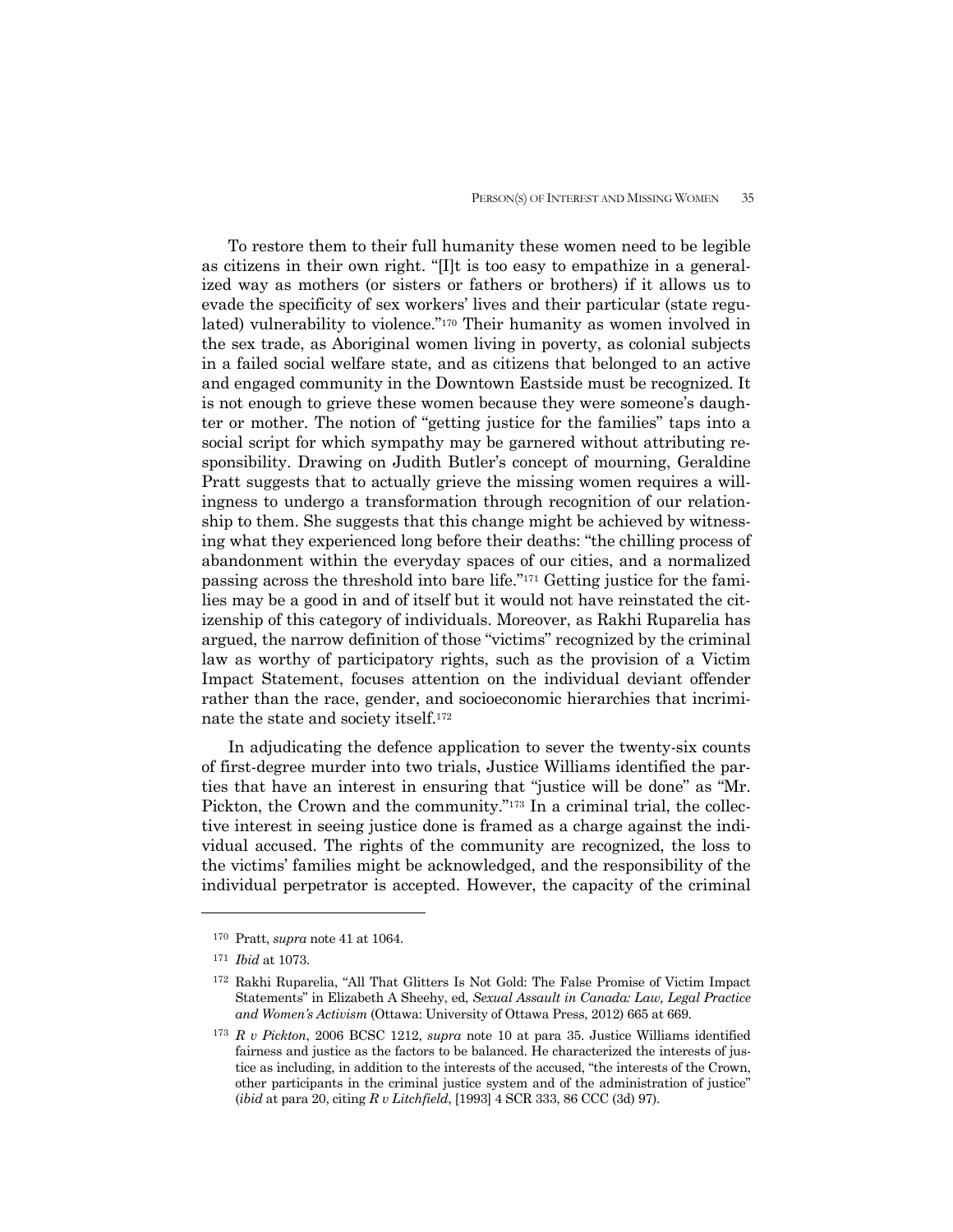To restore them to their full humanity these women need to be legible as citizens in their own right. "[I]t is too easy to empathize in a generalized way as mothers (or sisters or fathers or brothers) if it allows us to evade the specificity of sex workers' lives and their particular (state regulated) vulnerability to violence."[170] Their humanity as women involved in the sex trade, as Aboriginal women living in poverty, as colonial subjects in a failed social welfare state, and as citizens that belonged to an active and engaged community in the Downtown Eastside must be recognized. It is not enough to grieve these women because they were someone's daughter or mother. The notion of "getting justice for the families" taps into a social script for which sympathy may be garnered without attributing responsibility. Drawing on Judith Butler's concept of mourning, Geraldine Pratt suggests that to actually grieve the missing women requires a willingness to undergo a transformation through recognition of our relationship to them. She suggests that this change might be achieved by witnessing what they experienced long before their deaths: "the chilling process of abandonment within the everyday spaces of our cities, and a normalized passing across the threshold into bare life."[171] Getting justice for the families may be a good in and of itself but it would not have reinstated the citizenship of this category of individuals. Moreover, as Rakhi Ruparelia has argued, the narrow definition of those "victims" recognized by the criminal law as worthy of participatory rights, such as the provision of a Victim Impact Statement, focuses attention on the individual deviant offender rather than the race, gender, and socioeconomic hierarchies that incriminate the state and society itself.[172]

In adjudicating the defence application to sever the twenty-six counts of first-degree murder into two trials, Justice Williams identified the parties that have an interest in ensuring that "justice will be done" as "Mr. Pickton, the Crown and the community."[173] In a criminal trial, the collective interest in seeing justice done is framed as a charge against the individual accused. The rights of the community are recognized, the loss to the victims' families might be acknowledged, and the responsibility of the individual perpetrator is accepted. However, the capacity of the criminal

---

[170] Pratt, *supra* note 41 at 1064.

[171] *Ibid* at 1073.

[172] Rakhi Ruparelia, "All That Glitters Is Not Gold: The False Promise of Victim Impact Statements" in Elizabeth A Sheehy, ed, *Sexual Assault in Canada: Law, Legal Practice and Women's Activism* (Ottawa: University of Ottawa Press, 2012) 665 at 669.

[173] *R v Pickton*, 2006 BCSC 1212, *supra* note 10 at para 35. Justice Williams identified fairness and justice as the factors to be balanced. He characterized the interests of justice as including, in addition to the interests of the accused, "the interests of the Crown, other participants in the criminal justice system and of the administration of justice" (*ibid* at para 20, citing *R v Litchfield*, [1993] 4 SCR 333, 86 CCC (3d) 97).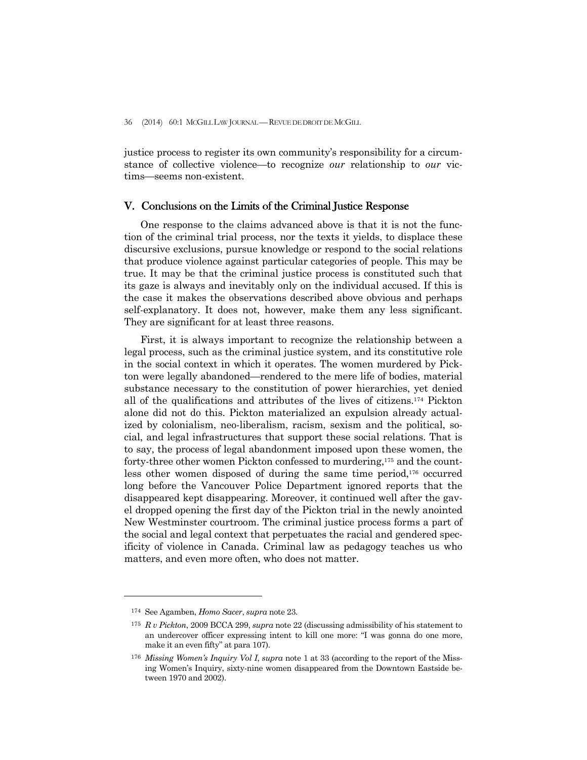justice process to register its own community's responsibility for a circumstance of collective violence—to recognize *our* relationship to *our* victims—seems non-existent.

## V. Conclusions on the Limits of the Criminal Justice Response

One response to the claims advanced above is that it is not the function of the criminal trial process, nor the texts it yields, to displace these discursive exclusions, pursue knowledge or respond to the social relations that produce violence against particular categories of people. This may be true. It may be that the criminal justice process is constituted such that its gaze is always and inevitably only on the individual accused. If this is the case it makes the observations described above obvious and perhaps self-explanatory. It does not, however, make them any less significant. They are significant for at least three reasons.

First, it is always important to recognize the relationship between a legal process, such as the criminal justice system, and its constitutive role in the social context in which it operates. The women murdered by Pickton were legally abandoned—rendered to the mere life of bodies, material substance necessary to the constitution of power hierarchies, yet denied all of the qualifications and attributes of the lives of citizens.[174] Pickton alone did not do this. Pickton materialized an expulsion already actualized by colonialism, neo-liberalism, racism, sexism and the political, social, and legal infrastructures that support these social relations. That is to say, the process of legal abandonment imposed upon these women, the forty-three other women Pickton confessed to murdering,[175] and the countless other women disposed of during the same time period,[176] occurred long before the Vancouver Police Department ignored reports that the disappeared kept disappearing. Moreover, it continued well after the gavel dropped opening the first day of the Pickton trial in the newly anointed New Westminster courtroom. The criminal justice process forms a part of the social and legal context that perpetuates the racial and gendered specificity of violence in Canada. Criminal law as pedagogy teaches us who matters, and even more often, who does not matter.

---

174 See Agamben, *Homo Sacer*, *supra* note 23.

175 *R v Pickton*, 2009 BCCA 299, *supra* note 22 (discussing admissibility of his statement to an undercover officer expressing intent to kill one more: "I was gonna do one more, make it an even fifty" at para 107).

176 *Missing Women's Inquiry Vol I*, *supra* note 1 at 33 (according to the report of the Missing Women's Inquiry, sixty-nine women disappeared from the Downtown Eastside between 1970 and 2002).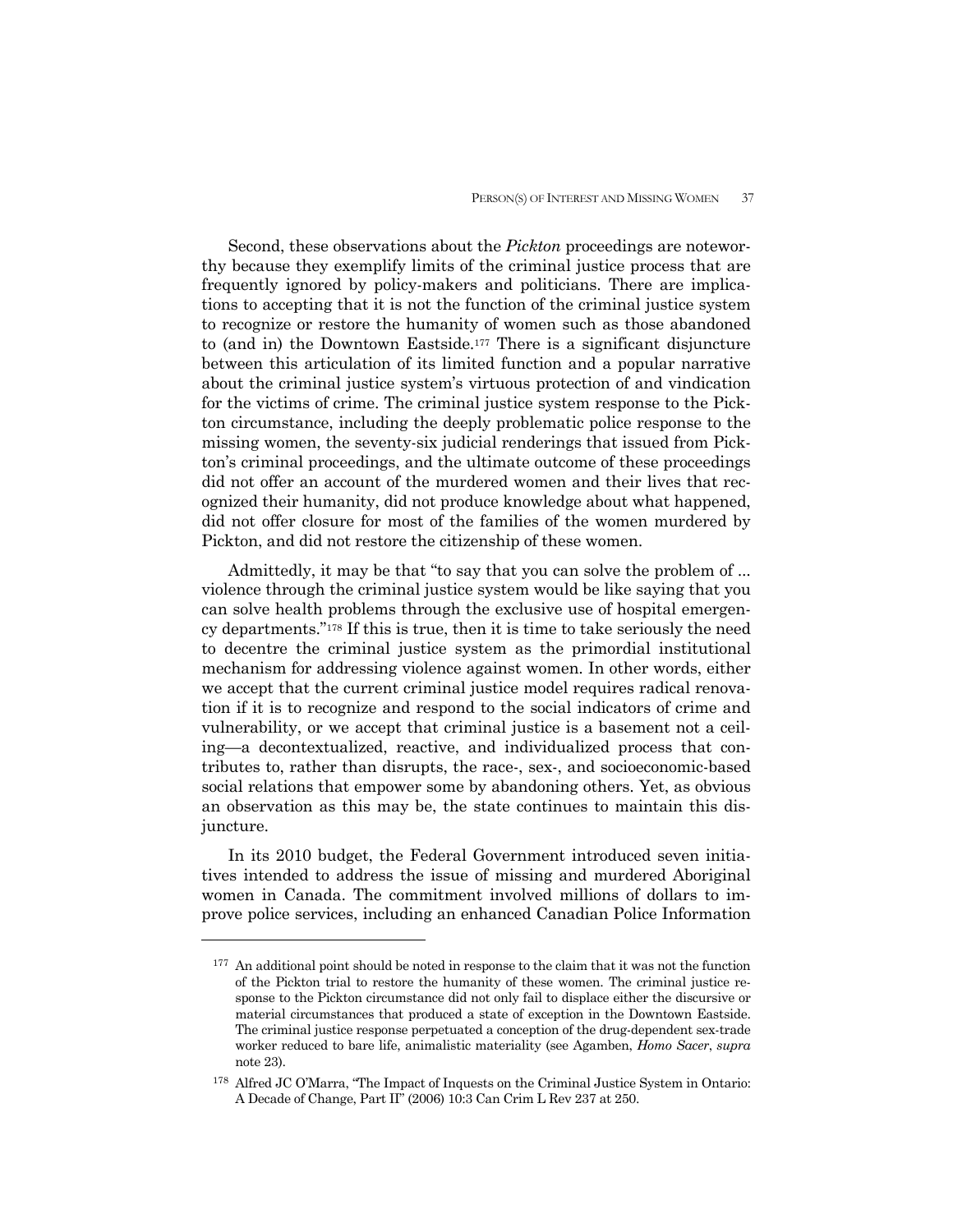Second, these observations about the *Pickton* proceedings are noteworthy because they exemplify limits of the criminal justice process that are frequently ignored by policy-makers and politicians. There are implications to accepting that it is not the function of the criminal justice system to recognize or restore the humanity of women such as those abandoned to (and in) the Downtown Eastside.[177] There is a significant disjuncture between this articulation of its limited function and a popular narrative about the criminal justice system's virtuous protection of and vindication for the victims of crime. The criminal justice system response to the Pickton circumstance, including the deeply problematic police response to the missing women, the seventy-six judicial renderings that issued from Pickton's criminal proceedings, and the ultimate outcome of these proceedings did not offer an account of the murdered women and their lives that recognized their humanity, did not produce knowledge about what happened, did not offer closure for most of the families of the women murdered by Pickton, and did not restore the citizenship of these women.

Admittedly, it may be that "to say that you can solve the problem of ... violence through the criminal justice system would be like saying that you can solve health problems through the exclusive use of hospital emergency departments."[178] If this is true, then it is time to take seriously the need to decentre the criminal justice system as the primordial institutional mechanism for addressing violence against women. In other words, either we accept that the current criminal justice model requires radical renovation if it is to recognize and respond to the social indicators of crime and vulnerability, or we accept that criminal justice is a basement not a ceiling—a decontextualized, reactive, and individualized process that contributes to, rather than disrupts, the race-, sex-, and socioeconomic-based social relations that empower some by abandoning others. Yet, as obvious an observation as this may be, the state continues to maintain this disjuncture.

In its 2010 budget, the Federal Government introduced seven initiatives intended to address the issue of missing and murdered Aboriginal women in Canada. The commitment involved millions of dollars to improve police services, including an enhanced Canadian Police Information

---

[177] An additional point should be noted in response to the claim that it was not the function of the Pickton trial to restore the humanity of these women. The criminal justice response to the Pickton circumstance did not only fail to displace either the discursive or material circumstances that produced a state of exception in the Downtown Eastside. The criminal justice response perpetuated a conception of the drug-dependent sex-trade worker reduced to bare life, animalistic materiality (see Agamben, *Homo Sacer*, *supra* note 23).

[178] Alfred JC O'Marra, "The Impact of Inquests on the Criminal Justice System in Ontario: A Decade of Change, Part II" (2006) 10:3 Can Crim L Rev 237 at 250.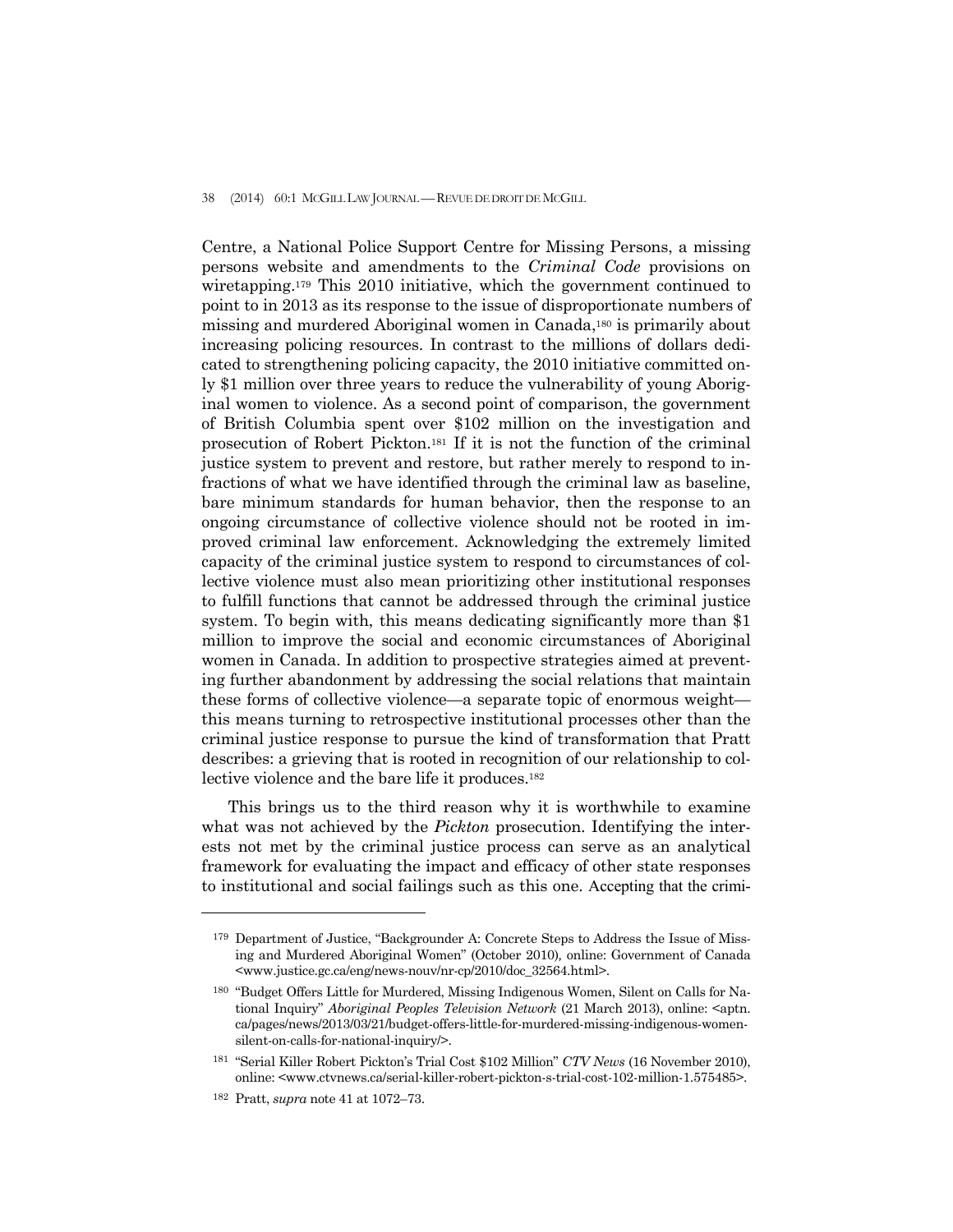Centre, a National Police Support Centre for Missing Persons, a missing persons website and amendments to the *Criminal Code* provisions on wiretapping.[179] This 2010 initiative, which the government continued to point to in 2013 as its response to the issue of disproportionate numbers of missing and murdered Aboriginal women in Canada,[180] is primarily about increasing policing resources. In contrast to the millions of dollars dedicated to strengthening policing capacity, the 2010 initiative committed only $1 million over three years to reduce the vulnerability of young Aboriginal women to violence. As a second point of comparison, the government of British Columbia spent over $102 million on the investigation and prosecution of Robert Pickton.[181] If it is not the function of the criminal justice system to prevent and restore, but rather merely to respond to infractions of what we have identified through the criminal law as baseline, bare minimum standards for human behavior, then the response to an ongoing circumstance of collective violence should not be rooted in improved criminal law enforcement. Acknowledging the extremely limited capacity of the criminal justice system to respond to circumstances of collective violence must also mean prioritizing other institutional responses to fulfill functions that cannot be addressed through the criminal justice system. To begin with, this means dedicating significantly more than $1 million to improve the social and economic circumstances of Aboriginal women in Canada. In addition to prospective strategies aimed at preventing further abandonment by addressing the social relations that maintain these forms of collective violence—a separate topic of enormous weight—this means turning to retrospective institutional processes other than the criminal justice response to pursue the kind of transformation that Pratt describes: a grieving that is rooted in recognition of our relationship to collective violence and the bare life it produces.[182]

This brings us to the third reason why it is worthwhile to examine what was not achieved by the *Pickton* prosecution. Identifying the interests not met by the criminal justice process can serve as an analytical framework for evaluating the impact and efficacy of other state responses to institutional and social failings such as this one. Accepting that the crimi-

---

[179] Department of Justice, "Backgrounder A: Concrete Steps to Address the Issue of Missing and Murdered Aboriginal Women" (October 2010), online: Government of Canada <www.justice.gc.ca/eng/news-nouv/nr-cp/2010/doc_32564.html>.

[180] "Budget Offers Little for Murdered, Missing Indigenous Women, Silent on Calls for National Inquiry" *Aboriginal Peoples Television Network* (21 March 2013), online: <aptn.ca/pages/news/2013/03/21/budget-offers-little-for-murdered-missing-indigenous-women-silent-on-calls-for-national-inquiry/>.

[181] "Serial Killer Robert Pickton's Trial Cost $102 Million" *CTV News* (16 November 2010), online: <www.ctvnews.ca/serial-killer-robert-pickton-s-trial-cost-102-million-1.575485>.

[182] Pratt, *supra* note 41 at 1072–73.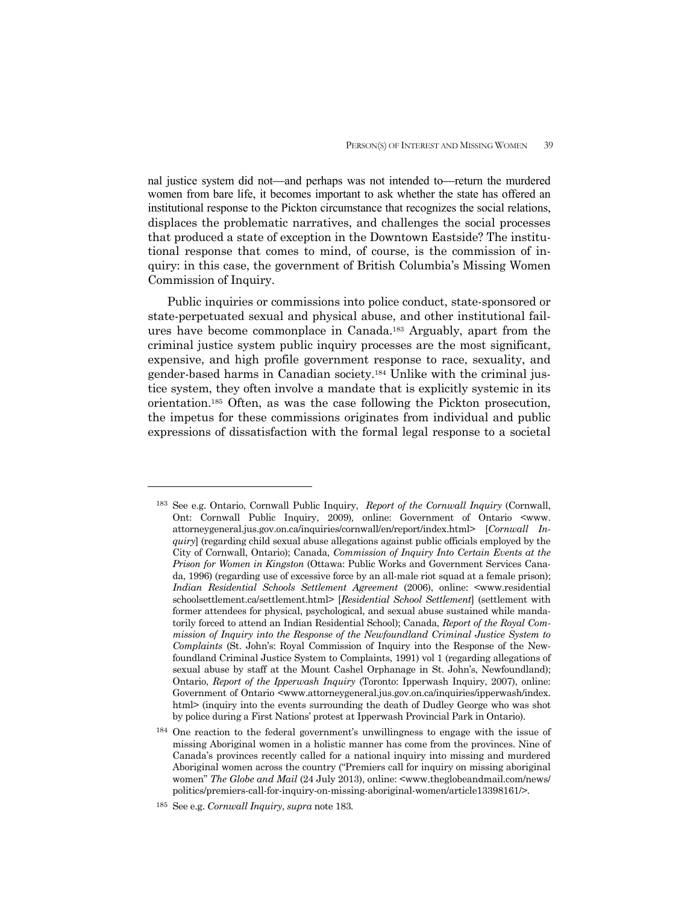nal justice system did not—and perhaps was not intended to—return the murdered women from bare life, it becomes important to ask whether the state has offered an institutional response to the Pickton circumstance that recognizes the social relations, displaces the problematic narratives, and challenges the social processes that produced a state of exception in the Downtown Eastside? The institutional response that comes to mind, of course, is the commission of inquiry: in this case, the government of British Columbia's Missing Women Commission of Inquiry.

Public inquiries or commissions into police conduct, state-sponsored or state-perpetuated sexual and physical abuse, and other institutional failures have become commonplace in Canada.[183] Arguably, apart from the criminal justice system public inquiry processes are the most significant, expensive, and high profile government response to race, sexuality, and gender-based harms in Canadian society.[184] Unlike with the criminal justice system, they often involve a mandate that is explicitly systemic in its orientation.[185] Often, as was the case following the Pickton prosecution, the impetus for these commissions originates from individual and public expressions of dissatisfaction with the formal legal response to a societal

---

[183] See e.g. Ontario, Cornwall Public Inquiry, *Report of the Cornwall Inquiry* (Cornwall, Ont: Cornwall Public Inquiry, 2009), online: Government of Ontario <www.attorneygeneral.jus.gov.on.ca/inquiries/cornwall/en/report/index.html> [*Cornwall Inquiry*] (regarding child sexual abuse allegations against public officials employed by the City of Cornwall, Ontario); Canada, *Commission of Inquiry Into Certain Events at the Prison for Women in Kingston* (Ottawa: Public Works and Government Services Canada, 1996) (regarding use of excessive force by an all-male riot squad at a female prison); *Indian Residential Schools Settlement Agreement* (2006), online: <www.residentialschoolsettlement.ca/settlement.html> [*Residential School Settlement*] (settlement with former attendees for physical, psychological, and sexual abuse sustained while mandatorily forced to attend an Indian Residential School); Canada, *Report of the Royal Commission of Inquiry into the Response of the Newfoundland Criminal Justice System to Complaints* (St. John's: Royal Commission of Inquiry into the Response of the Newfoundland Criminal Justice System to Complaints, 1991) vol 1 (regarding allegations of sexual abuse by staff at the Mount Cashel Orphanage in St. John's, Newfoundland); Ontario, *Report of the Ipperwash Inquiry* (Toronto: Ipperwash Inquiry, 2007), online: Government of Ontario <www.attorneygeneral.jus.gov.on.ca/inquiries/ipperwash/index.html> (inquiry into the events surrounding the death of Dudley George who was shot by police during a First Nations' protest at Ipperwash Provincial Park in Ontario).

[184] One reaction to the federal government's unwillingness to engage with the issue of missing Aboriginal women in a holistic manner has come from the provinces. Nine of Canada's provinces recently called for a national inquiry into missing and murdered Aboriginal women across the country ("Premiers call for inquiry on missing aboriginal women" *The Globe and Mail* (24 July 2013), online: <www.theglobeandmail.com/news/politics/premiers-call-for-inquiry-on-missing-aboriginal-women/article13398161/>.

[185] See e.g. *Cornwall Inquiry*, *supra* note 183.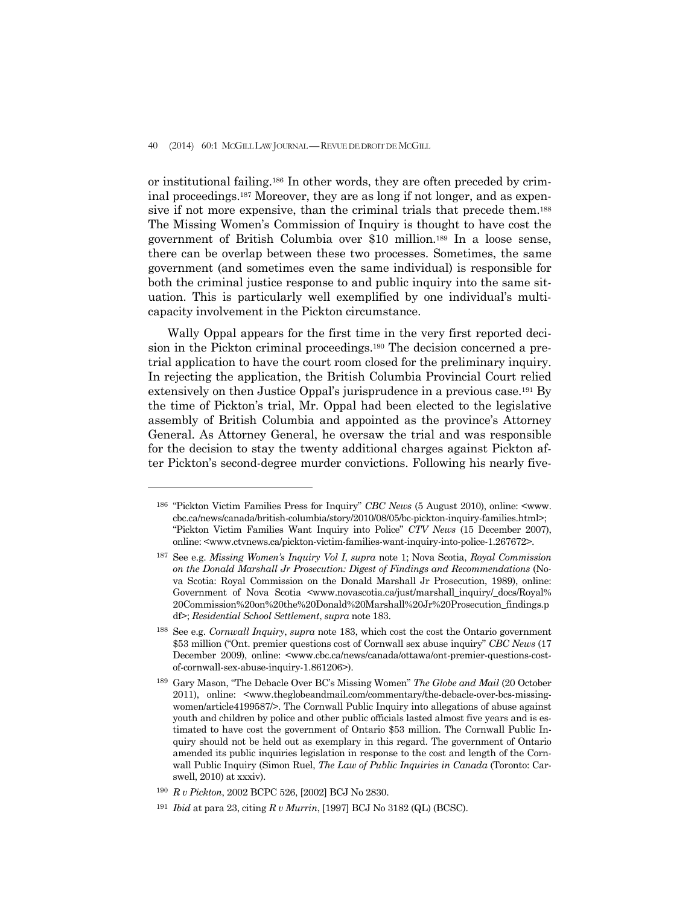or institutional failing.[186] In other words, they are often preceded by criminal proceedings.[187] Moreover, they are as long if not longer, and as expensive if not more expensive, than the criminal trials that precede them.[188] The Missing Women's Commission of Inquiry is thought to have cost the government of British Columbia over $10 million.[189] In a loose sense, there can be overlap between these two processes. Sometimes, the same government (and sometimes even the same individual) is responsible for both the criminal justice response to and public inquiry into the same situation. This is particularly well exemplified by one individual's multi-capacity involvement in the Pickton circumstance.

Wally Oppal appears for the first time in the very first reported decision in the Pickton criminal proceedings.[190] The decision concerned a pre-trial application to have the court room closed for the preliminary inquiry. In rejecting the application, the British Columbia Provincial Court relied extensively on then Justice Oppal's jurisprudence in a previous case.[191] By the time of Pickton's trial, Mr. Oppal had been elected to the legislative assembly of British Columbia and appointed as the province's Attorney General. As Attorney General, he oversaw the trial and was responsible for the decision to stay the twenty additional charges against Pickton after Pickton's second-degree murder convictions. Following his nearly five-

---

[186] "Pickton Victim Families Press for Inquiry" *CBC News* (5 August 2010), online: <www.cbc.ca/news/canada/british-columbia/story/2010/08/05/bc-pickton-inquiry-families.html>; "Pickton Victim Families Want Inquiry into Police" *CTV News* (15 December 2007), online: <www.ctvnews.ca/pickton-victim-families-want-inquiry-into-police-1.267672>.

[187] See e.g. *Missing Women's Inquiry Vol I*, *supra* note 1; Nova Scotia, *Royal Commission on the Donald Marshall Jr Prosecution: Digest of Findings and Recommendations* (Nova Scotia: Royal Commission on the Donald Marshall Jr Prosecution, 1989), online: Government of Nova Scotia <www.novascotia.ca/just/marshall_inquiry/_docs/Royal%20Commission%20on%20the%20Donald%20Marshall%20Jr%20Prosecution_findings.pdf>; *Residential School Settlement*, *supra* note 183.

[188] See e.g. *Cornwall Inquiry*, *supra* note 183, which cost the cost the Ontario government $53 million ("Ont. premier questions cost of Cornwall sex abuse inquiry" *CBC News* (17 December 2009), online: <www.cbc.ca/news/canada/ottawa/ont-premier-questions-cost-of-cornwall-sex-abuse-inquiry-1.861206>).

[189] Gary Mason, "The Debacle Over BC's Missing Women" *The Globe and Mail* (20 October 2011), online: <www.theglobeandmail.com/commentary/the-debacle-over-bcs-missing-women/article4199587/>. The Cornwall Public Inquiry into allegations of abuse against youth and children by police and other public officials lasted almost five years and is estimated to have cost the government of Ontario $53 million. The Cornwall Public Inquiry should not be held out as exemplary in this regard. The government of Ontario amended its public inquiries legislation in response to the cost and length of the Cornwall Public Inquiry (Simon Ruel, *The Law of Public Inquiries in Canada* (Toronto: Carswell, 2010) at xxxiv).

[190] *R v Pickton*, 2002 BCPC 526, [2002] BCJ No 2830.

[191] *Ibid* at para 23, citing *R v Murrin*, [1997] BCJ No 3182 (QL) (BCSC).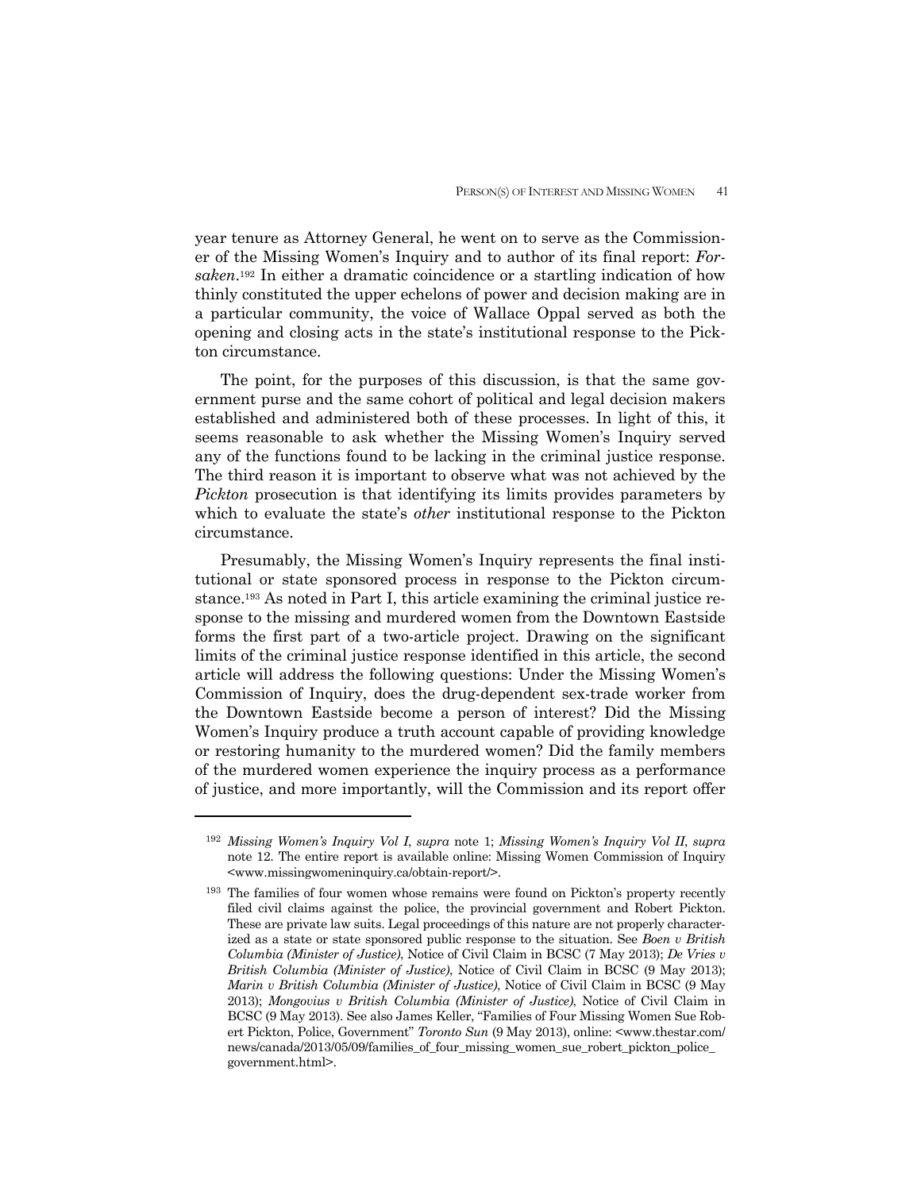year tenure as Attorney General, he went on to serve as the Commissioner of the Missing Women's Inquiry and to author of its final report: *Forsaken*.[192] In either a dramatic coincidence or a startling indication of how thinly constituted the upper echelons of power and decision making are in a particular community, the voice of Wallace Oppal served as both the opening and closing acts in the state's institutional response to the Pickton circumstance.

The point, for the purposes of this discussion, is that the same government purse and the same cohort of political and legal decision makers established and administered both of these processes. In light of this, it seems reasonable to ask whether the Missing Women's Inquiry served any of the functions found to be lacking in the criminal justice response. The third reason it is important to observe what was not achieved by the *Pickton* prosecution is that identifying its limits provides parameters by which to evaluate the state's *other* institutional response to the Pickton circumstance.

Presumably, the Missing Women's Inquiry represents the final institutional or state sponsored process in response to the Pickton circumstance.[193] As noted in Part I, this article examining the criminal justice response to the missing and murdered women from the Downtown Eastside forms the first part of a two-article project. Drawing on the significant limits of the criminal justice response identified in this article, the second article will address the following questions: Under the Missing Women's Commission of Inquiry, does the drug-dependent sex-trade worker from the Downtown Eastside become a person of interest? Did the Missing Women's Inquiry produce a truth account capable of providing knowledge or restoring humanity to the murdered women? Did the family members of the murdered women experience the inquiry process as a performance of justice, and more importantly, will the Commission and its report offer

---

[192] *Missing Women's Inquiry Vol I*, *supra* note 1; *Missing Women's Inquiry Vol II*, *supra* note 12. The entire report is available online: Missing Women Commission of Inquiry <www.missingwomeninquiry.ca/obtain-report/>.

[193] The families of four women whose remains were found on Pickton's property recently filed civil claims against the police, the provincial government and Robert Pickton. These are private law suits. Legal proceedings of this nature are not properly characterized as a state or state sponsored public response to the situation. See *Boen v British Columbia (Minister of Justice)*, Notice of Civil Claim in BCSC (7 May 2013); *De Vries v British Columbia (Minister of Justice)*, Notice of Civil Claim in BCSC (9 May 2013); *Marin v British Columbia (Minister of Justice)*, Notice of Civil Claim in BCSC (9 May 2013); *Mongovius v British Columbia (Minister of Justice)*, Notice of Civil Claim in BCSC (9 May 2013). See also James Keller, "Families of Four Missing Women Sue Robert Pickton, Police, Government" *Toronto Sun* (9 May 2013), online: <www.thestar.com/news/canada/2013/05/09/families_of_four_missing_women_sue_robert_pickton_police_government.html>.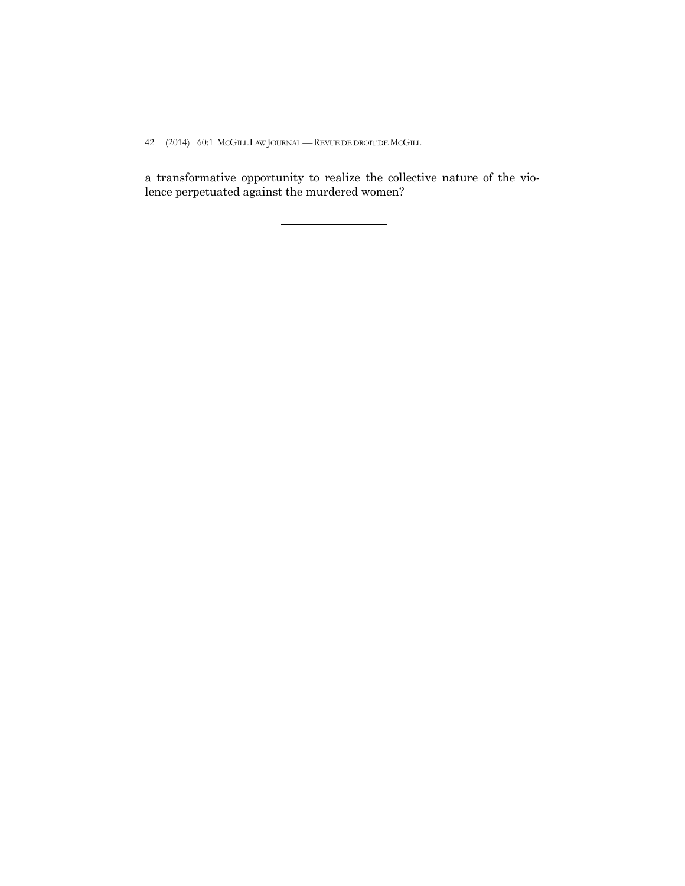a transformative opportunity to realize the collective nature of the violence perpetuated against the murdered women?

---